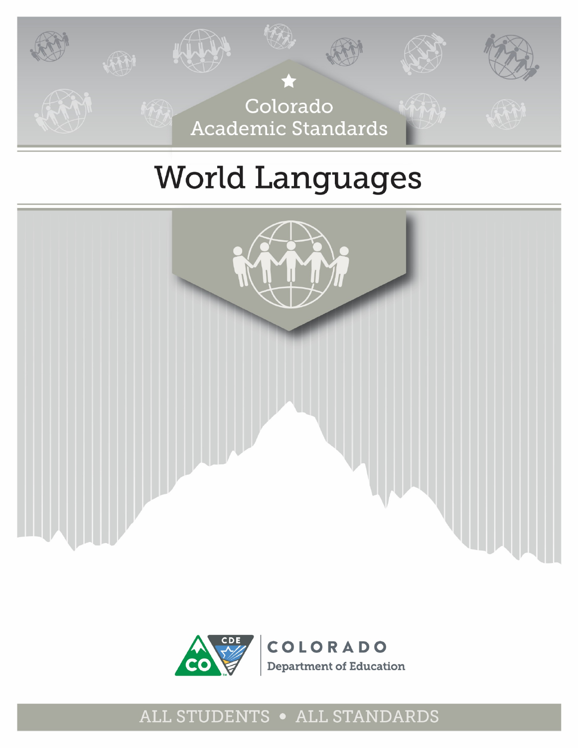Colorado
Academic Standards

# World Languages

COLORADO
Department of Education

ALL STUDENTS • ALL STANDARDS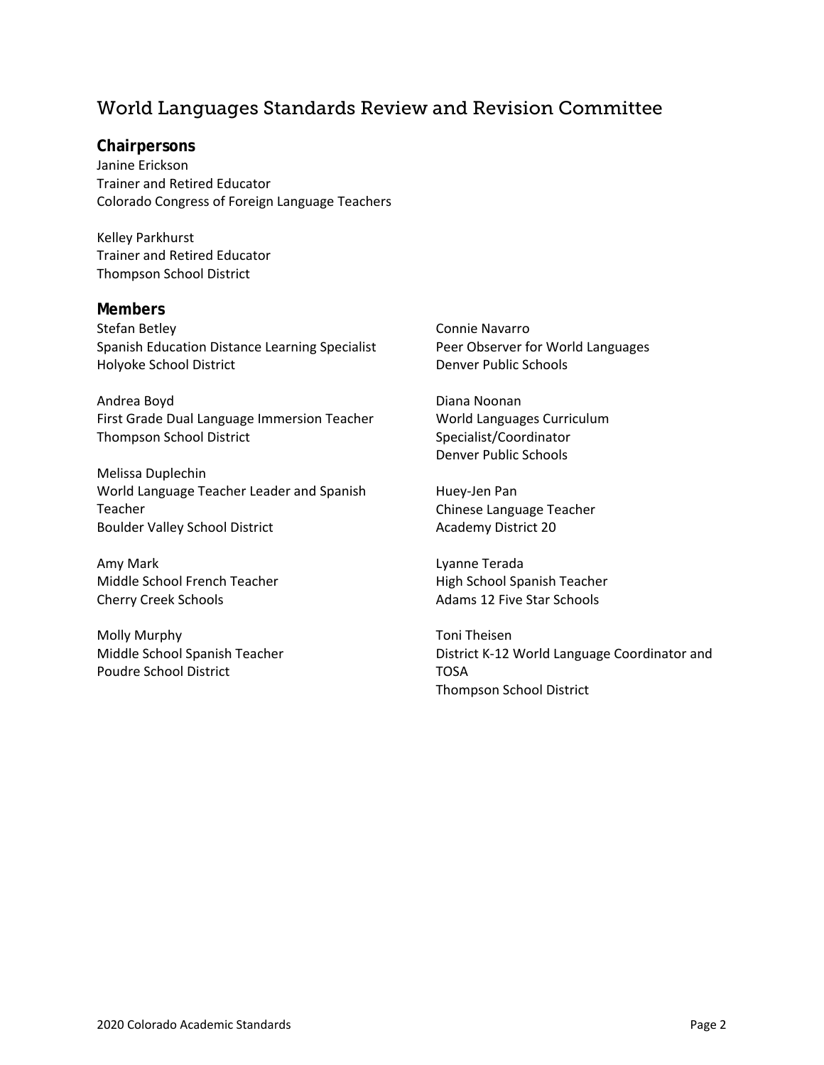# World Languages Standards Review and Revision Committee

## Chairpersons

Janine Erickson
Trainer and Retired Educator
Colorado Congress of Foreign Language Teachers

Kelley Parkhurst
Trainer and Retired Educator
Thompson School District

## Members

Stefan Betley
Spanish Education Distance Learning Specialist
Holyoke School District

Andrea Boyd
First Grade Dual Language Immersion Teacher
Thompson School District

Melissa Duplechin
World Language Teacher Leader and Spanish Teacher
Boulder Valley School District

Amy Mark
Middle School French Teacher
Cherry Creek Schools

Molly Murphy
Middle School Spanish Teacher
Poudre School District

Connie Navarro
Peer Observer for World Languages
Denver Public Schools

Diana Noonan
World Languages Curriculum Specialist/Coordinator
Denver Public Schools

Huey-Jen Pan
Chinese Language Teacher
Academy District 20

Lyanne Terada
High School Spanish Teacher
Adams 12 Five Star Schools

Toni Theisen
District K-12 World Language Coordinator and TOSA
Thompson School District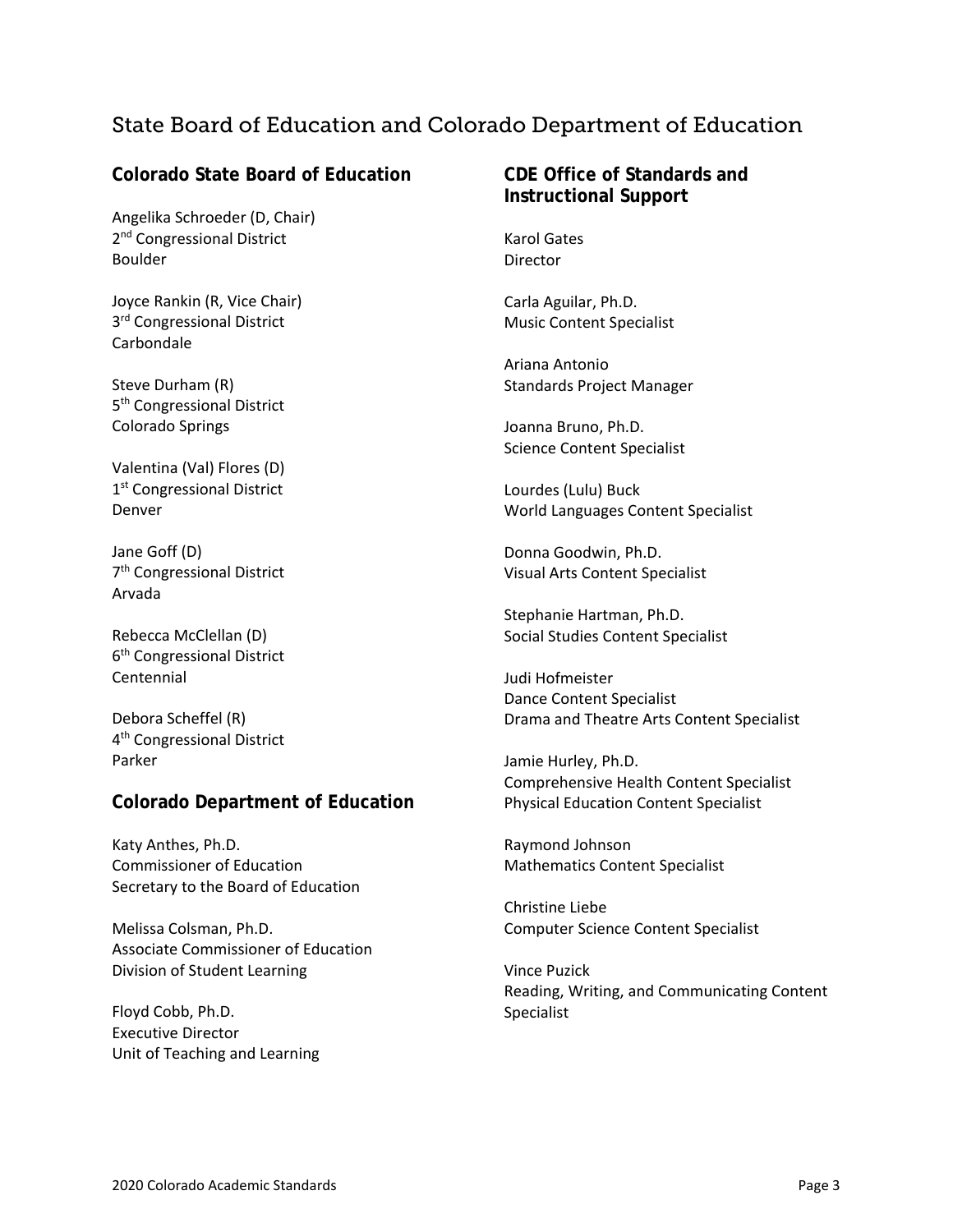# State Board of Education and Colorado Department of Education

## Colorado State Board of Education

Angelika Schroeder (D, Chair)
2nd Congressional District
Boulder

Joyce Rankin (R, Vice Chair)
3rd Congressional District
Carbondale

Steve Durham (R)
5th Congressional District
Colorado Springs

Valentina (Val) Flores (D)
1st Congressional District
Denver

Jane Goff (D)
7th Congressional District
Arvada

Rebecca McClellan (D)
6th Congressional District
Centennial

Debora Scheffel (R)
4th Congressional District
Parker

## Colorado Department of Education

Katy Anthes, Ph.D.
Commissioner of Education
Secretary to the Board of Education

Melissa Colsman, Ph.D.
Associate Commissioner of Education
Division of Student Learning

Floyd Cobb, Ph.D.
Executive Director
Unit of Teaching and Learning

## CDE Office of Standards and Instructional Support

Karol Gates
Director

Carla Aguilar, Ph.D.
Music Content Specialist

Ariana Antonio
Standards Project Manager

Joanna Bruno, Ph.D.
Science Content Specialist

Lourdes (Lulu) Buck
World Languages Content Specialist

Donna Goodwin, Ph.D.
Visual Arts Content Specialist

Stephanie Hartman, Ph.D.
Social Studies Content Specialist

Judi Hofmeister
Dance Content Specialist
Drama and Theatre Arts Content Specialist

Jamie Hurley, Ph.D.
Comprehensive Health Content Specialist
Physical Education Content Specialist

Raymond Johnson
Mathematics Content Specialist

Christine Liebe
Computer Science Content Specialist

Vince Puzick
Reading, Writing, and Communicating Content Specialist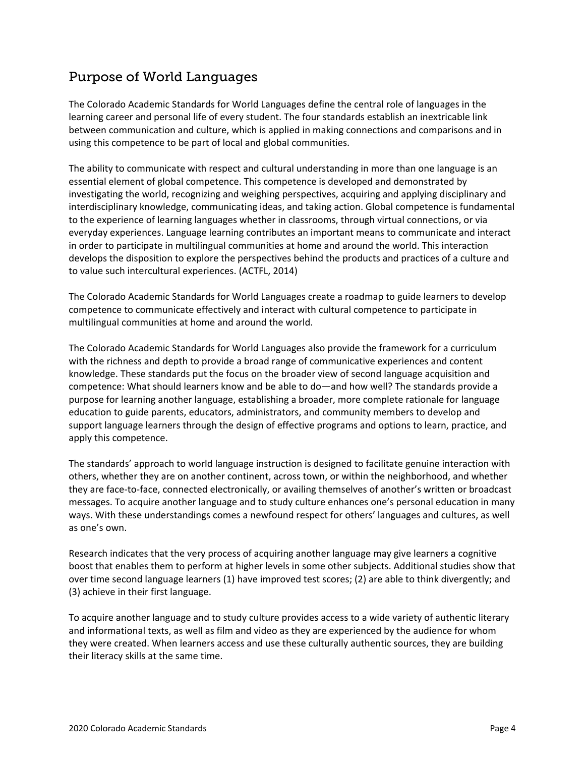## Purpose of World Languages

The Colorado Academic Standards for World Languages define the central role of languages in the learning career and personal life of every student. The four standards establish an inextricable link between communication and culture, which is applied in making connections and comparisons and in using this competence to be part of local and global communities.

The ability to communicate with respect and cultural understanding in more than one language is an essential element of global competence. This competence is developed and demonstrated by investigating the world, recognizing and weighing perspectives, acquiring and applying disciplinary and interdisciplinary knowledge, communicating ideas, and taking action. Global competence is fundamental to the experience of learning languages whether in classrooms, through virtual connections, or via everyday experiences. Language learning contributes an important means to communicate and interact in order to participate in multilingual communities at home and around the world. This interaction develops the disposition to explore the perspectives behind the products and practices of a culture and to value such intercultural experiences. (ACTFL, 2014)

The Colorado Academic Standards for World Languages create a roadmap to guide learners to develop competence to communicate effectively and interact with cultural competence to participate in multilingual communities at home and around the world.

The Colorado Academic Standards for World Languages also provide the framework for a curriculum with the richness and depth to provide a broad range of communicative experiences and content knowledge. These standards put the focus on the broader view of second language acquisition and competence: What should learners know and be able to do—and how well? The standards provide a purpose for learning another language, establishing a broader, more complete rationale for language education to guide parents, educators, administrators, and community members to develop and support language learners through the design of effective programs and options to learn, practice, and apply this competence.

The standards' approach to world language instruction is designed to facilitate genuine interaction with others, whether they are on another continent, across town, or within the neighborhood, and whether they are face-to-face, connected electronically, or availing themselves of another's written or broadcast messages. To acquire another language and to study culture enhances one's personal education in many ways. With these understandings comes a newfound respect for others' languages and cultures, as well as one's own.

Research indicates that the very process of acquiring another language may give learners a cognitive boost that enables them to perform at higher levels in some other subjects. Additional studies show that over time second language learners (1) have improved test scores; (2) are able to think divergently; and (3) achieve in their first language.

To acquire another language and to study culture provides access to a wide variety of authentic literary and informational texts, as well as film and video as they are experienced by the audience for whom they were created. When learners access and use these culturally authentic sources, they are building their literacy skills at the same time.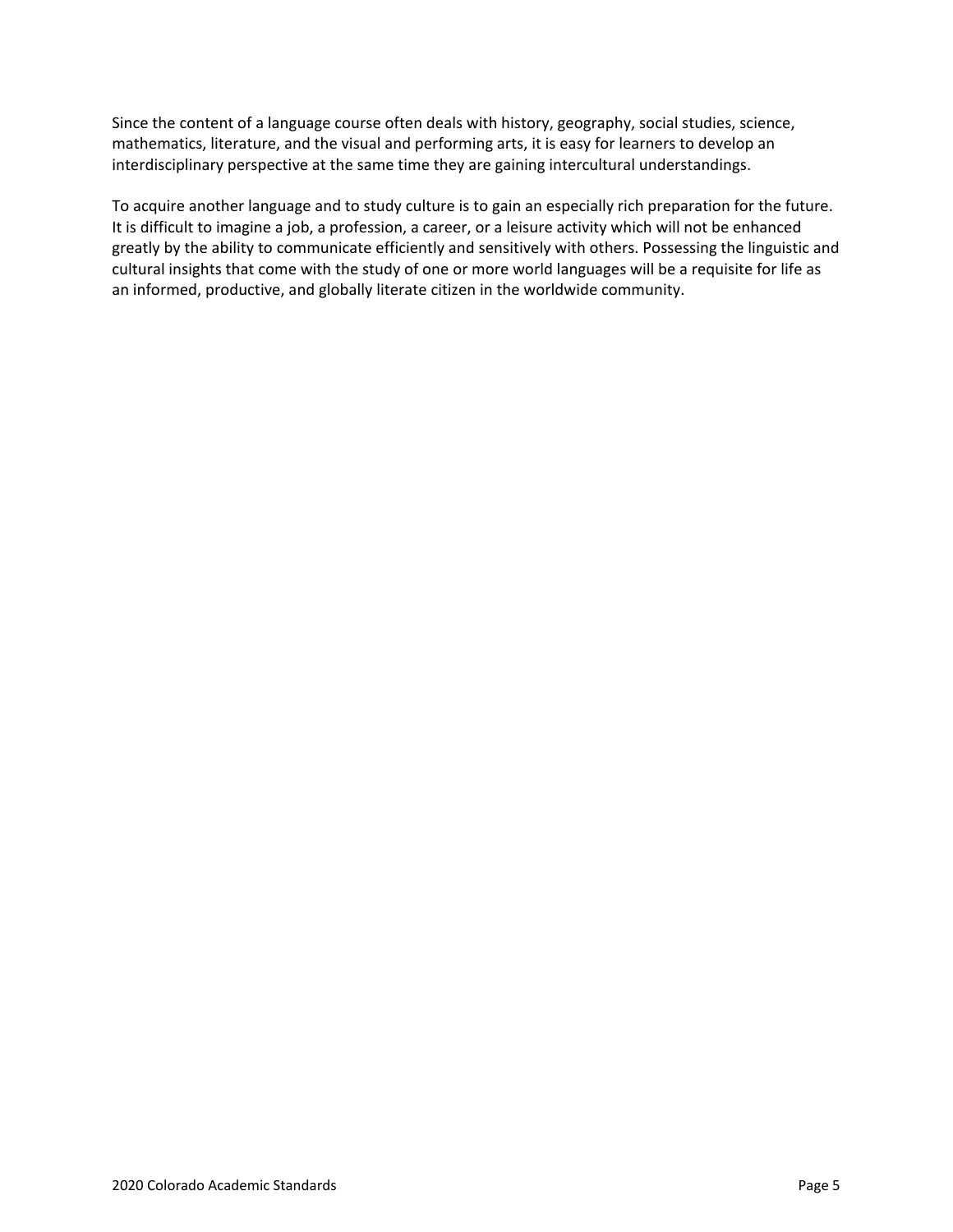Since the content of a language course often deals with history, geography, social studies, science, mathematics, literature, and the visual and performing arts, it is easy for learners to develop an interdisciplinary perspective at the same time they are gaining intercultural understandings.

To acquire another language and to study culture is to gain an especially rich preparation for the future. It is difficult to imagine a job, a profession, a career, or a leisure activity which will not be enhanced greatly by the ability to communicate efficiently and sensitively with others. Possessing the linguistic and cultural insights that come with the study of one or more world languages will be a requisite for life as an informed, productive, and globally literate citizen in the worldwide community.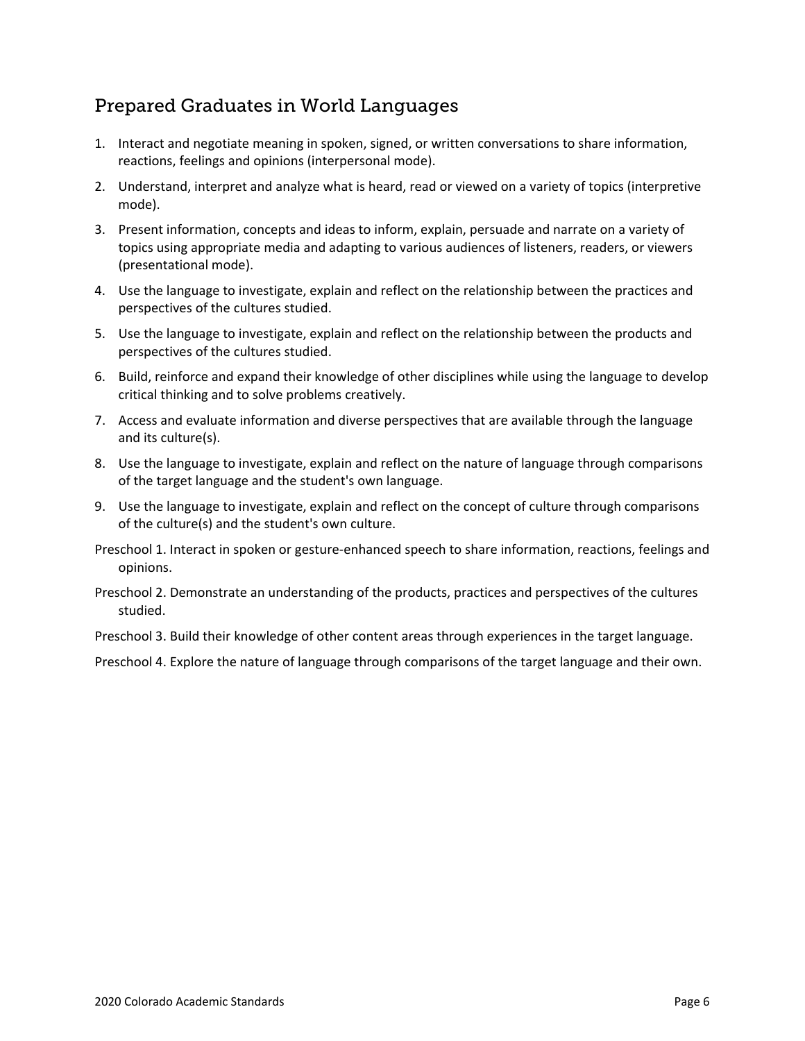## Prepared Graduates in World Languages

1. Interact and negotiate meaning in spoken, signed, or written conversations to share information, reactions, feelings and opinions (interpersonal mode).
2. Understand, interpret and analyze what is heard, read or viewed on a variety of topics (interpretive mode).
3. Present information, concepts and ideas to inform, explain, persuade and narrate on a variety of topics using appropriate media and adapting to various audiences of listeners, readers, or viewers (presentational mode).
4. Use the language to investigate, explain and reflect on the relationship between the practices and perspectives of the cultures studied.
5. Use the language to investigate, explain and reflect on the relationship between the products and perspectives of the cultures studied.
6. Build, reinforce and expand their knowledge of other disciplines while using the language to develop critical thinking and to solve problems creatively.
7. Access and evaluate information and diverse perspectives that are available through the language and its culture(s).
8. Use the language to investigate, explain and reflect on the nature of language through comparisons of the target language and the student's own language.
9. Use the language to investigate, explain and reflect on the concept of culture through comparisons of the culture(s) and the student's own culture.

Preschool 1. Interact in spoken or gesture-enhanced speech to share information, reactions, feelings and opinions.

Preschool 2. Demonstrate an understanding of the products, practices and perspectives of the cultures studied.

Preschool 3. Build their knowledge of other content areas through experiences in the target language.

Preschool 4. Explore the nature of language through comparisons of the target language and their own.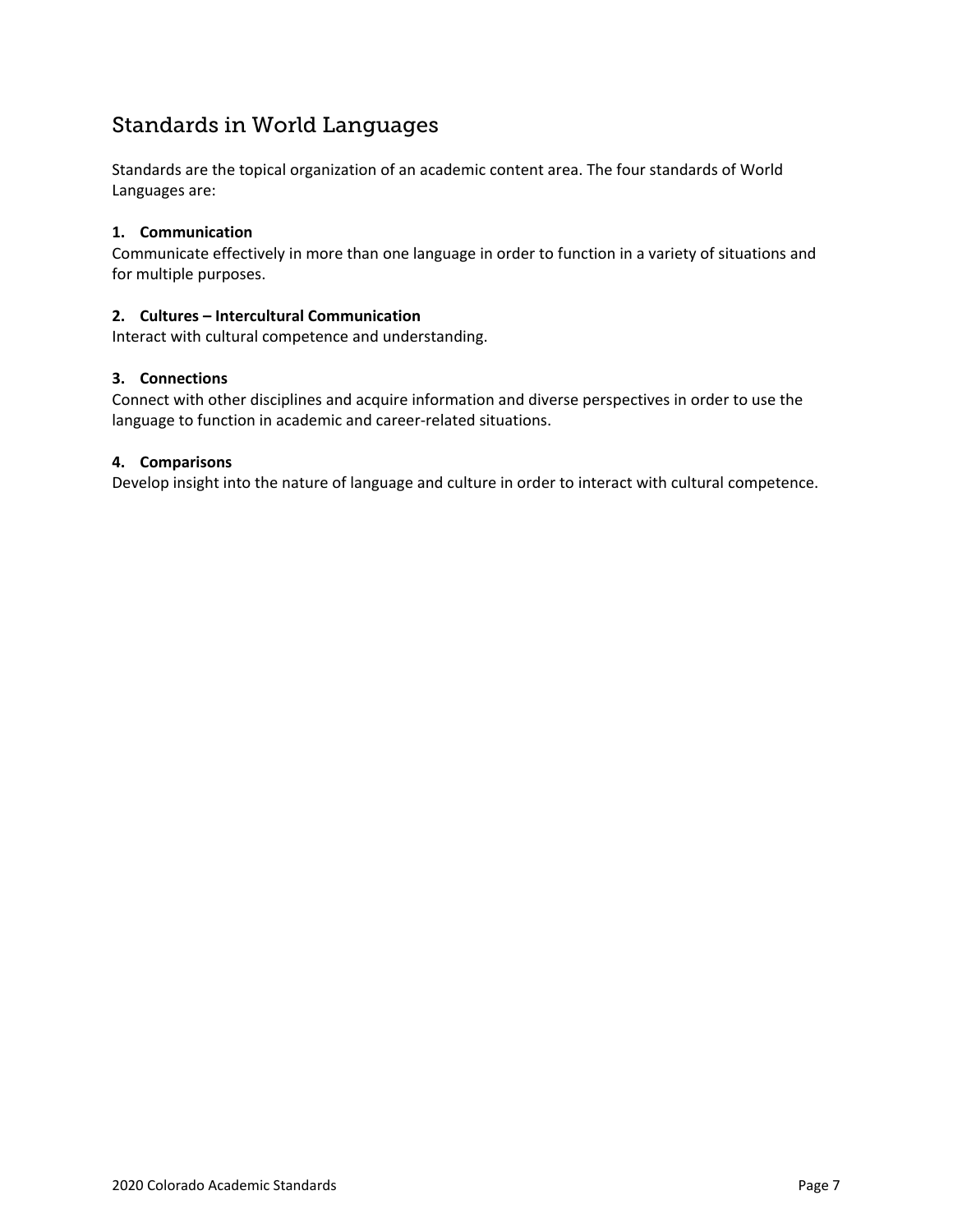## Standards in World Languages

Standards are the topical organization of an academic content area. The four standards of World Languages are:

**1. Communication**

Communicate effectively in more than one language in order to function in a variety of situations and for multiple purposes.

**2. Cultures – Intercultural Communication**

Interact with cultural competence and understanding.

**3. Connections**

Connect with other disciplines and acquire information and diverse perspectives in order to use the language to function in academic and career-related situations.

**4. Comparisons**

Develop insight into the nature of language and culture in order to interact with cultural competence.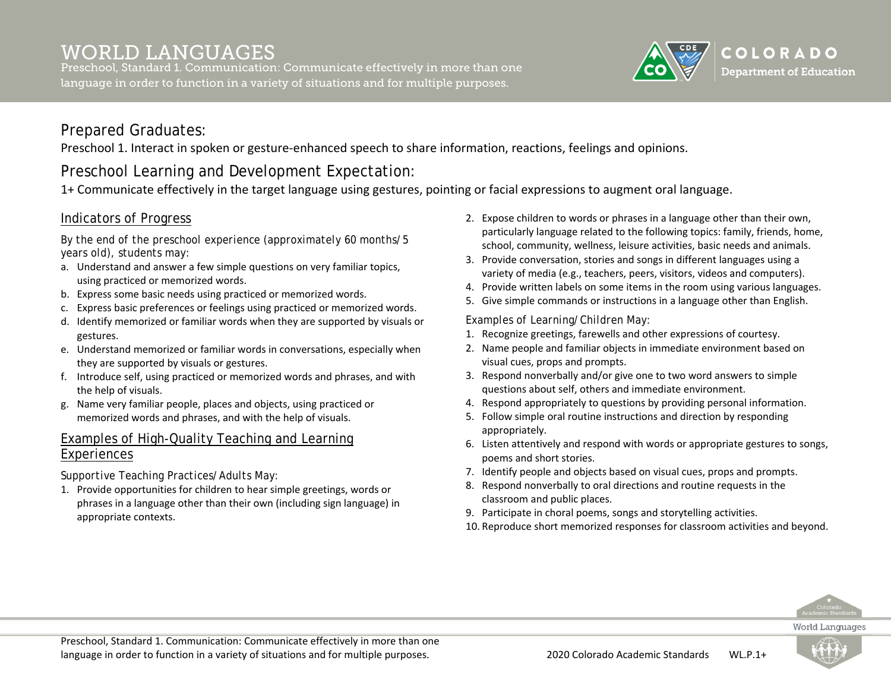# WORLD LANGUAGES

Preschool, Standard 1. Communication: Communicate effectively in more than one language in order to function in a variety of situations and for multiple purposes.

## Prepared Graduates:

Preschool 1. Interact in spoken or gesture-enhanced speech to share information, reactions, feelings and opinions.

## Preschool Learning and Development Expectation:

1+ Communicate effectively in the target language using gestures, pointing or facial expressions to augment oral language.

### Indicators of Progress

*By the end of the preschool experience (approximately 60 months/5 years old), students may:*

a. Understand and answer a few simple questions on very familiar topics, using practiced or memorized words.
b. Express some basic needs using practiced or memorized words.
c. Express basic preferences or feelings using practiced or memorized words.
d. Identify memorized or familiar words when they are supported by visuals or gestures.
e. Understand memorized or familiar words in conversations, especially when they are supported by visuals or gestures.
f. Introduce self, using practiced or memorized words and phrases, and with the help of visuals.
g. Name very familiar people, places and objects, using practiced or memorized words and phrases, and with the help of visuals.

### Examples of High-Quality Teaching and Learning Experiences

*Supportive Teaching Practices/Adults May:*

1. Provide opportunities for children to hear simple greetings, words or phrases in a language other than their own (including sign language) in appropriate contexts.
2. Expose children to words or phrases in a language other than their own, particularly language related to the following topics: family, friends, home, school, community, wellness, leisure activities, basic needs and animals.
3. Provide conversation, stories and songs in different languages using a variety of media (e.g., teachers, peers, visitors, videos and computers).
4. Provide written labels on some items in the room using various languages.
5. Give simple commands or instructions in a language other than English.

*Examples of Learning/Children May:*

1. Recognize greetings, farewells and other expressions of courtesy.
2. Name people and familiar objects in immediate environment based on visual cues, props and prompts.
3. Respond nonverbally and/or give one to two word answers to simple questions about self, others and immediate environment.
4. Respond appropriately to questions by providing personal information.
5. Follow simple oral routine instructions and direction by responding appropriately.
6. Listen attentively and respond with words or appropriate gestures to songs, poems and short stories.
7. Identify people and objects based on visual cues, props and prompts.
8. Respond nonverbally to oral directions and routine requests in the classroom and public places.
9. Participate in choral poems, songs and storytelling activities.
10. Reproduce short memorized responses for classroom activities and beyond.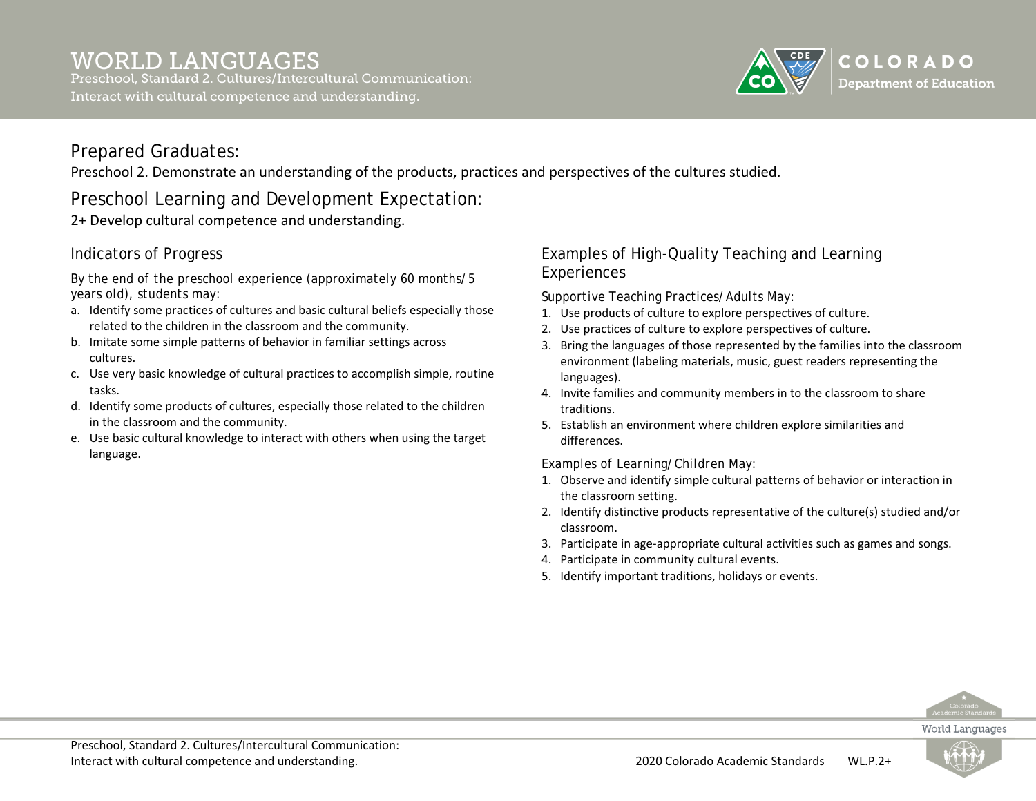# WORLD LANGUAGES

Preschool, Standard 2. Cultures/Intercultural Communication: Interact with cultural competence and understanding.

## Prepared Graduates:

Preschool 2. Demonstrate an understanding of the products, practices and perspectives of the cultures studied.

## Preschool Learning and Development Expectation:

2+ Develop cultural competence and understanding.

### Indicators of Progress

*By the end of the preschool experience (approximately 60 months/5 years old), students may:*

a. Identify some practices of cultures and basic cultural beliefs especially those related to the children in the classroom and the community.
b. Imitate some simple patterns of behavior in familiar settings across cultures.
c. Use very basic knowledge of cultural practices to accomplish simple, routine tasks.
d. Identify some products of cultures, especially those related to the children in the classroom and the community.
e. Use basic cultural knowledge to interact with others when using the target language.

### Examples of High-Quality Teaching and Learning Experiences

*Supportive Teaching Practices/Adults May:*

1. Use products of culture to explore perspectives of culture.
2. Use practices of culture to explore perspectives of culture.
3. Bring the languages of those represented by the families into the classroom environment (labeling materials, music, guest readers representing the languages).
4. Invite families and community members in to the classroom to share traditions.
5. Establish an environment where children explore similarities and differences.

*Examples of Learning/Children May:*

1. Observe and identify simple cultural patterns of behavior or interaction in the classroom setting.
2. Identify distinctive products representative of the culture(s) studied and/or classroom.
3. Participate in age-appropriate cultural activities such as games and songs.
4. Participate in community cultural events.
5. Identify important traditions, holidays or events.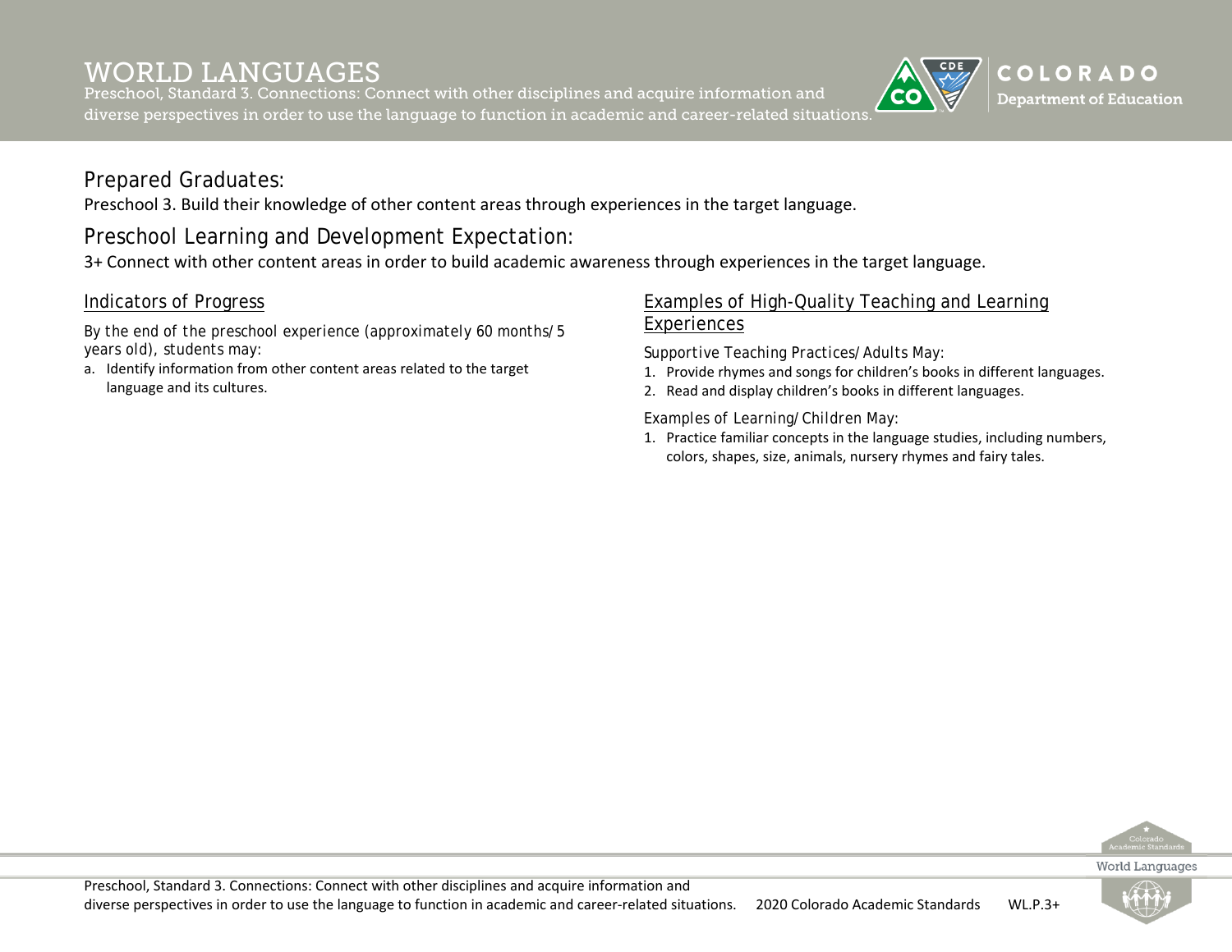# WORLD LANGUAGES

Preschool, Standard 3. Connections: Connect with other disciplines and acquire information and diverse perspectives in order to use the language to function in academic and career-related situations.

## Prepared Graduates:

Preschool 3. Build their knowledge of other content areas through experiences in the target language.

## Preschool Learning and Development Expectation:

3+ Connect with other content areas in order to build academic awareness through experiences in the target language.

### Indicators of Progress

*By the end of the preschool experience (approximately 60 months/5 years old), students may:*

a. Identify information from other content areas related to the target language and its cultures.

### Examples of High-Quality Teaching and Learning Experiences

*Supportive Teaching Practices/Adults May:*

1. Provide rhymes and songs for children's books in different languages.
2. Read and display children's books in different languages.

*Examples of Learning/Children May:*

1. Practice familiar concepts in the language studies, including numbers, colors, shapes, size, animals, nursery rhymes and fairy tales.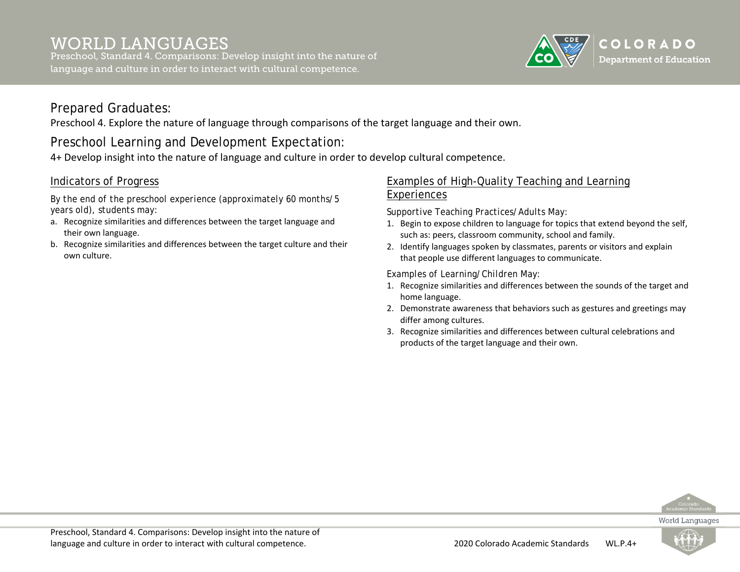# WORLD LANGUAGES

Preschool, Standard 4. Comparisons: Develop insight into the nature of language and culture in order to interact with cultural competence.

## Prepared Graduates:

Preschool 4. Explore the nature of language through comparisons of the target language and their own.

## Preschool Learning and Development Expectation:

4+ Develop insight into the nature of language and culture in order to develop cultural competence.

### Indicators of Progress

By the end of the preschool experience (approximately 60 months/5 years old), students may:

a. Recognize similarities and differences between the target language and their own language.
b. Recognize similarities and differences between the target culture and their own culture.

### Examples of High-Quality Teaching and Learning Experiences

Supportive Teaching Practices/Adults May:

1. Begin to expose children to language for topics that extend beyond the self, such as: peers, classroom community, school and family.
2. Identify languages spoken by classmates, parents or visitors and explain that people use different languages to communicate.

Examples of Learning/Children May:

1. Recognize similarities and differences between the sounds of the target and home language.
2. Demonstrate awareness that behaviors such as gestures and greetings may differ among cultures.
3. Recognize similarities and differences between cultural celebrations and products of the target language and their own.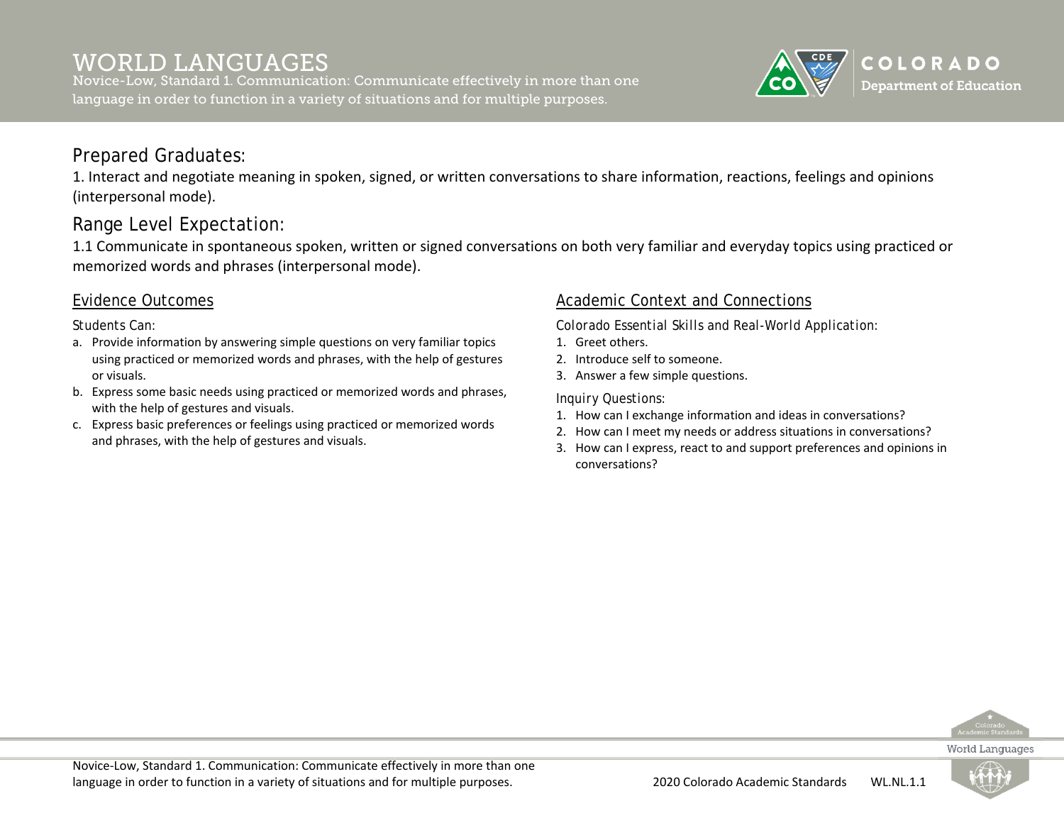# WORLD LANGUAGES

Novice-Low, Standard 1. Communication: Communicate effectively in more than one language in order to function in a variety of situations and for multiple purposes.

## Prepared Graduates:

1. Interact and negotiate meaning in spoken, signed, or written conversations to share information, reactions, feelings and opinions (interpersonal mode).

## Range Level Expectation:

1.1 Communicate in spontaneous spoken, written or signed conversations on both very familiar and everyday topics using practiced or memorized words and phrases (interpersonal mode).

### Evidence Outcomes

Students Can:

a. Provide information by answering simple questions on very familiar topics using practiced or memorized words and phrases, with the help of gestures or visuals.
b. Express some basic needs using practiced or memorized words and phrases, with the help of gestures and visuals.
c. Express basic preferences or feelings using practiced or memorized words and phrases, with the help of gestures and visuals.

### Academic Context and Connections

Colorado Essential Skills and Real-World Application:

1. Greet others.
2. Introduce self to someone.
3. Answer a few simple questions.

Inquiry Questions:

1. How can I exchange information and ideas in conversations?
2. How can I meet my needs or address situations in conversations?
3. How can I express, react to and support preferences and opinions in conversations?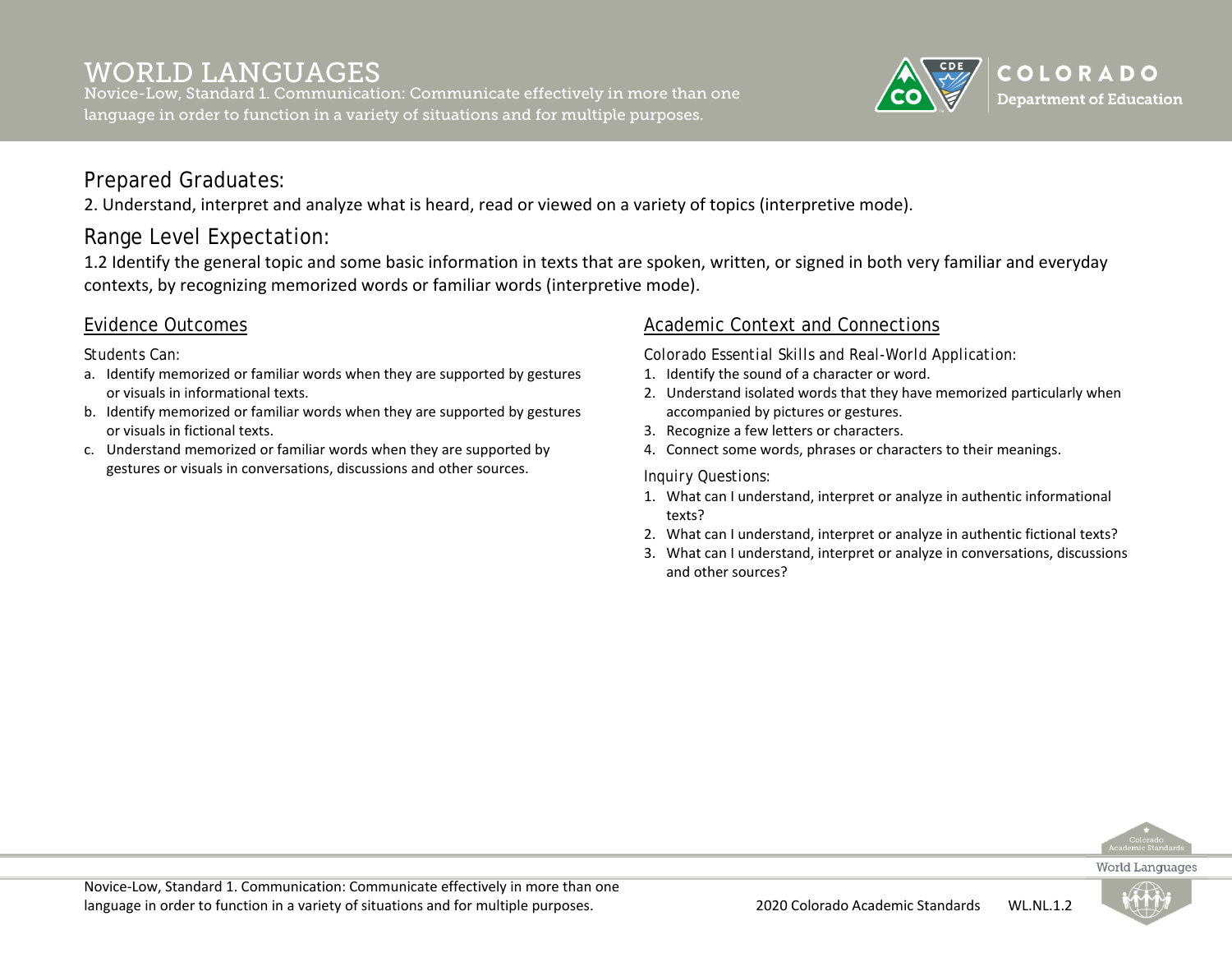# WORLD LANGUAGES

Novice-Low, Standard 1. Communication: Communicate effectively in more than one language in order to function in a variety of situations and for multiple purposes.

## Prepared Graduates:

2. Understand, interpret and analyze what is heard, read or viewed on a variety of topics (interpretive mode).

## Range Level Expectation:

1.2 Identify the general topic and some basic information in texts that are spoken, written, or signed in both very familiar and everyday contexts, by recognizing memorized words or familiar words (interpretive mode).

### Evidence Outcomes

*Students Can:*

a. Identify memorized or familiar words when they are supported by gestures or visuals in informational texts.
b. Identify memorized or familiar words when they are supported by gestures or visuals in fictional texts.
c. Understand memorized or familiar words when they are supported by gestures or visuals in conversations, discussions and other sources.

### Academic Context and Connections

*Colorado Essential Skills and Real-World Application:*

1. Identify the sound of a character or word.
2. Understand isolated words that they have memorized particularly when accompanied by pictures or gestures.
3. Recognize a few letters or characters.
4. Connect some words, phrases or characters to their meanings.

*Inquiry Questions:*

1. What can I understand, interpret or analyze in authentic informational texts?
2. What can I understand, interpret or analyze in authentic fictional texts?
3. What can I understand, interpret or analyze in conversations, discussions and other sources?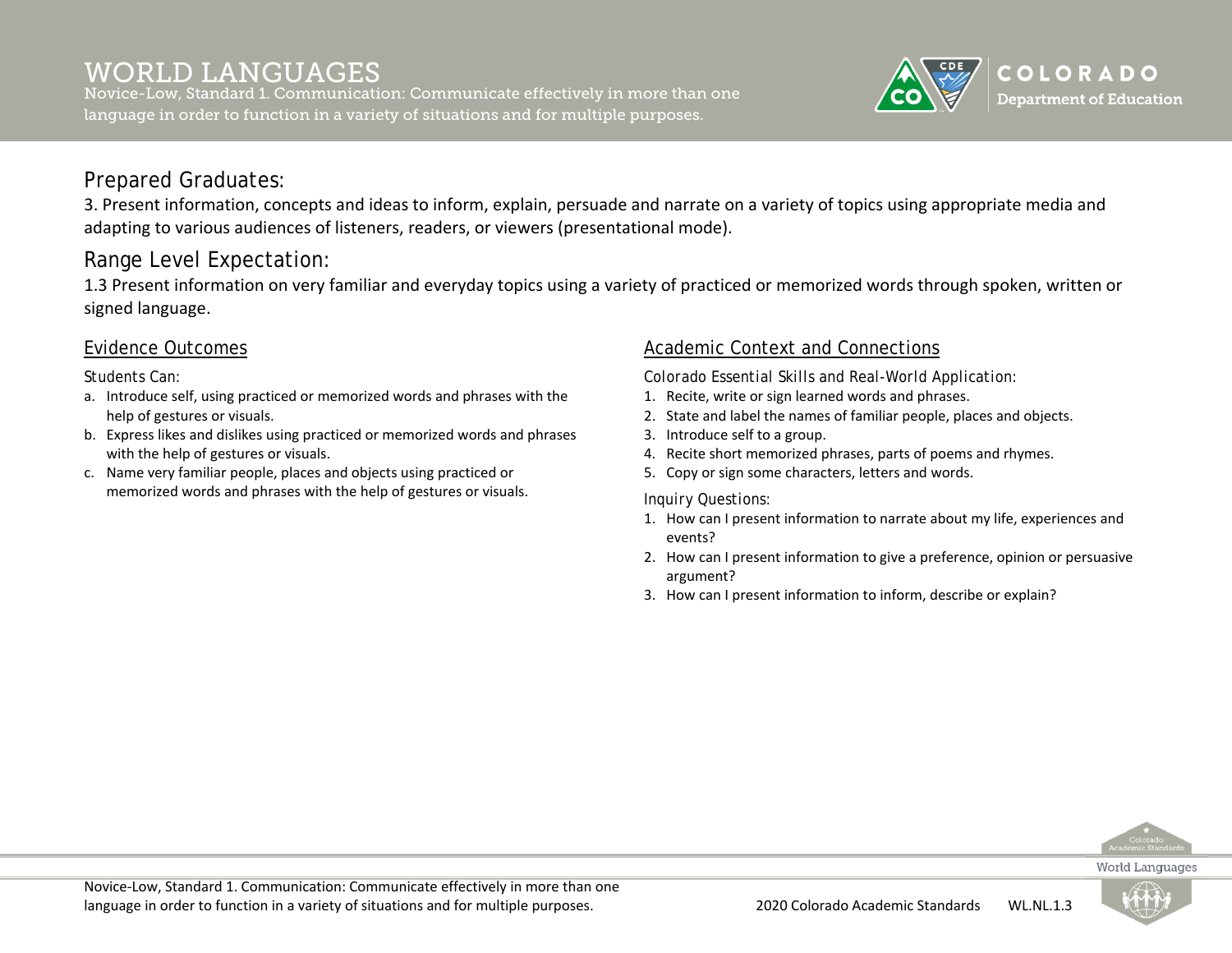# WORLD LANGUAGES

Novice-Low, Standard 1. Communication: Communicate effectively in more than one language in order to function in a variety of situations and for multiple purposes.

## Prepared Graduates:

3. Present information, concepts and ideas to inform, explain, persuade and narrate on a variety of topics using appropriate media and adapting to various audiences of listeners, readers, or viewers (presentational mode).

## Range Level Expectation:

1.3 Present information on very familiar and everyday topics using a variety of practiced or memorized words through spoken, written or signed language.

### Evidence Outcomes

Students Can:

a. Introduce self, using practiced or memorized words and phrases with the help of gestures or visuals.
b. Express likes and dislikes using practiced or memorized words and phrases with the help of gestures or visuals.
c. Name very familiar people, places and objects using practiced or memorized words and phrases with the help of gestures or visuals.

### Academic Context and Connections

Colorado Essential Skills and Real-World Application:

1. Recite, write or sign learned words and phrases.
2. State and label the names of familiar people, places and objects.
3. Introduce self to a group.
4. Recite short memorized phrases, parts of poems and rhymes.
5. Copy or sign some characters, letters and words.

Inquiry Questions:

1. How can I present information to narrate about my life, experiences and events?
2. How can I present information to give a preference, opinion or persuasive argument?
3. How can I present information to inform, describe or explain?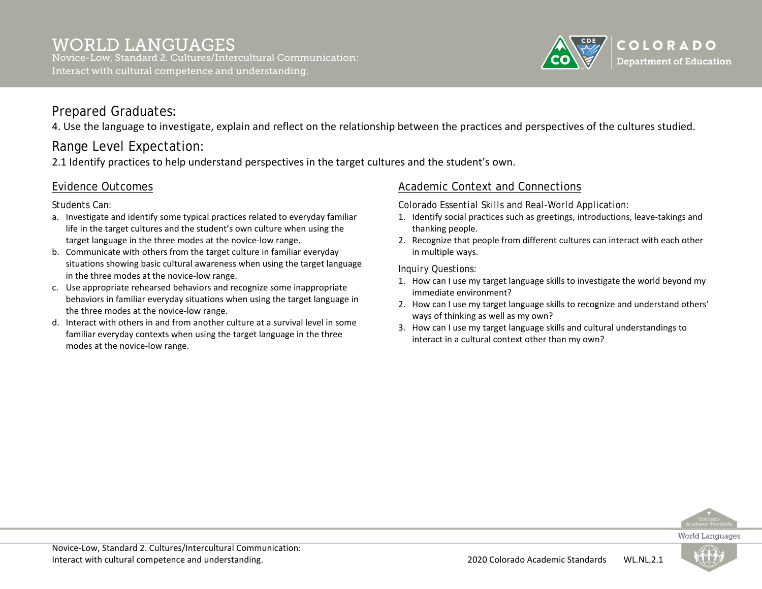# WORLD LANGUAGES

Novice-Low, Standard 2. Cultures/Intercultural Communication: Interact with cultural competence and understanding.

## Prepared Graduates:

4. Use the language to investigate, explain and reflect on the relationship between the practices and perspectives of the cultures studied.

## Range Level Expectation:

2.1 Identify practices to help understand perspectives in the target cultures and the student's own.

### Evidence Outcomes

Students Can:

a. Investigate and identify some typical practices related to everyday familiar life in the target cultures and the student's own culture when using the target language in the three modes at the novice-low range.
b. Communicate with others from the target culture in familiar everyday situations showing basic cultural awareness when using the target language in the three modes at the novice-low range.
c. Use appropriate rehearsed behaviors and recognize some inappropriate behaviors in familiar everyday situations when using the target language in the three modes at the novice-low range.
d. Interact with others in and from another culture at a survival level in some familiar everyday contexts when using the target language in the three modes at the novice-low range.

### Academic Context and Connections

Colorado Essential Skills and Real-World Application:

1. Identify social practices such as greetings, introductions, leave-takings and thanking people.
2. Recognize that people from different cultures can interact with each other in multiple ways.

Inquiry Questions:

1. How can I use my target language skills to investigate the world beyond my immediate environment?
2. How can I use my target language skills to recognize and understand others' ways of thinking as well as my own?
3. How can I use my target language skills and cultural understandings to interact in a cultural context other than my own?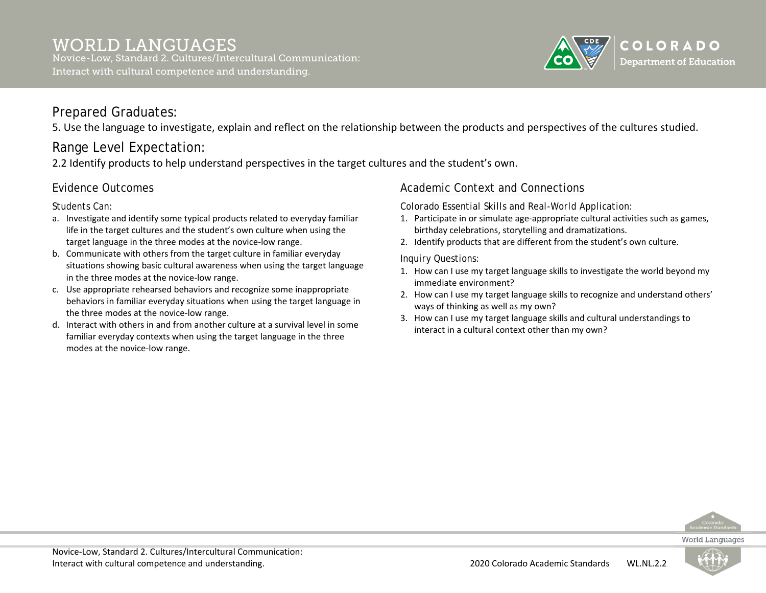# WORLD LANGUAGES

Novice-Low, Standard 2. Cultures/Intercultural Communication: Interact with cultural competence and understanding.

## Prepared Graduates:

5. Use the language to investigate, explain and reflect on the relationship between the products and perspectives of the cultures studied.

## Range Level Expectation:

2.2 Identify products to help understand perspectives in the target cultures and the student's own.

### Evidence Outcomes

Students Can:

a. Investigate and identify some typical products related to everyday familiar life in the target cultures and the student's own culture when using the target language in the three modes at the novice-low range.
b. Communicate with others from the target culture in familiar everyday situations showing basic cultural awareness when using the target language in the three modes at the novice-low range.
c. Use appropriate rehearsed behaviors and recognize some inappropriate behaviors in familiar everyday situations when using the target language in the three modes at the novice-low range.
d. Interact with others in and from another culture at a survival level in some familiar everyday contexts when using the target language in the three modes at the novice-low range.

### Academic Context and Connections

*Colorado Essential Skills and Real-World Application:*

1. Participate in or simulate age-appropriate cultural activities such as games, birthday celebrations, storytelling and dramatizations.
2. Identify products that are different from the student's own culture.

*Inquiry Questions:*

1. How can I use my target language skills to investigate the world beyond my immediate environment?
2. How can I use my target language skills to recognize and understand others' ways of thinking as well as my own?
3. How can I use my target language skills and cultural understandings to interact in a cultural context other than my own?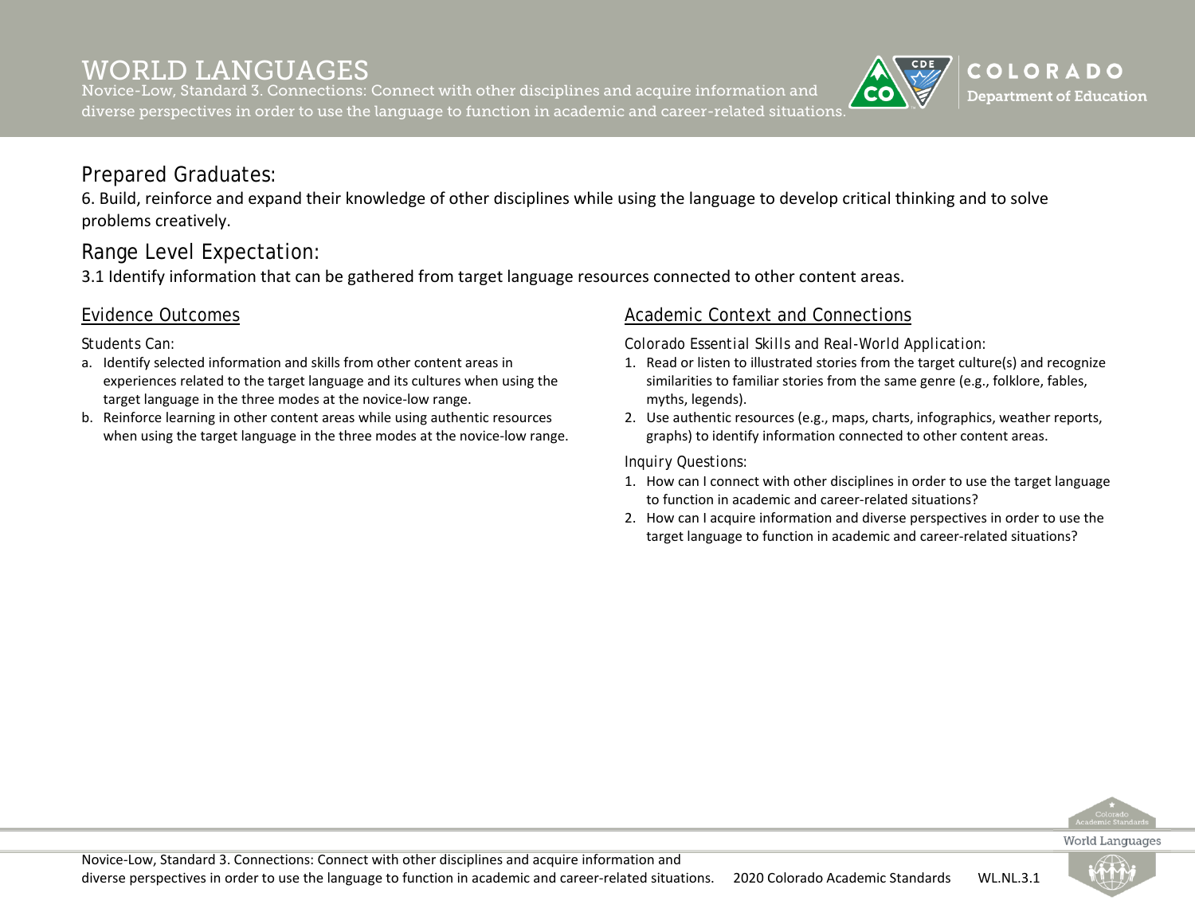# WORLD LANGUAGES

Novice-Low, Standard 3. Connections: Connect with other disciplines and acquire information and diverse perspectives in order to use the language to function in academic and career-related situations.

## Prepared Graduates:

6. Build, reinforce and expand their knowledge of other disciplines while using the language to develop critical thinking and to solve problems creatively.

## Range Level Expectation:

3.1 Identify information that can be gathered from target language resources connected to other content areas.

### Evidence Outcomes

*Students Can:*

a. Identify selected information and skills from other content areas in experiences related to the target language and its cultures when using the target language in the three modes at the novice-low range.
b. Reinforce learning in other content areas while using authentic resources when using the target language in the three modes at the novice-low range.

### Academic Context and Connections

*Colorado Essential Skills and Real-World Application:*

1. Read or listen to illustrated stories from the target culture(s) and recognize similarities to familiar stories from the same genre (e.g., folklore, fables, myths, legends).
2. Use authentic resources (e.g., maps, charts, infographics, weather reports, graphs) to identify information connected to other content areas.

*Inquiry Questions:*

1. How can I connect with other disciplines in order to use the target language to function in academic and career-related situations?
2. How can I acquire information and diverse perspectives in order to use the target language to function in academic and career-related situations?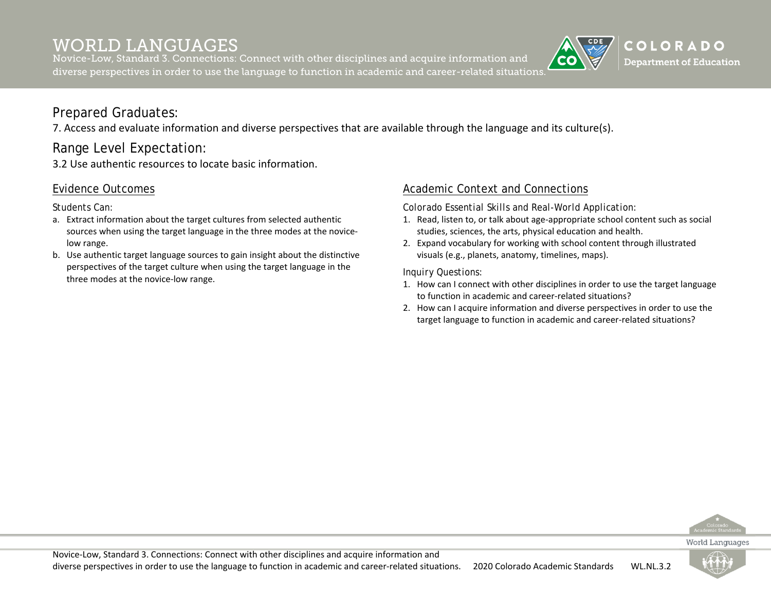# WORLD LANGUAGES

Novice-Low, Standard 3. Connections: Connect with other disciplines and acquire information and diverse perspectives in order to use the language to function in academic and career-related situations.

## Prepared Graduates:

7. Access and evaluate information and diverse perspectives that are available through the language and its culture(s).

## Range Level Expectation:

3.2 Use authentic resources to locate basic information.

### Evidence Outcomes

*Students Can:*

a. Extract information about the target cultures from selected authentic sources when using the target language in the three modes at the novice-low range.
b. Use authentic target language sources to gain insight about the distinctive perspectives of the target culture when using the target language in the three modes at the novice-low range.

### Academic Context and Connections

*Colorado Essential Skills and Real-World Application:*

1. Read, listen to, or talk about age-appropriate school content such as social studies, sciences, the arts, physical education and health.
2. Expand vocabulary for working with school content through illustrated visuals (e.g., planets, anatomy, timelines, maps).

*Inquiry Questions:*

1. How can I connect with other disciplines in order to use the target language to function in academic and career-related situations?
2. How can I acquire information and diverse perspectives in order to use the target language to function in academic and career-related situations?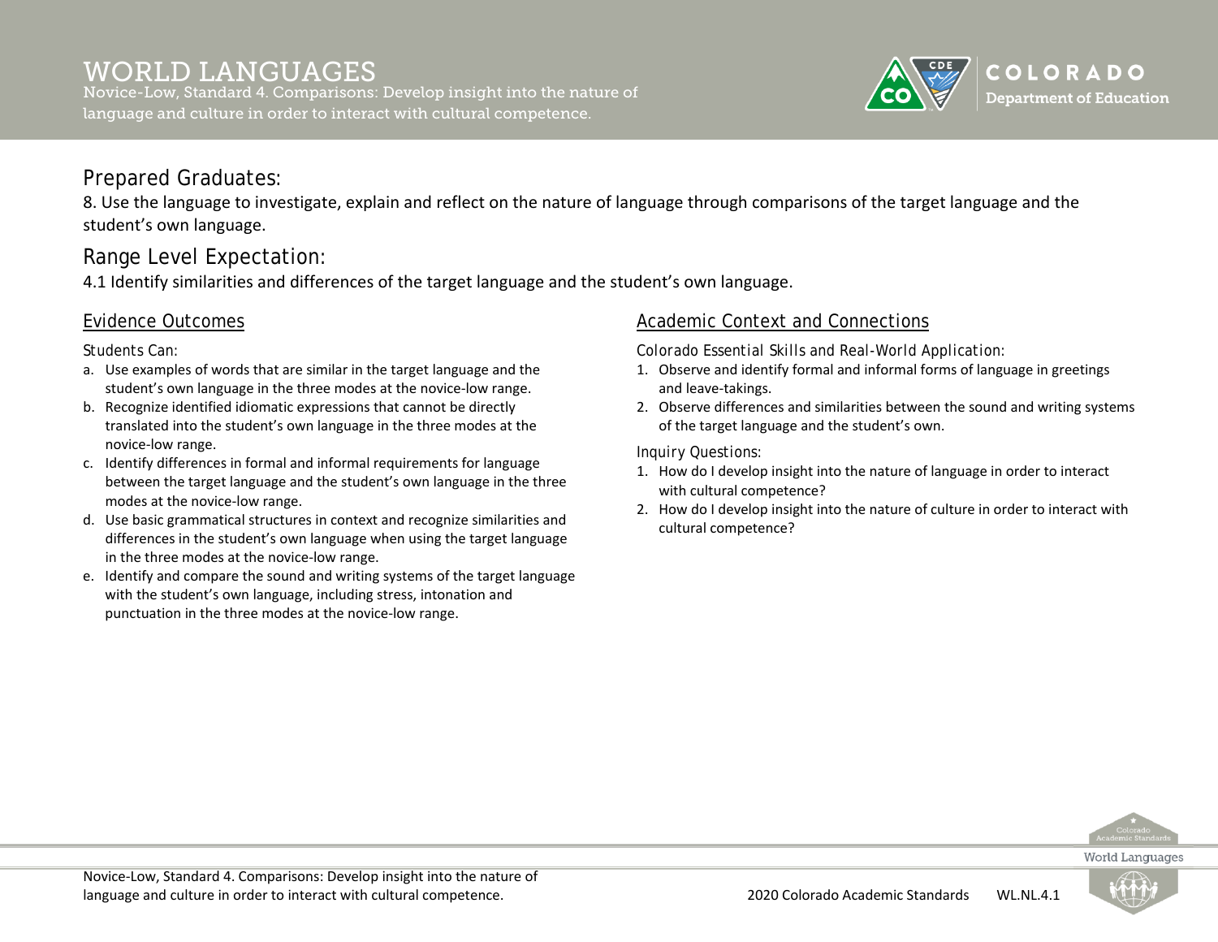# WORLD LANGUAGES

Novice-Low, Standard 4. Comparisons: Develop insight into the nature of language and culture in order to interact with cultural competence.

## Prepared Graduates:

8. Use the language to investigate, explain and reflect on the nature of language through comparisons of the target language and the student's own language.

## Range Level Expectation:

4.1 Identify similarities and differences of the target language and the student's own language.

### Evidence Outcomes

Students Can:

a. Use examples of words that are similar in the target language and the student's own language in the three modes at the novice-low range.
b. Recognize identified idiomatic expressions that cannot be directly translated into the student's own language in the three modes at the novice-low range.
c. Identify differences in formal and informal requirements for language between the target language and the student's own language in the three modes at the novice-low range.
d. Use basic grammatical structures in context and recognize similarities and differences in the student's own language when using the target language in the three modes at the novice-low range.
e. Identify and compare the sound and writing systems of the target language with the student's own language, including stress, intonation and punctuation in the three modes at the novice-low range.

### Academic Context and Connections

Colorado Essential Skills and Real-World Application:

1. Observe and identify formal and informal forms of language in greetings and leave-takings.
2. Observe differences and similarities between the sound and writing systems of the target language and the student's own.

Inquiry Questions:

1. How do I develop insight into the nature of language in order to interact with cultural competence?
2. How do I develop insight into the nature of culture in order to interact with cultural competence?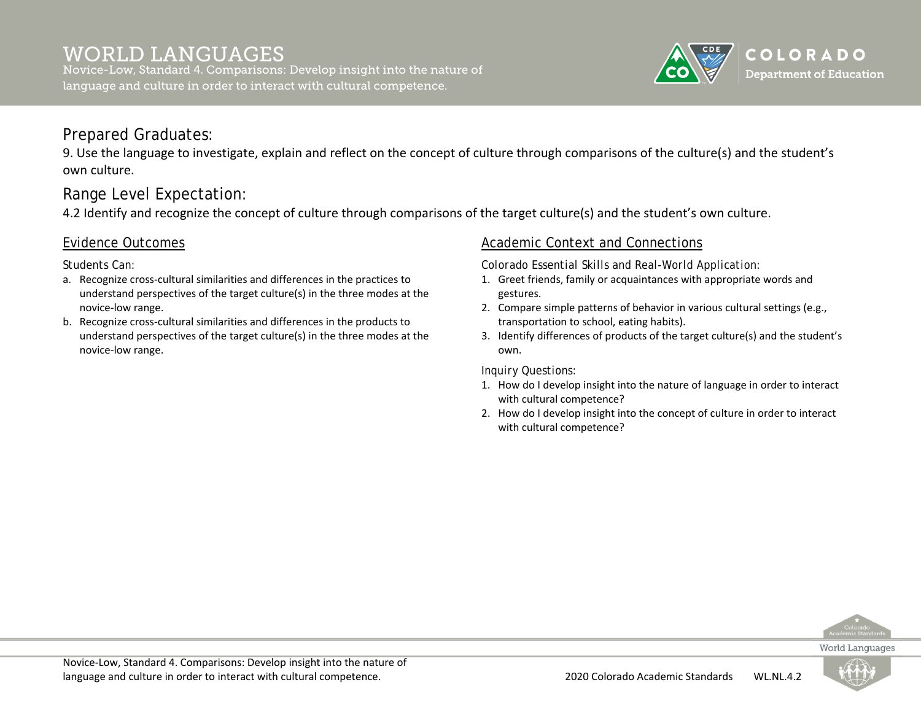# WORLD LANGUAGES

Novice-Low, Standard 4. Comparisons: Develop insight into the nature of language and culture in order to interact with cultural competence.

## Prepared Graduates:

9. Use the language to investigate, explain and reflect on the concept of culture through comparisons of the culture(s) and the student's own culture.

## Range Level Expectation:

4.2 Identify and recognize the concept of culture through comparisons of the target culture(s) and the student's own culture.

### Evidence Outcomes

Students Can:

a. Recognize cross-cultural similarities and differences in the practices to understand perspectives of the target culture(s) in the three modes at the novice-low range.
b. Recognize cross-cultural similarities and differences in the products to understand perspectives of the target culture(s) in the three modes at the novice-low range.

### Academic Context and Connections

Colorado Essential Skills and Real-World Application:

1. Greet friends, family or acquaintances with appropriate words and gestures.
2. Compare simple patterns of behavior in various cultural settings (e.g., transportation to school, eating habits).
3. Identify differences of products of the target culture(s) and the student's own.

Inquiry Questions:

1. How do I develop insight into the nature of language in order to interact with cultural competence?
2. How do I develop insight into the concept of culture in order to interact with cultural competence?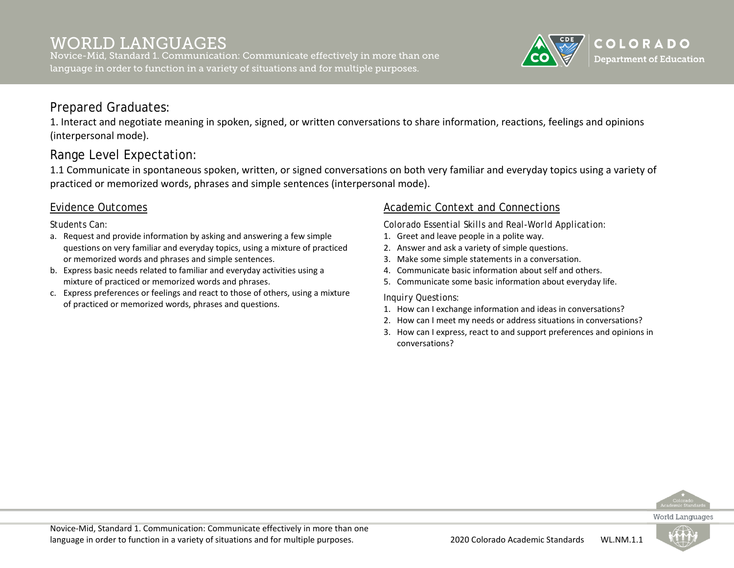# WORLD LANGUAGES

Novice-Mid, Standard 1. Communication: Communicate effectively in more than one language in order to function in a variety of situations and for multiple purposes.

## Prepared Graduates:

1. Interact and negotiate meaning in spoken, signed, or written conversations to share information, reactions, feelings and opinions (interpersonal mode).

## Range Level Expectation:

1.1 Communicate in spontaneous spoken, written, or signed conversations on both very familiar and everyday topics using a variety of practiced or memorized words, phrases and simple sentences (interpersonal mode).

### Evidence Outcomes

Students Can:

a. Request and provide information by asking and answering a few simple questions on very familiar and everyday topics, using a mixture of practiced or memorized words and phrases and simple sentences.
b. Express basic needs related to familiar and everyday activities using a mixture of practiced or memorized words and phrases.
c. Express preferences or feelings and react to those of others, using a mixture of practiced or memorized words, phrases and questions.

### Academic Context and Connections

Colorado Essential Skills and Real-World Application:

1. Greet and leave people in a polite way.
2. Answer and ask a variety of simple questions.
3. Make some simple statements in a conversation.
4. Communicate basic information about self and others.
5. Communicate some basic information about everyday life.

Inquiry Questions:

1. How can I exchange information and ideas in conversations?
2. How can I meet my needs or address situations in conversations?
3. How can I express, react to and support preferences and opinions in conversations?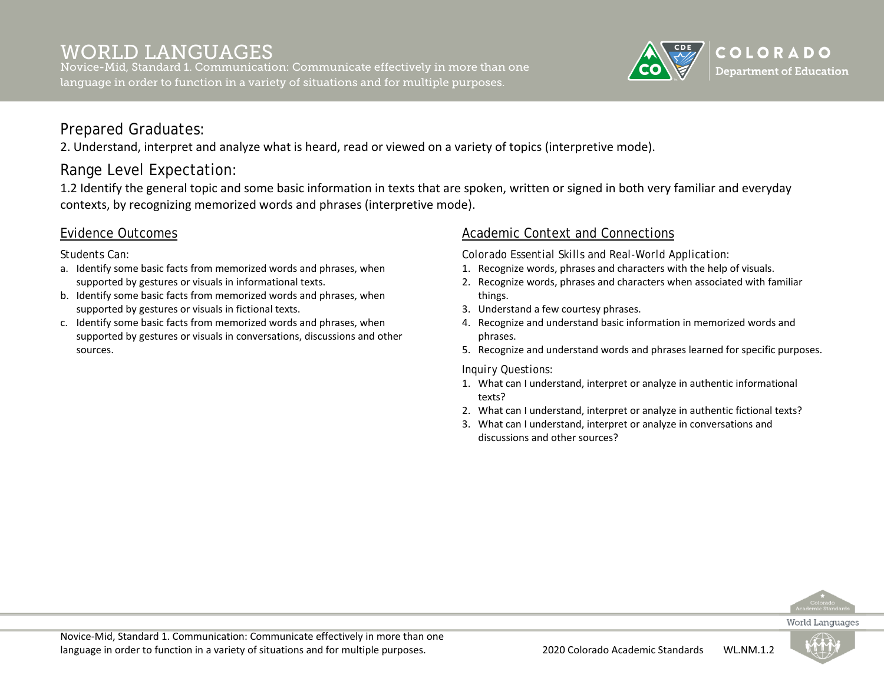# WORLD LANGUAGES

Novice-Mid, Standard 1. Communication: Communicate effectively in more than one language in order to function in a variety of situations and for multiple purposes.

## Prepared Graduates:

2. Understand, interpret and analyze what is heard, read or viewed on a variety of topics (interpretive mode).

## Range Level Expectation:

1.2 Identify the general topic and some basic information in texts that are spoken, written or signed in both very familiar and everyday contexts, by recognizing memorized words and phrases (interpretive mode).

### Evidence Outcomes

*Students Can:*

a. Identify some basic facts from memorized words and phrases, when supported by gestures or visuals in informational texts.
b. Identify some basic facts from memorized words and phrases, when supported by gestures or visuals in fictional texts.
c. Identify some basic facts from memorized words and phrases, when supported by gestures or visuals in conversations, discussions and other sources.

### Academic Context and Connections

*Colorado Essential Skills and Real-World Application:*

1. Recognize words, phrases and characters with the help of visuals.
2. Recognize words, phrases and characters when associated with familiar things.
3. Understand a few courtesy phrases.
4. Recognize and understand basic information in memorized words and phrases.
5. Recognize and understand words and phrases learned for specific purposes.

*Inquiry Questions:*

1. What can I understand, interpret or analyze in authentic informational texts?
2. What can I understand, interpret or analyze in authentic fictional texts?
3. What can I understand, interpret or analyze in conversations and discussions and other sources?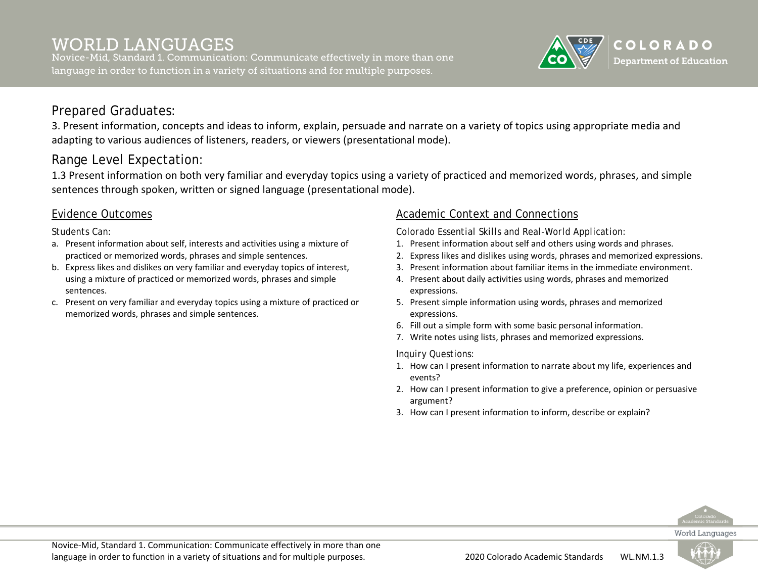# WORLD LANGUAGES

Novice-Mid, Standard 1. Communication: Communicate effectively in more than one language in order to function in a variety of situations and for multiple purposes.

## Prepared Graduates:

3. Present information, concepts and ideas to inform, explain, persuade and narrate on a variety of topics using appropriate media and adapting to various audiences of listeners, readers, or viewers (presentational mode).

## Range Level Expectation:

1.3 Present information on both very familiar and everyday topics using a variety of practiced and memorized words, phrases, and simple sentences through spoken, written or signed language (presentational mode).

### Evidence Outcomes

*Students Can:*

a. Present information about self, interests and activities using a mixture of practiced or memorized words, phrases and simple sentences.
b. Express likes and dislikes on very familiar and everyday topics of interest, using a mixture of practiced or memorized words, phrases and simple sentences.
c. Present on very familiar and everyday topics using a mixture of practiced or memorized words, phrases and simple sentences.

### Academic Context and Connections

*Colorado Essential Skills and Real-World Application:*

1. Present information about self and others using words and phrases.
2. Express likes and dislikes using words, phrases and memorized expressions.
3. Present information about familiar items in the immediate environment.
4. Present about daily activities using words, phrases and memorized expressions.
5. Present simple information using words, phrases and memorized expressions.
6. Fill out a simple form with some basic personal information.
7. Write notes using lists, phrases and memorized expressions.

*Inquiry Questions:*

1. How can I present information to narrate about my life, experiences and events?
2. How can I present information to give a preference, opinion or persuasive argument?
3. How can I present information to inform, describe or explain?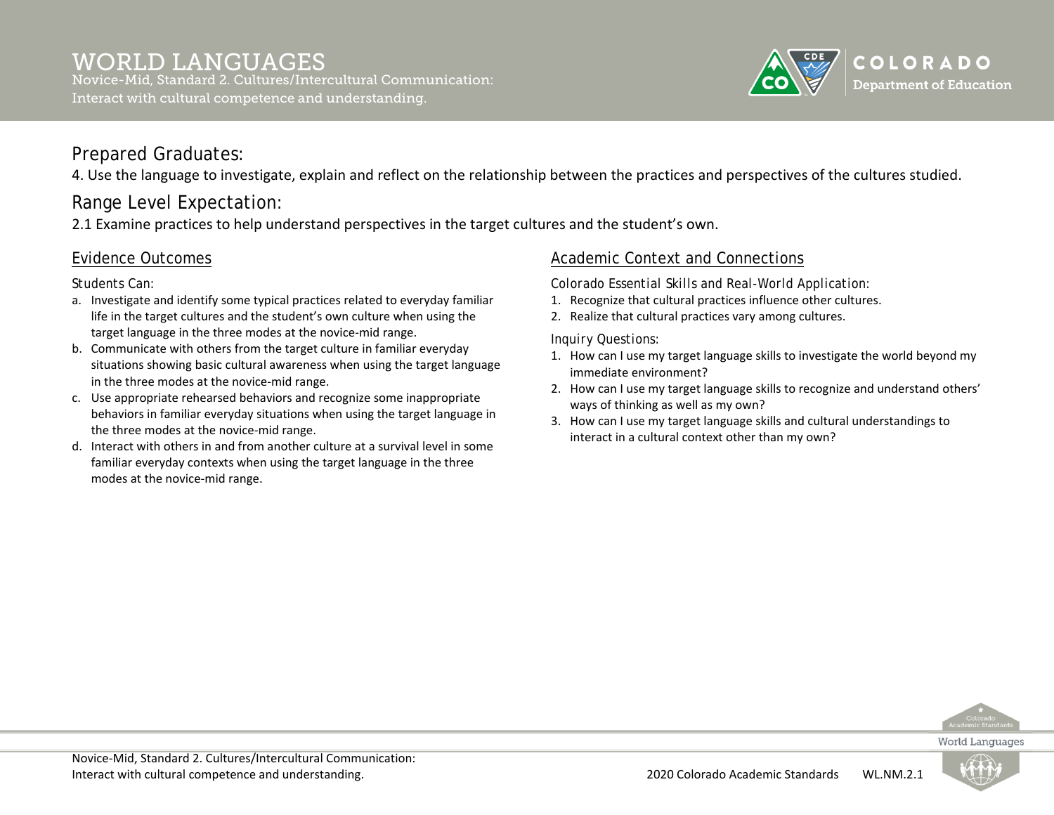# WORLD LANGUAGES

Novice-Mid, Standard 2. Cultures/Intercultural Communication: Interact with cultural competence and understanding.

## Prepared Graduates:

4. Use the language to investigate, explain and reflect on the relationship between the practices and perspectives of the cultures studied.

## Range Level Expectation:

2.1 Examine practices to help understand perspectives in the target cultures and the student's own.

### Evidence Outcomes

Students Can:

a. Investigate and identify some typical practices related to everyday familiar life in the target cultures and the student's own culture when using the target language in the three modes at the novice-mid range.
b. Communicate with others from the target culture in familiar everyday situations showing basic cultural awareness when using the target language in the three modes at the novice-mid range.
c. Use appropriate rehearsed behaviors and recognize some inappropriate behaviors in familiar everyday situations when using the target language in the three modes at the novice-mid range.
d. Interact with others in and from another culture at a survival level in some familiar everyday contexts when using the target language in the three modes at the novice-mid range.

### Academic Context and Connections

Colorado Essential Skills and Real-World Application:

1. Recognize that cultural practices influence other cultures.
2. Realize that cultural practices vary among cultures.

Inquiry Questions:

1. How can I use my target language skills to investigate the world beyond my immediate environment?
2. How can I use my target language skills to recognize and understand others' ways of thinking as well as my own?
3. How can I use my target language skills and cultural understandings to interact in a cultural context other than my own?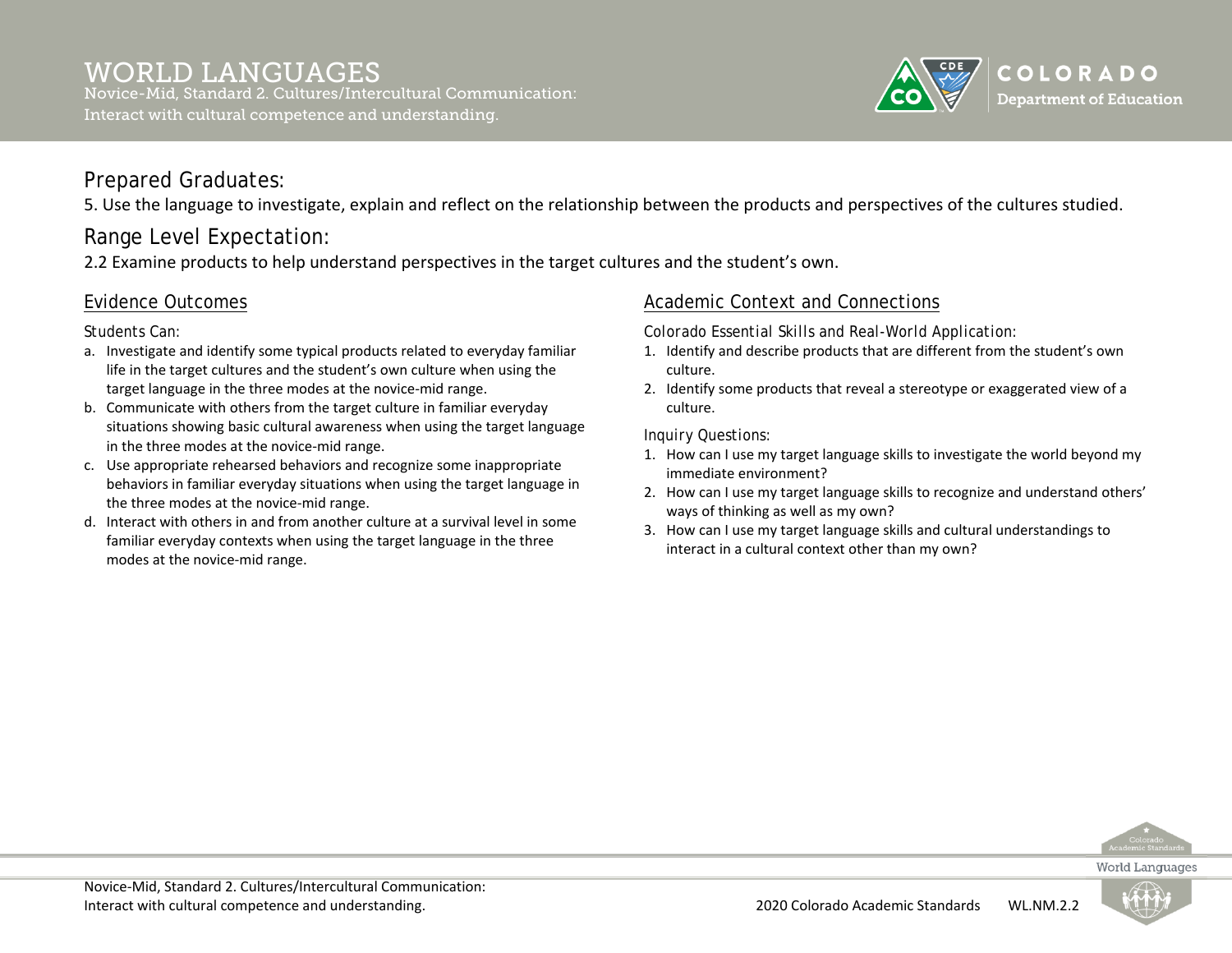# WORLD LANGUAGES

Novice-Mid, Standard 2. Cultures/Intercultural Communication: Interact with cultural competence and understanding.

## Prepared Graduates:

5. Use the language to investigate, explain and reflect on the relationship between the products and perspectives of the cultures studied.

## Range Level Expectation:

2.2 Examine products to help understand perspectives in the target cultures and the student's own.

### Evidence Outcomes

Students Can:

a. Investigate and identify some typical products related to everyday familiar life in the target cultures and the student's own culture when using the target language in the three modes at the novice-mid range.
b. Communicate with others from the target culture in familiar everyday situations showing basic cultural awareness when using the target language in the three modes at the novice-mid range.
c. Use appropriate rehearsed behaviors and recognize some inappropriate behaviors in familiar everyday situations when using the target language in the three modes at the novice-mid range.
d. Interact with others in and from another culture at a survival level in some familiar everyday contexts when using the target language in the three modes at the novice-mid range.

### Academic Context and Connections

*Colorado Essential Skills and Real-World Application:*

1. Identify and describe products that are different from the student's own culture.
2. Identify some products that reveal a stereotype or exaggerated view of a culture.

*Inquiry Questions:*

1. How can I use my target language skills to investigate the world beyond my immediate environment?
2. How can I use my target language skills to recognize and understand others' ways of thinking as well as my own?
3. How can I use my target language skills and cultural understandings to interact in a cultural context other than my own?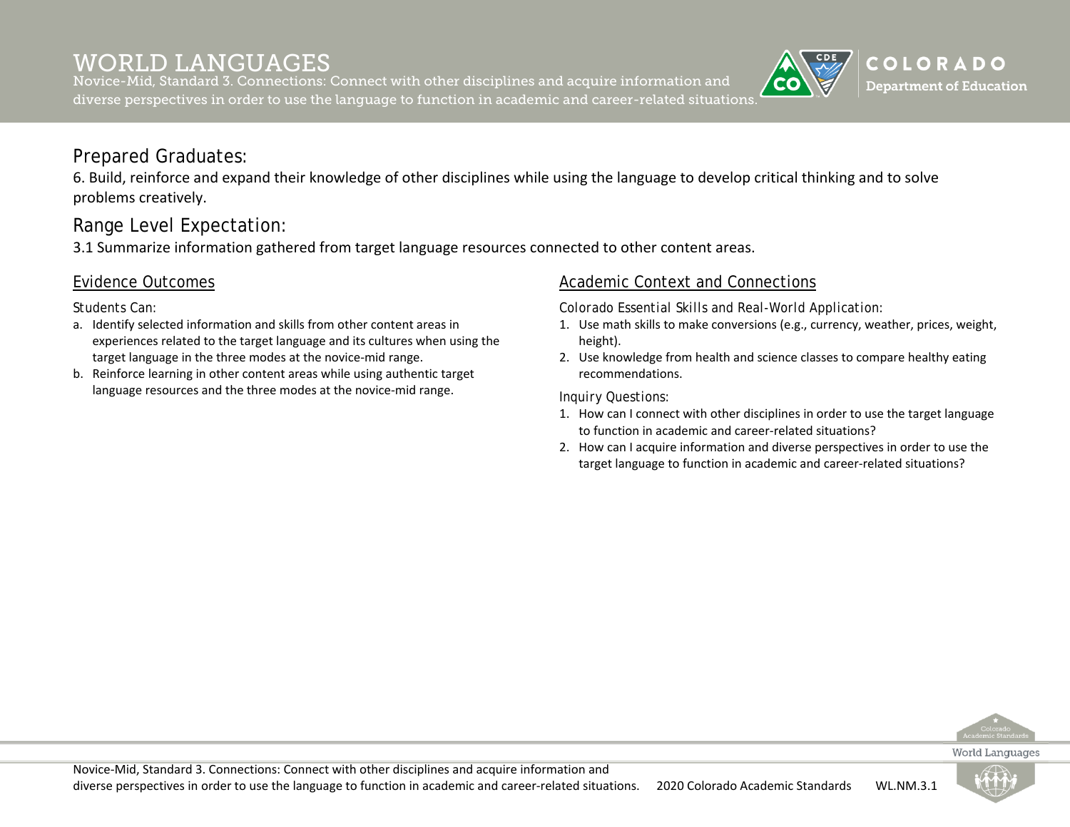# WORLD LANGUAGES

Novice-Mid, Standard 3. Connections: Connect with other disciplines and acquire information and diverse perspectives in order to use the language to function in academic and career-related situations.

## Prepared Graduates:

6. Build, reinforce and expand their knowledge of other disciplines while using the language to develop critical thinking and to solve problems creatively.

## Range Level Expectation:

3.1 Summarize information gathered from target language resources connected to other content areas.

### Evidence Outcomes

*Students Can:*

a. Identify selected information and skills from other content areas in experiences related to the target language and its cultures when using the target language in the three modes at the novice-mid range.
b. Reinforce learning in other content areas while using authentic target language resources and the three modes at the novice-mid range.

### Academic Context and Connections

*Colorado Essential Skills and Real-World Application:*

1. Use math skills to make conversions (e.g., currency, weather, prices, weight, height).
2. Use knowledge from health and science classes to compare healthy eating recommendations.

*Inquiry Questions:*

1. How can I connect with other disciplines in order to use the target language to function in academic and career-related situations?
2. How can I acquire information and diverse perspectives in order to use the target language to function in academic and career-related situations?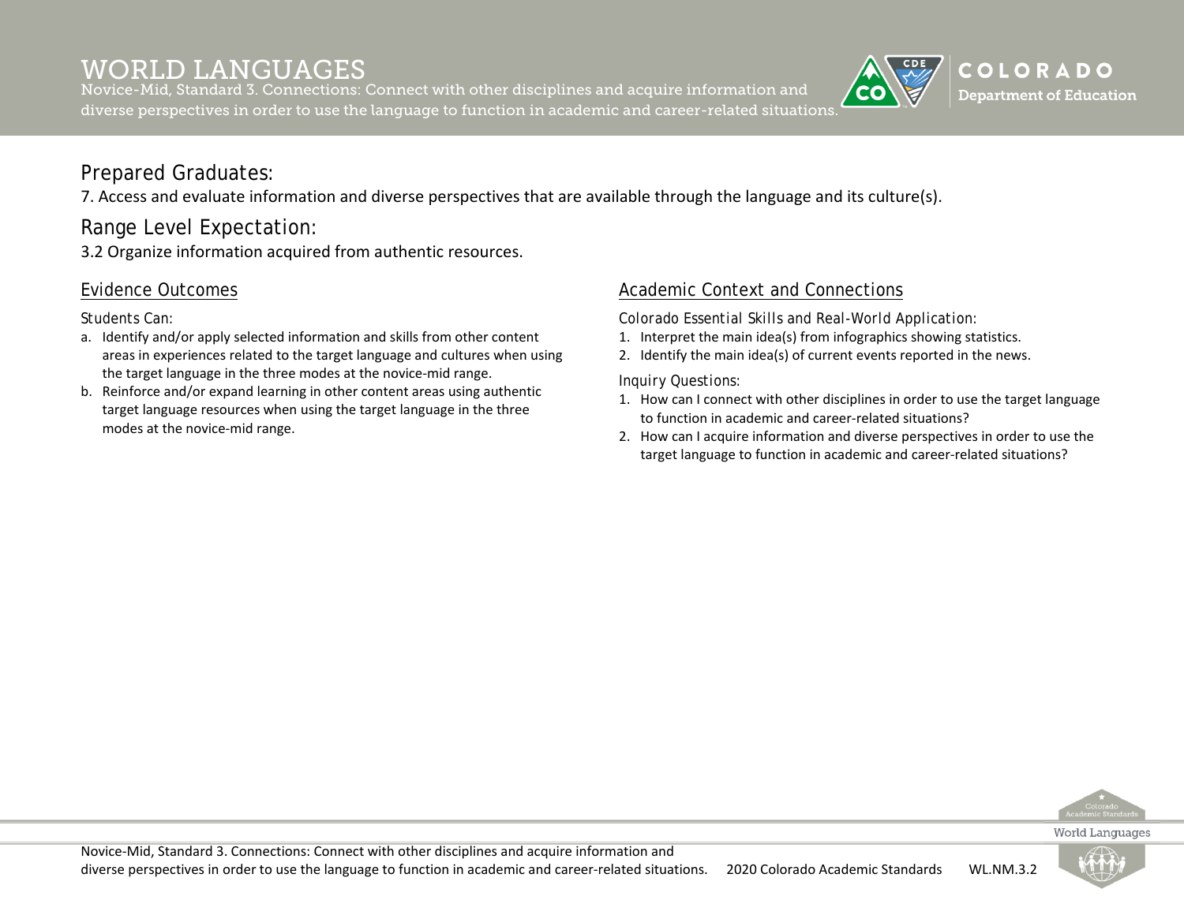# WORLD LANGUAGES

Novice-Mid, Standard 3. Connections: Connect with other disciplines and acquire information and diverse perspectives in order to use the language to function in academic and career-related situations.

## Prepared Graduates:

7. Access and evaluate information and diverse perspectives that are available through the language and its culture(s).

## Range Level Expectation:

3.2 Organize information acquired from authentic resources.

### Evidence Outcomes

*Students Can:*

a. Identify and/or apply selected information and skills from other content areas in experiences related to the target language and cultures when using the target language in the three modes at the novice-mid range.
b. Reinforce and/or expand learning in other content areas using authentic target language resources when using the target language in the three modes at the novice-mid range.

### Academic Context and Connections

*Colorado Essential Skills and Real-World Application:*

1. Interpret the main idea(s) from infographics showing statistics.
2. Identify the main idea(s) of current events reported in the news.

*Inquiry Questions:*

1. How can I connect with other disciplines in order to use the target language to function in academic and career-related situations?
2. How can I acquire information and diverse perspectives in order to use the target language to function in academic and career-related situations?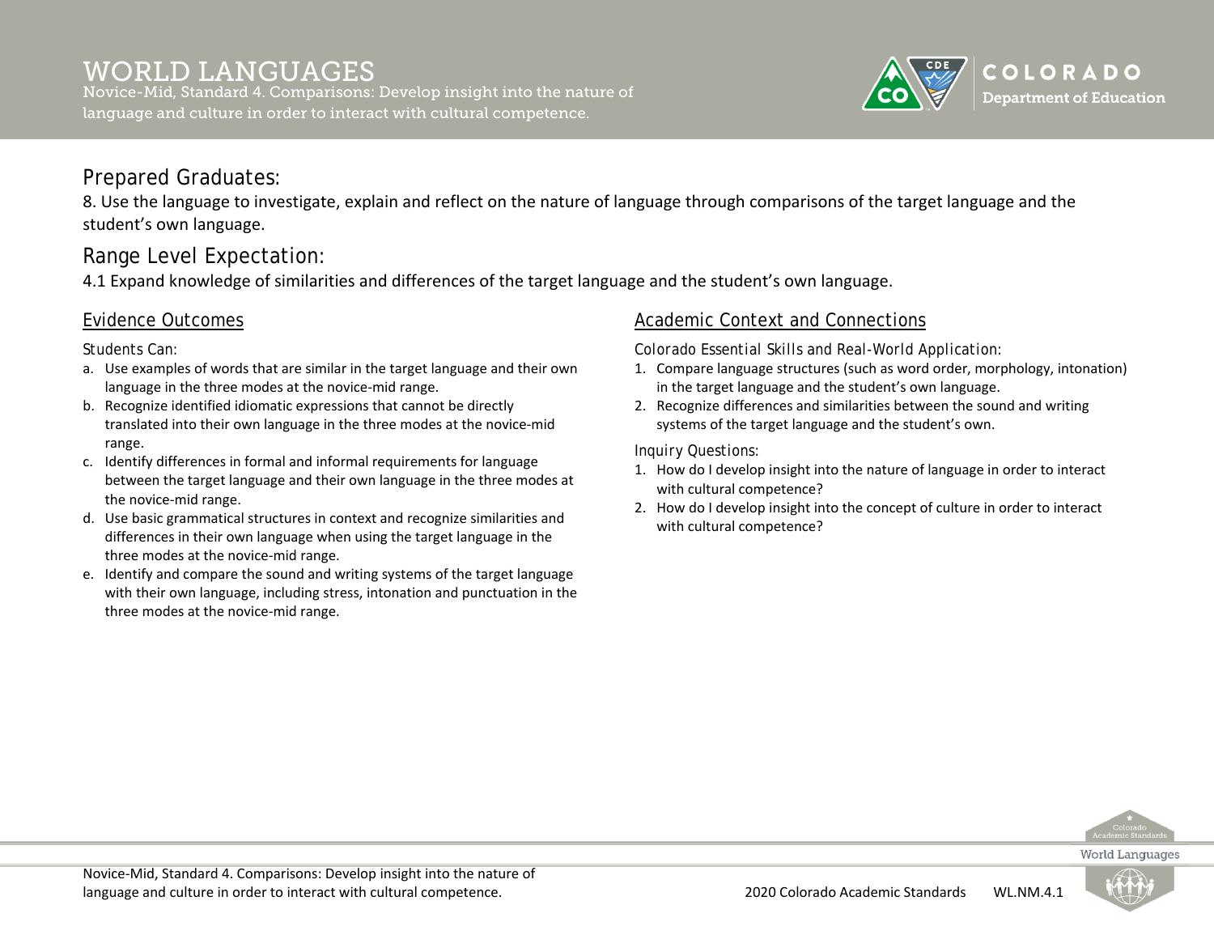# WORLD LANGUAGES

Novice-Mid, Standard 4. Comparisons: Develop insight into the nature of language and culture in order to interact with cultural competence.

## Prepared Graduates:

8. Use the language to investigate, explain and reflect on the nature of language through comparisons of the target language and the student's own language.

## Range Level Expectation:

4.1 Expand knowledge of similarities and differences of the target language and the student's own language.

### Evidence Outcomes

Students Can:

a. Use examples of words that are similar in the target language and their own language in the three modes at the novice-mid range.
b. Recognize identified idiomatic expressions that cannot be directly translated into their own language in the three modes at the novice-mid range.
c. Identify differences in formal and informal requirements for language between the target language and their own language in the three modes at the novice-mid range.
d. Use basic grammatical structures in context and recognize similarities and differences in their own language when using the target language in the three modes at the novice-mid range.
e. Identify and compare the sound and writing systems of the target language with their own language, including stress, intonation and punctuation in the three modes at the novice-mid range.

### Academic Context and Connections

Colorado Essential Skills and Real-World Application:

1. Compare language structures (such as word order, morphology, intonation) in the target language and the student's own language.
2. Recognize differences and similarities between the sound and writing systems of the target language and the student's own.

Inquiry Questions:

1. How do I develop insight into the nature of language in order to interact with cultural competence?
2. How do I develop insight into the concept of culture in order to interact with cultural competence?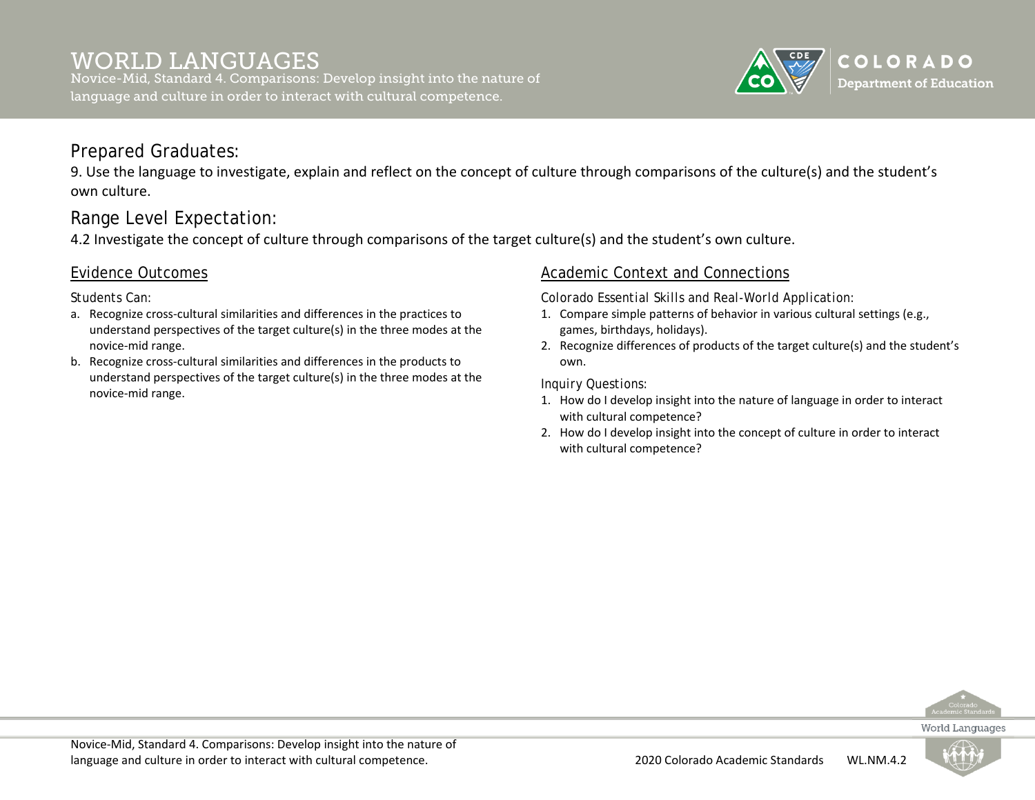# WORLD LANGUAGES

Novice-Mid, Standard 4. Comparisons: Develop insight into the nature of language and culture in order to interact with cultural competence.

## Prepared Graduates:

9. Use the language to investigate, explain and reflect on the concept of culture through comparisons of the culture(s) and the student's own culture.

## Range Level Expectation:

4.2 Investigate the concept of culture through comparisons of the target culture(s) and the student's own culture.

### Evidence Outcomes

*Students Can:*

a. Recognize cross-cultural similarities and differences in the practices to understand perspectives of the target culture(s) in the three modes at the novice-mid range.
b. Recognize cross-cultural similarities and differences in the products to understand perspectives of the target culture(s) in the three modes at the novice-mid range.

### Academic Context and Connections

*Colorado Essential Skills and Real-World Application:*

1. Compare simple patterns of behavior in various cultural settings (e.g., games, birthdays, holidays).
2. Recognize differences of products of the target culture(s) and the student's own.

*Inquiry Questions:*

1. How do I develop insight into the nature of language in order to interact with cultural competence?
2. How do I develop insight into the concept of culture in order to interact with cultural competence?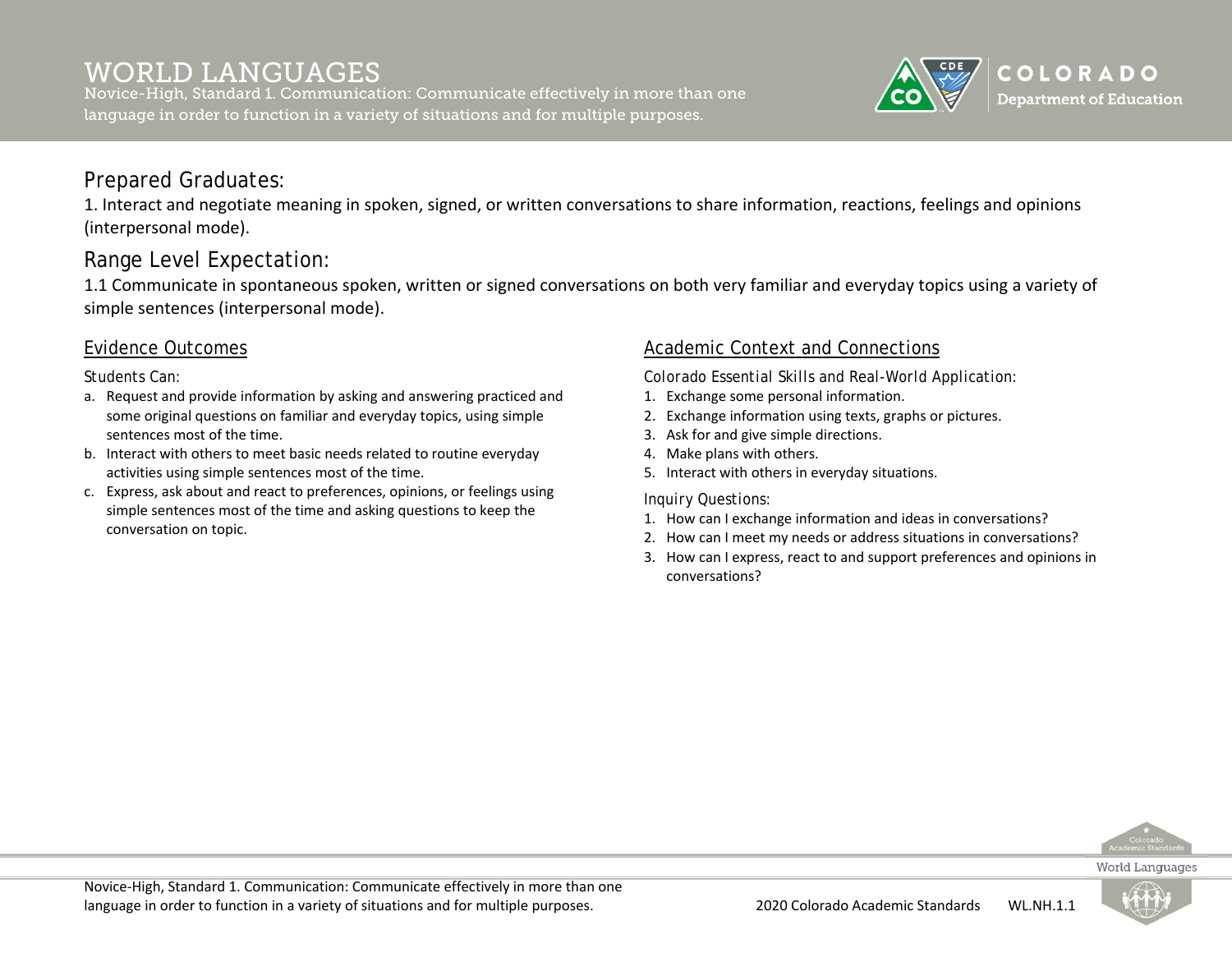# WORLD LANGUAGES

Novice-High, Standard 1. Communication: Communicate effectively in more than one language in order to function in a variety of situations and for multiple purposes.

## Prepared Graduates:

1. Interact and negotiate meaning in spoken, signed, or written conversations to share information, reactions, feelings and opinions (interpersonal mode).

## Range Level Expectation:

1.1 Communicate in spontaneous spoken, written or signed conversations on both very familiar and everyday topics using a variety of simple sentences (interpersonal mode).

### Evidence Outcomes

Students Can:

a. Request and provide information by asking and answering practiced and some original questions on familiar and everyday topics, using simple sentences most of the time.
b. Interact with others to meet basic needs related to routine everyday activities using simple sentences most of the time.
c. Express, ask about and react to preferences, opinions, or feelings using simple sentences most of the time and asking questions to keep the conversation on topic.

### Academic Context and Connections

Colorado Essential Skills and Real-World Application:

1. Exchange some personal information.
2. Exchange information using texts, graphs or pictures.
3. Ask for and give simple directions.
4. Make plans with others.
5. Interact with others in everyday situations.

Inquiry Questions:

1. How can I exchange information and ideas in conversations?
2. How can I meet my needs or address situations in conversations?
3. How can I express, react to and support preferences and opinions in conversations?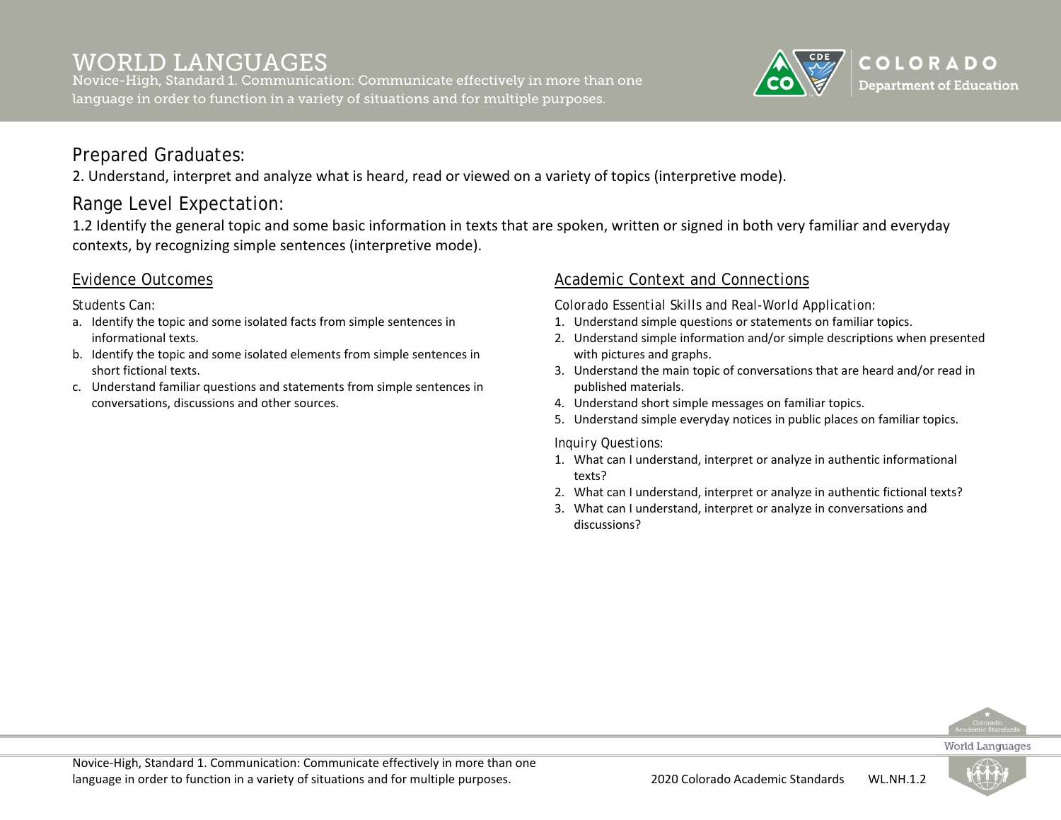# WORLD LANGUAGES

Novice-High, Standard 1. Communication: Communicate effectively in more than one language in order to function in a variety of situations and for multiple purposes.

## Prepared Graduates:

2. Understand, interpret and analyze what is heard, read or viewed on a variety of topics (interpretive mode).

## Range Level Expectation:

1.2 Identify the general topic and some basic information in texts that are spoken, written or signed in both very familiar and everyday contexts, by recognizing simple sentences (interpretive mode).

### Evidence Outcomes

*Students Can:*

a. Identify the topic and some isolated facts from simple sentences in informational texts.
b. Identify the topic and some isolated elements from simple sentences in short fictional texts.
c. Understand familiar questions and statements from simple sentences in conversations, discussions and other sources.

### Academic Context and Connections

*Colorado Essential Skills and Real-World Application:*

1. Understand simple questions or statements on familiar topics.
2. Understand simple information and/or simple descriptions when presented with pictures and graphs.
3. Understand the main topic of conversations that are heard and/or read in published materials.
4. Understand short simple messages on familiar topics.
5. Understand simple everyday notices in public places on familiar topics.

*Inquiry Questions:*

1. What can I understand, interpret or analyze in authentic informational texts?
2. What can I understand, interpret or analyze in authentic fictional texts?
3. What can I understand, interpret or analyze in conversations and discussions?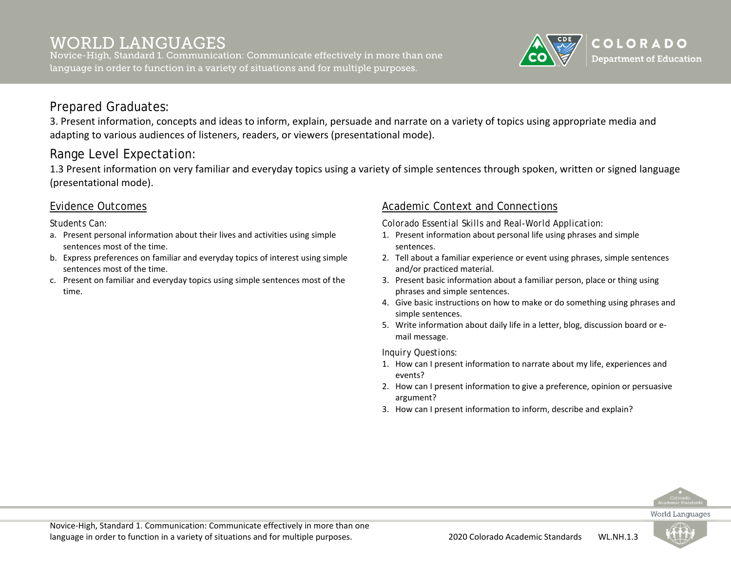# WORLD LANGUAGES

Novice-High, Standard 1. Communication: Communicate effectively in more than one language in order to function in a variety of situations and for multiple purposes.

## Prepared Graduates:

3. Present information, concepts and ideas to inform, explain, persuade and narrate on a variety of topics using appropriate media and adapting to various audiences of listeners, readers, or viewers (presentational mode).

## Range Level Expectation:

1.3 Present information on very familiar and everyday topics using a variety of simple sentences through spoken, written or signed language (presentational mode).

### Evidence Outcomes

Students Can:

a. Present personal information about their lives and activities using simple sentences most of the time.
b. Express preferences on familiar and everyday topics of interest using simple sentences most of the time.
c. Present on familiar and everyday topics using simple sentences most of the time.

### Academic Context and Connections

*Colorado Essential Skills and Real-World Application:*

1. Present information about personal life using phrases and simple sentences.
2. Tell about a familiar experience or event using phrases, simple sentences and/or practiced material.
3. Present basic information about a familiar person, place or thing using phrases and simple sentences.
4. Give basic instructions on how to make or do something using phrases and simple sentences.
5. Write information about daily life in a letter, blog, discussion board or e-mail message.

*Inquiry Questions:*

1. How can I present information to narrate about my life, experiences and events?
2. How can I present information to give a preference, opinion or persuasive argument?
3. How can I present information to inform, describe and explain?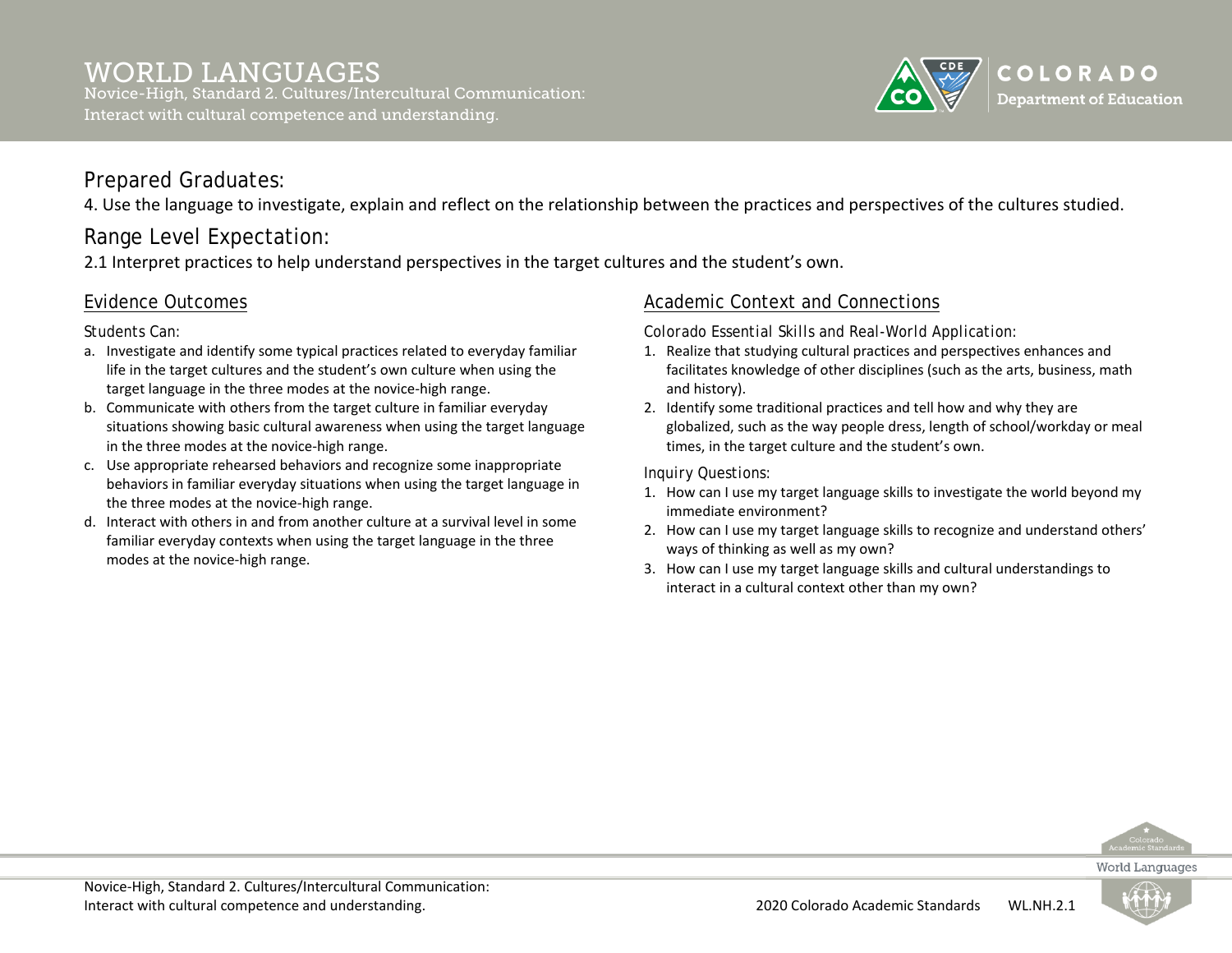# WORLD LANGUAGES

Novice-High, Standard 2. Cultures/Intercultural Communication: Interact with cultural competence and understanding.

## Prepared Graduates:

4. Use the language to investigate, explain and reflect on the relationship between the practices and perspectives of the cultures studied.

## Range Level Expectation:

2.1 Interpret practices to help understand perspectives in the target cultures and the student's own.

### Evidence Outcomes

*Students Can:*

a. Investigate and identify some typical practices related to everyday familiar life in the target cultures and the student's own culture when using the target language in the three modes at the novice-high range.
b. Communicate with others from the target culture in familiar everyday situations showing basic cultural awareness when using the target language in the three modes at the novice-high range.
c. Use appropriate rehearsed behaviors and recognize some inappropriate behaviors in familiar everyday situations when using the target language in the three modes at the novice-high range.
d. Interact with others in and from another culture at a survival level in some familiar everyday contexts when using the target language in the three modes at the novice-high range.

### Academic Context and Connections

*Colorado Essential Skills and Real-World Application:*

1. Realize that studying cultural practices and perspectives enhances and facilitates knowledge of other disciplines (such as the arts, business, math and history).
2. Identify some traditional practices and tell how and why they are globalized, such as the way people dress, length of school/workday or meal times, in the target culture and the student's own.

*Inquiry Questions:*

1. How can I use my target language skills to investigate the world beyond my immediate environment?
2. How can I use my target language skills to recognize and understand others' ways of thinking as well as my own?
3. How can I use my target language skills and cultural understandings to interact in a cultural context other than my own?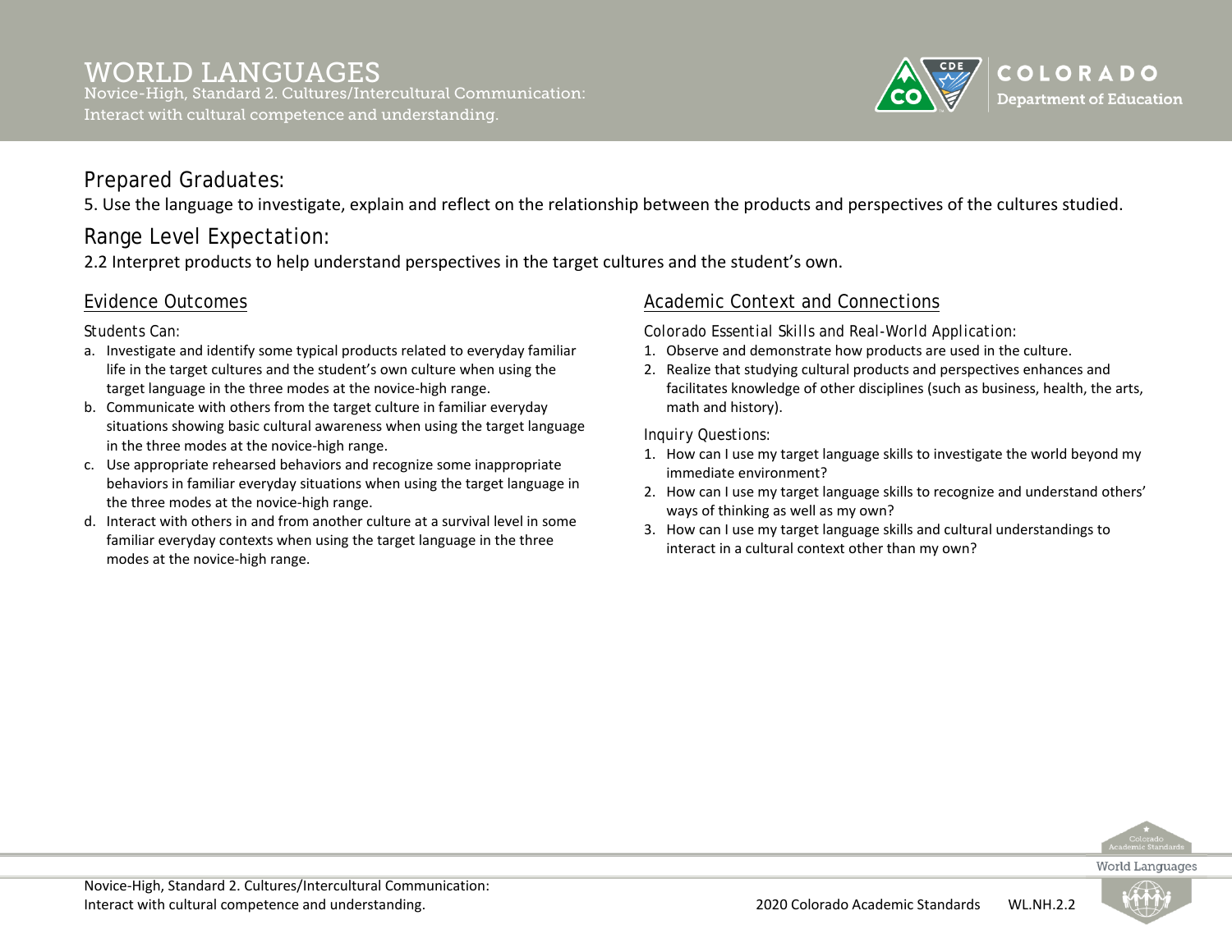# WORLD LANGUAGES

Novice-High, Standard 2. Cultures/Intercultural Communication: Interact with cultural competence and understanding.

## Prepared Graduates:

5. Use the language to investigate, explain and reflect on the relationship between the products and perspectives of the cultures studied.

## Range Level Expectation:

2.2 Interpret products to help understand perspectives in the target cultures and the student's own.

### Evidence Outcomes

Students Can:

a. Investigate and identify some typical products related to everyday familiar life in the target cultures and the student's own culture when using the target language in the three modes at the novice-high range.
b. Communicate with others from the target culture in familiar everyday situations showing basic cultural awareness when using the target language in the three modes at the novice-high range.
c. Use appropriate rehearsed behaviors and recognize some inappropriate behaviors in familiar everyday situations when using the target language in the three modes at the novice-high range.
d. Interact with others in and from another culture at a survival level in some familiar everyday contexts when using the target language in the three modes at the novice-high range.

### Academic Context and Connections

Colorado Essential Skills and Real-World Application:

1. Observe and demonstrate how products are used in the culture.
2. Realize that studying cultural products and perspectives enhances and facilitates knowledge of other disciplines (such as business, health, the arts, math and history).

Inquiry Questions:

1. How can I use my target language skills to investigate the world beyond my immediate environment?
2. How can I use my target language skills to recognize and understand others' ways of thinking as well as my own?
3. How can I use my target language skills and cultural understandings to interact in a cultural context other than my own?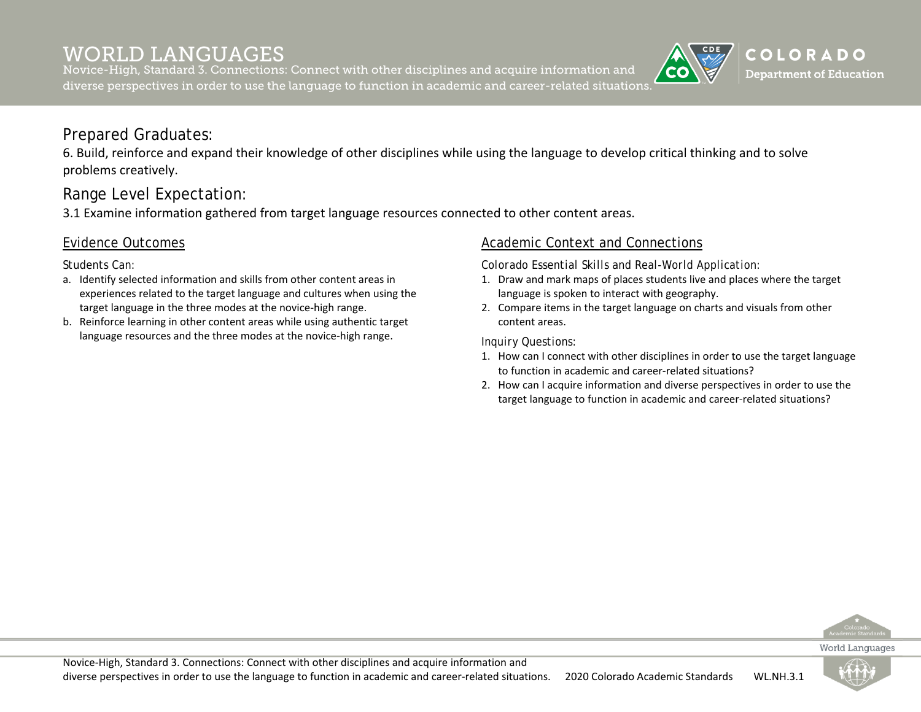# WORLD LANGUAGES

Novice-High, Standard 3. Connections: Connect with other disciplines and acquire information and diverse perspectives in order to use the language to function in academic and career-related situations.

## Prepared Graduates:

6. Build, reinforce and expand their knowledge of other disciplines while using the language to develop critical thinking and to solve problems creatively.

## Range Level Expectation:

3.1 Examine information gathered from target language resources connected to other content areas.

### Evidence Outcomes

Students Can:

a. Identify selected information and skills from other content areas in experiences related to the target language and cultures when using the target language in the three modes at the novice-high range.
b. Reinforce learning in other content areas while using authentic target language resources and the three modes at the novice-high range.

### Academic Context and Connections

Colorado Essential Skills and Real-World Application:

1. Draw and mark maps of places students live and places where the target language is spoken to interact with geography.
2. Compare items in the target language on charts and visuals from other content areas.

Inquiry Questions:

1. How can I connect with other disciplines in order to use the target language to function in academic and career-related situations?
2. How can I acquire information and diverse perspectives in order to use the target language to function in academic and career-related situations?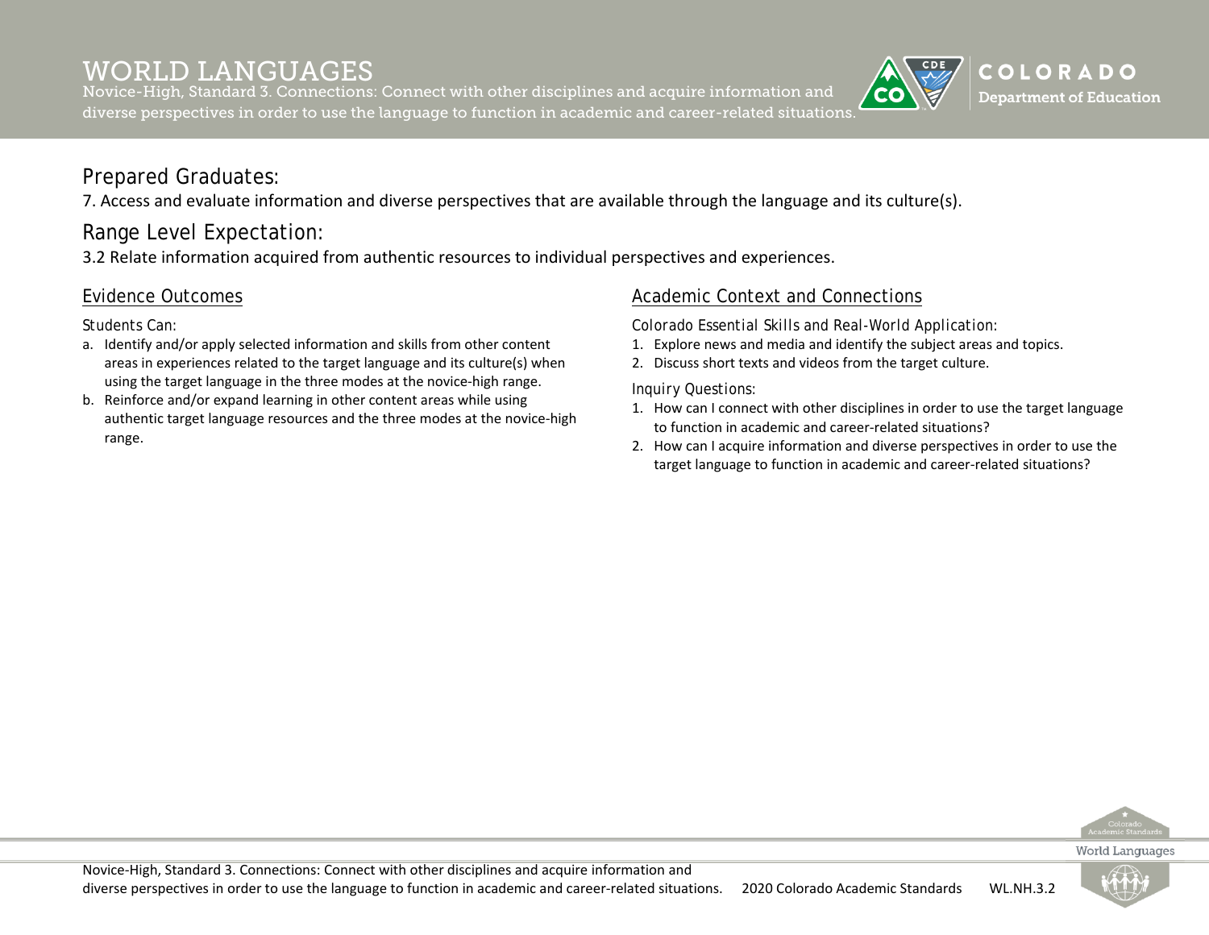# WORLD LANGUAGES

Novice-High, Standard 3. Connections: Connect with other disciplines and acquire information and diverse perspectives in order to use the language to function in academic and career-related situations.

## Prepared Graduates:

7. Access and evaluate information and diverse perspectives that are available through the language and its culture(s).

## Range Level Expectation:

3.2 Relate information acquired from authentic resources to individual perspectives and experiences.

### Evidence Outcomes

Students Can:

a. Identify and/or apply selected information and skills from other content areas in experiences related to the target language and its culture(s) when using the target language in the three modes at the novice-high range.
b. Reinforce and/or expand learning in other content areas while using authentic target language resources and the three modes at the novice-high range.

### Academic Context and Connections

Colorado Essential Skills and Real-World Application:

1. Explore news and media and identify the subject areas and topics.
2. Discuss short texts and videos from the target culture.

Inquiry Questions:

1. How can I connect with other disciplines in order to use the target language to function in academic and career-related situations?
2. How can I acquire information and diverse perspectives in order to use the target language to function in academic and career-related situations?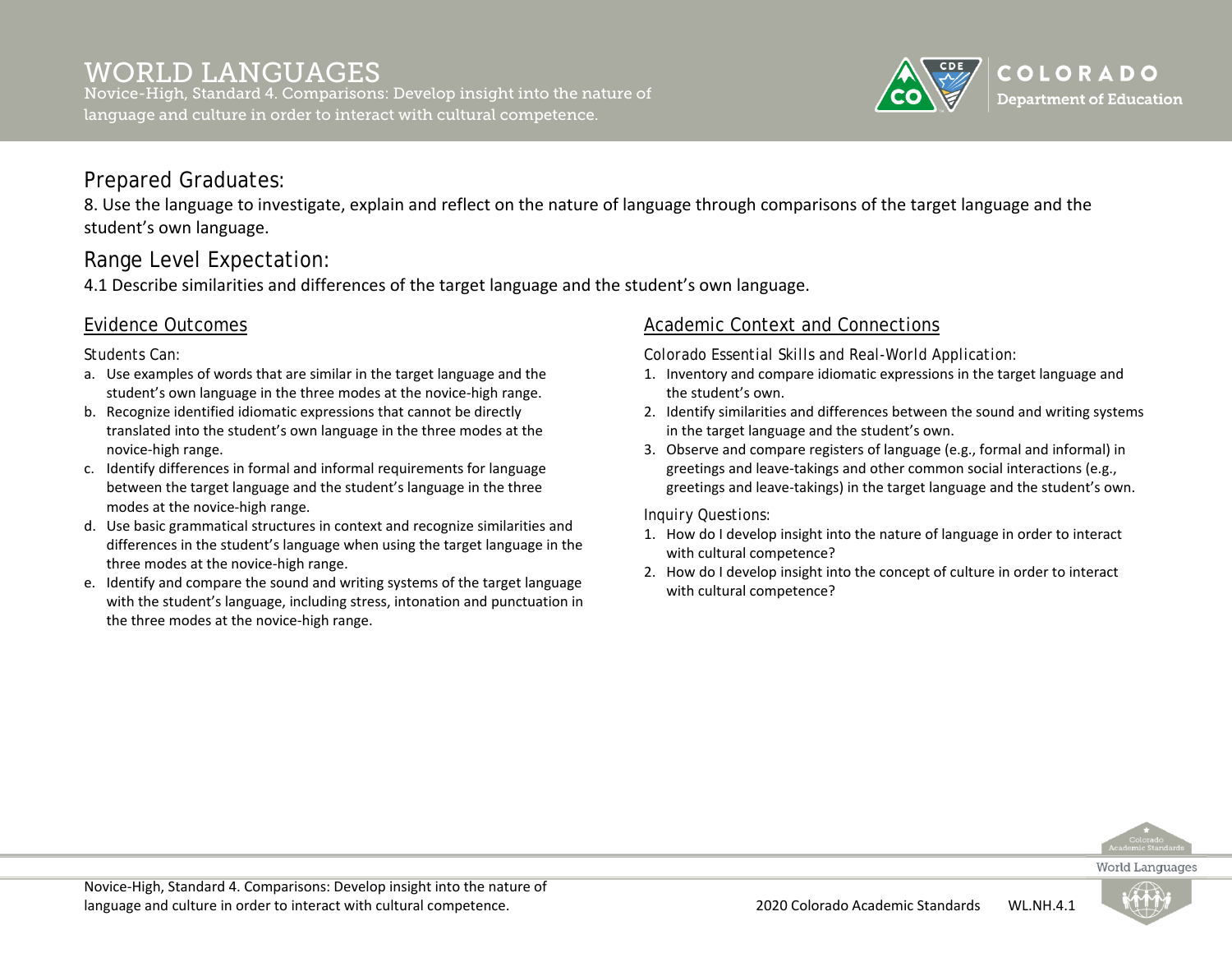# WORLD LANGUAGES

Novice-High, Standard 4. Comparisons: Develop insight into the nature of language and culture in order to interact with cultural competence.

## Prepared Graduates:

8. Use the language to investigate, explain and reflect on the nature of language through comparisons of the target language and the student's own language.

## Range Level Expectation:

4.1 Describe similarities and differences of the target language and the student's own language.

### Evidence Outcomes

Students Can:

a. Use examples of words that are similar in the target language and the student's own language in the three modes at the novice-high range.
b. Recognize identified idiomatic expressions that cannot be directly translated into the student's own language in the three modes at the novice-high range.
c. Identify differences in formal and informal requirements for language between the target language and the student's language in the three modes at the novice-high range.
d. Use basic grammatical structures in context and recognize similarities and differences in the student's language when using the target language in the three modes at the novice-high range.
e. Identify and compare the sound and writing systems of the target language with the student's language, including stress, intonation and punctuation in the three modes at the novice-high range.

### Academic Context and Connections

Colorado Essential Skills and Real-World Application:

1. Inventory and compare idiomatic expressions in the target language and the student's own.
2. Identify similarities and differences between the sound and writing systems in the target language and the student's own.
3. Observe and compare registers of language (e.g., formal and informal) in greetings and leave-takings and other common social interactions (e.g., greetings and leave-takings) in the target language and the student's own.

Inquiry Questions:

1. How do I develop insight into the nature of language in order to interact with cultural competence?
2. How do I develop insight into the concept of culture in order to interact with cultural competence?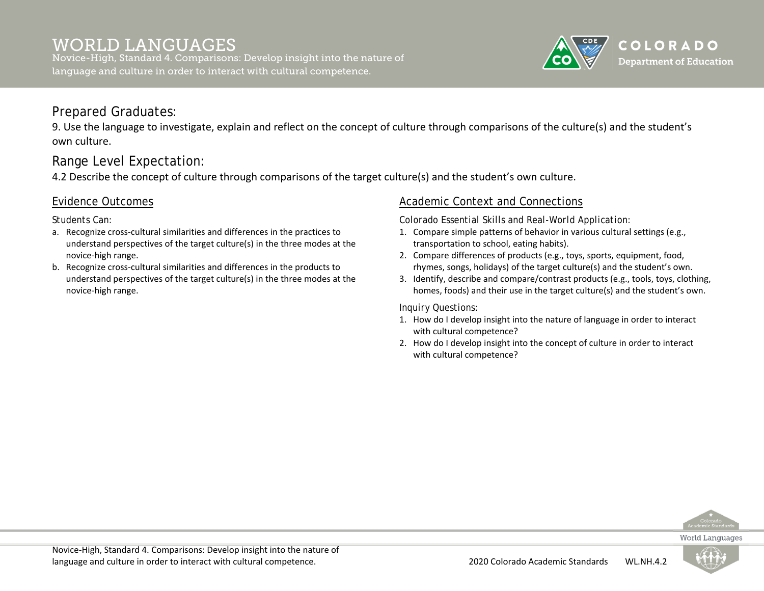# WORLD LANGUAGES

Novice-High, Standard 4. Comparisons: Develop insight into the nature of language and culture in order to interact with cultural competence.

## Prepared Graduates:

9. Use the language to investigate, explain and reflect on the concept of culture through comparisons of the culture(s) and the student's own culture.

## Range Level Expectation:

4.2 Describe the concept of culture through comparisons of the target culture(s) and the student's own culture.

### Evidence Outcomes

*Students Can:*

a. Recognize cross-cultural similarities and differences in the practices to understand perspectives of the target culture(s) in the three modes at the novice-high range.
b. Recognize cross-cultural similarities and differences in the products to understand perspectives of the target culture(s) in the three modes at the novice-high range.

### Academic Context and Connections

*Colorado Essential Skills and Real-World Application:*

1. Compare simple patterns of behavior in various cultural settings (e.g., transportation to school, eating habits).
2. Compare differences of products (e.g., toys, sports, equipment, food, rhymes, songs, holidays) of the target culture(s) and the student's own.
3. Identify, describe and compare/contrast products (e.g., tools, toys, clothing, homes, foods) and their use in the target culture(s) and the student's own.

*Inquiry Questions:*

1. How do I develop insight into the nature of language in order to interact with cultural competence?
2. How do I develop insight into the concept of culture in order to interact with cultural competence?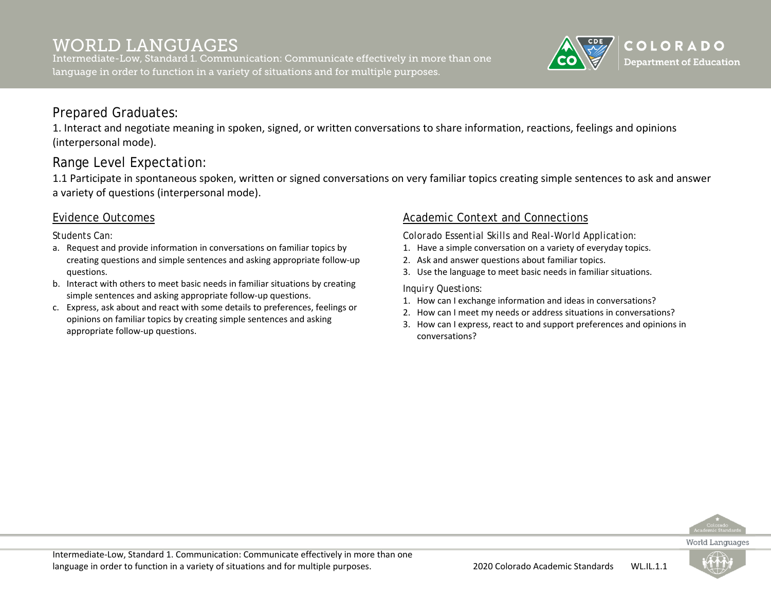# WORLD LANGUAGES

Intermediate-Low, Standard 1. Communication: Communicate effectively in more than one language in order to function in a variety of situations and for multiple purposes.

## Prepared Graduates:

1. Interact and negotiate meaning in spoken, signed, or written conversations to share information, reactions, feelings and opinions (interpersonal mode).

## Range Level Expectation:

1.1 Participate in spontaneous spoken, written or signed conversations on very familiar topics creating simple sentences to ask and answer a variety of questions (interpersonal mode).

### Evidence Outcomes

Students Can:

a. Request and provide information in conversations on familiar topics by creating questions and simple sentences and asking appropriate follow-up questions.
b. Interact with others to meet basic needs in familiar situations by creating simple sentences and asking appropriate follow-up questions.
c. Express, ask about and react with some details to preferences, feelings or opinions on familiar topics by creating simple sentences and asking appropriate follow-up questions.

### Academic Context and Connections

Colorado Essential Skills and Real-World Application:

1. Have a simple conversation on a variety of everyday topics.
2. Ask and answer questions about familiar topics.
3. Use the language to meet basic needs in familiar situations.

Inquiry Questions:

1. How can I exchange information and ideas in conversations?
2. How can I meet my needs or address situations in conversations?
3. How can I express, react to and support preferences and opinions in conversations?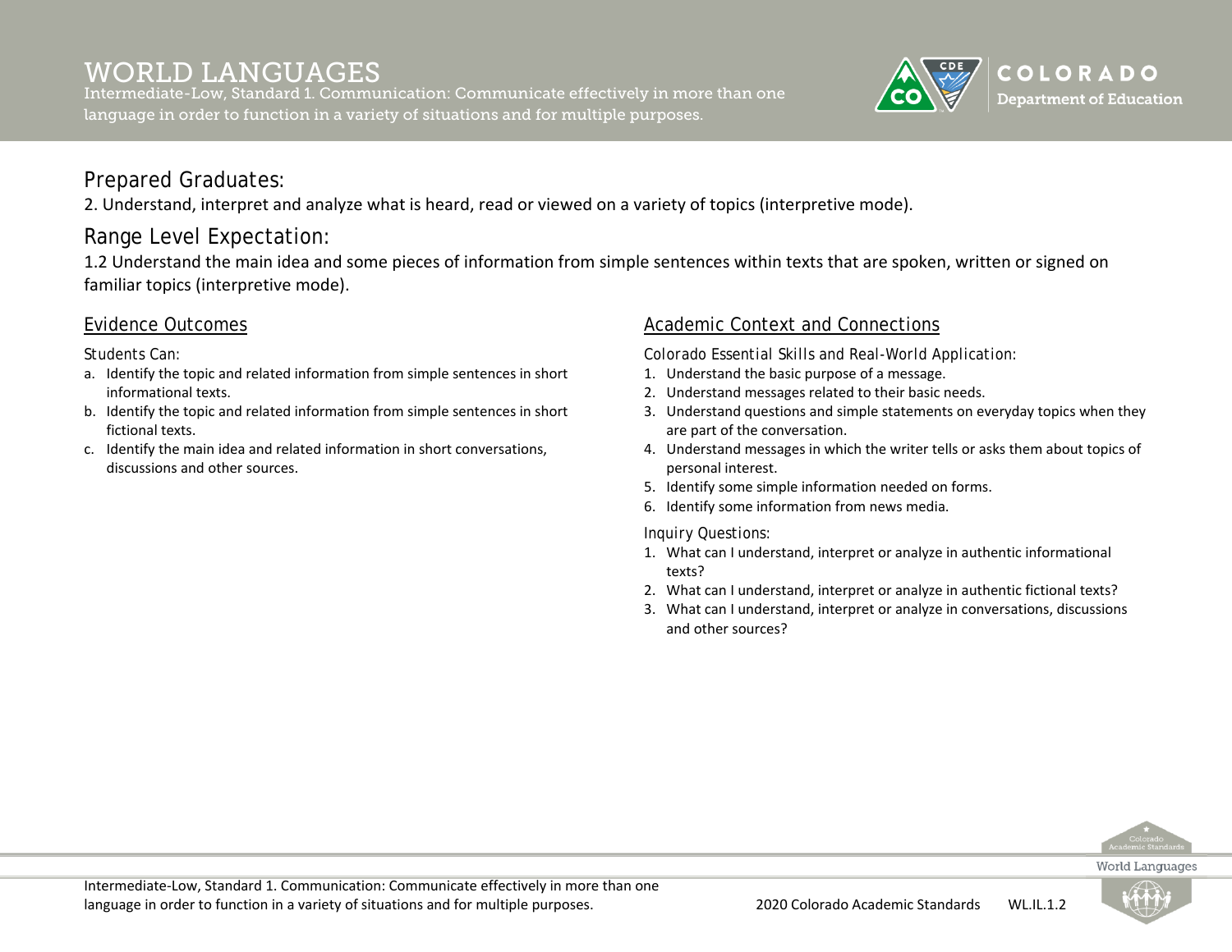# WORLD LANGUAGES

Intermediate-Low, Standard 1. Communication: Communicate effectively in more than one language in order to function in a variety of situations and for multiple purposes.

## Prepared Graduates:

2. Understand, interpret and analyze what is heard, read or viewed on a variety of topics (interpretive mode).

## Range Level Expectation:

1.2 Understand the main idea and some pieces of information from simple sentences within texts that are spoken, written or signed on familiar topics (interpretive mode).

### Evidence Outcomes

Students Can:

a. Identify the topic and related information from simple sentences in short informational texts.
b. Identify the topic and related information from simple sentences in short fictional texts.
c. Identify the main idea and related information in short conversations, discussions and other sources.

### Academic Context and Connections

Colorado Essential Skills and Real-World Application:

1. Understand the basic purpose of a message.
2. Understand messages related to their basic needs.
3. Understand questions and simple statements on everyday topics when they are part of the conversation.
4. Understand messages in which the writer tells or asks them about topics of personal interest.
5. Identify some simple information needed on forms.
6. Identify some information from news media.

Inquiry Questions:

1. What can I understand, interpret or analyze in authentic informational texts?
2. What can I understand, interpret or analyze in authentic fictional texts?
3. What can I understand, interpret or analyze in conversations, discussions and other sources?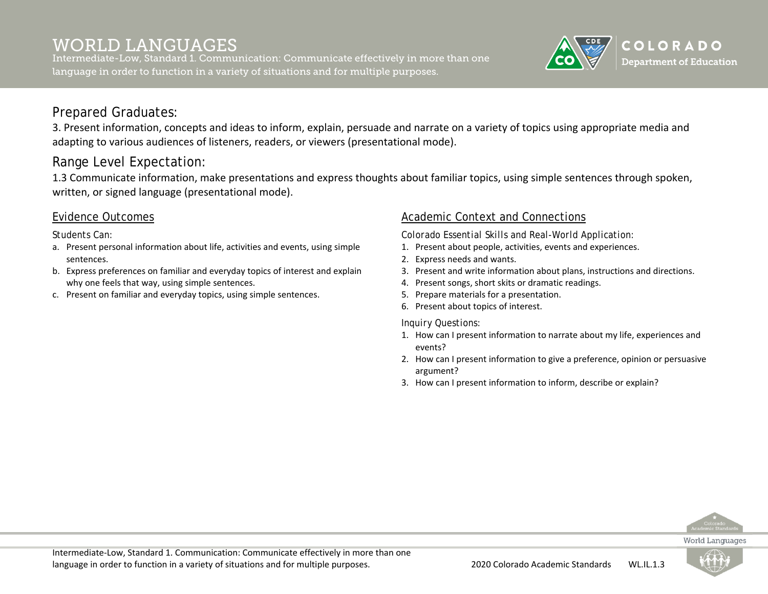# WORLD LANGUAGES

Intermediate-Low, Standard 1. Communication: Communicate effectively in more than one language in order to function in a variety of situations and for multiple purposes.

## Prepared Graduates:

3. Present information, concepts and ideas to inform, explain, persuade and narrate on a variety of topics using appropriate media and adapting to various audiences of listeners, readers, or viewers (presentational mode).

## Range Level Expectation:

1.3 Communicate information, make presentations and express thoughts about familiar topics, using simple sentences through spoken, written, or signed language (presentational mode).

### Evidence Outcomes

*Students Can:*

a. Present personal information about life, activities and events, using simple sentences.
b. Express preferences on familiar and everyday topics of interest and explain why one feels that way, using simple sentences.
c. Present on familiar and everyday topics, using simple sentences.

### Academic Context and Connections

*Colorado Essential Skills and Real-World Application:*

1. Present about people, activities, events and experiences.
2. Express needs and wants.
3. Present and write information about plans, instructions and directions.
4. Present songs, short skits or dramatic readings.
5. Prepare materials for a presentation.
6. Present about topics of interest.

*Inquiry Questions:*

1. How can I present information to narrate about my life, experiences and events?
2. How can I present information to give a preference, opinion or persuasive argument?
3. How can I present information to inform, describe or explain?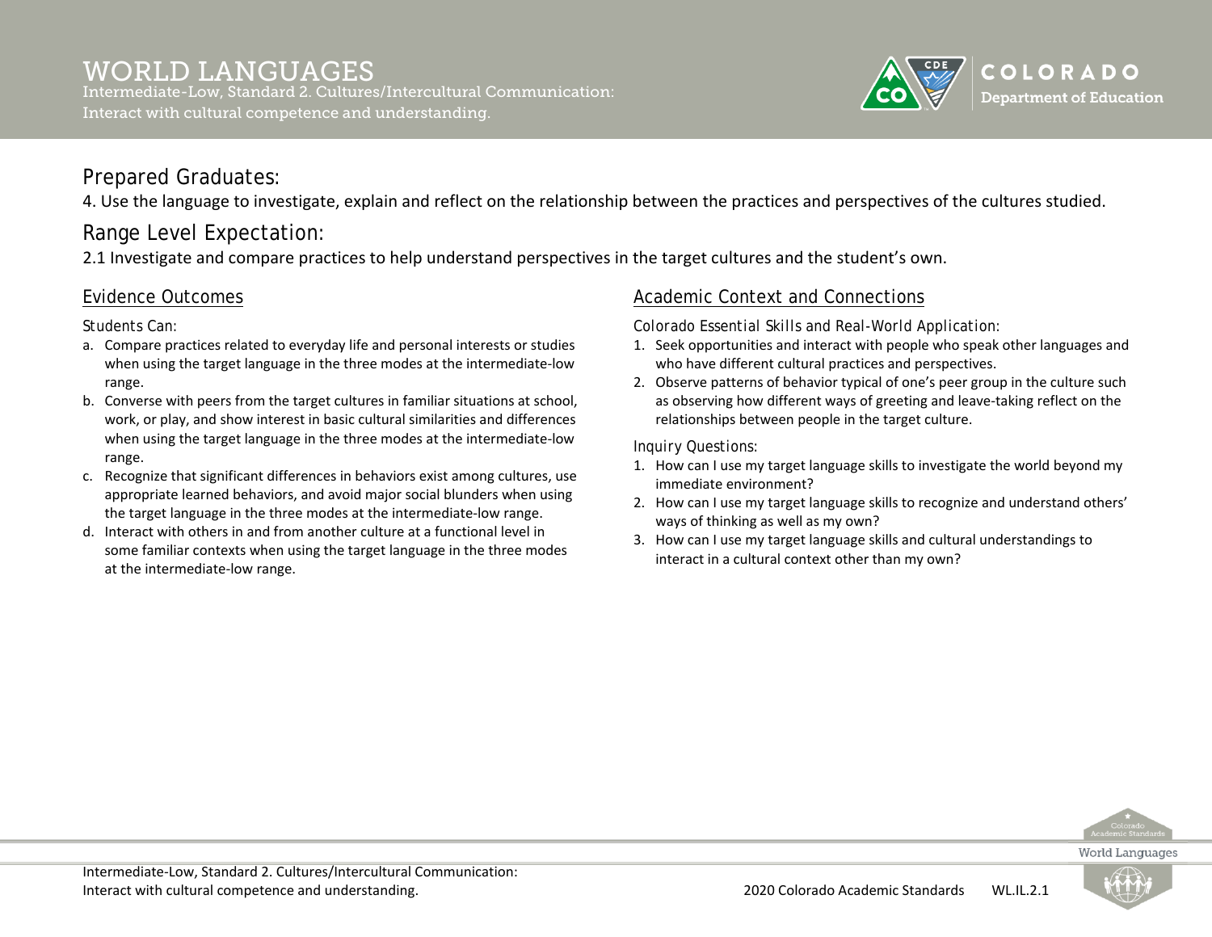# WORLD LANGUAGES

Intermediate-Low, Standard 2. Cultures/Intercultural Communication: Interact with cultural competence and understanding.

## Prepared Graduates:

4. Use the language to investigate, explain and reflect on the relationship between the practices and perspectives of the cultures studied.

## Range Level Expectation:

2.1 Investigate and compare practices to help understand perspectives in the target cultures and the student's own.

### Evidence Outcomes

Students Can:

a. Compare practices related to everyday life and personal interests or studies when using the target language in the three modes at the intermediate-low range.
b. Converse with peers from the target cultures in familiar situations at school, work, or play, and show interest in basic cultural similarities and differences when using the target language in the three modes at the intermediate-low range.
c. Recognize that significant differences in behaviors exist among cultures, use appropriate learned behaviors, and avoid major social blunders when using the target language in the three modes at the intermediate-low range.
d. Interact with others in and from another culture at a functional level in some familiar contexts when using the target language in the three modes at the intermediate-low range.

### Academic Context and Connections

Colorado Essential Skills and Real-World Application:

1. Seek opportunities and interact with people who speak other languages and who have different cultural practices and perspectives.
2. Observe patterns of behavior typical of one's peer group in the culture such as observing how different ways of greeting and leave-taking reflect on the relationships between people in the target culture.

Inquiry Questions:

1. How can I use my target language skills to investigate the world beyond my immediate environment?
2. How can I use my target language skills to recognize and understand others' ways of thinking as well as my own?
3. How can I use my target language skills and cultural understandings to interact in a cultural context other than my own?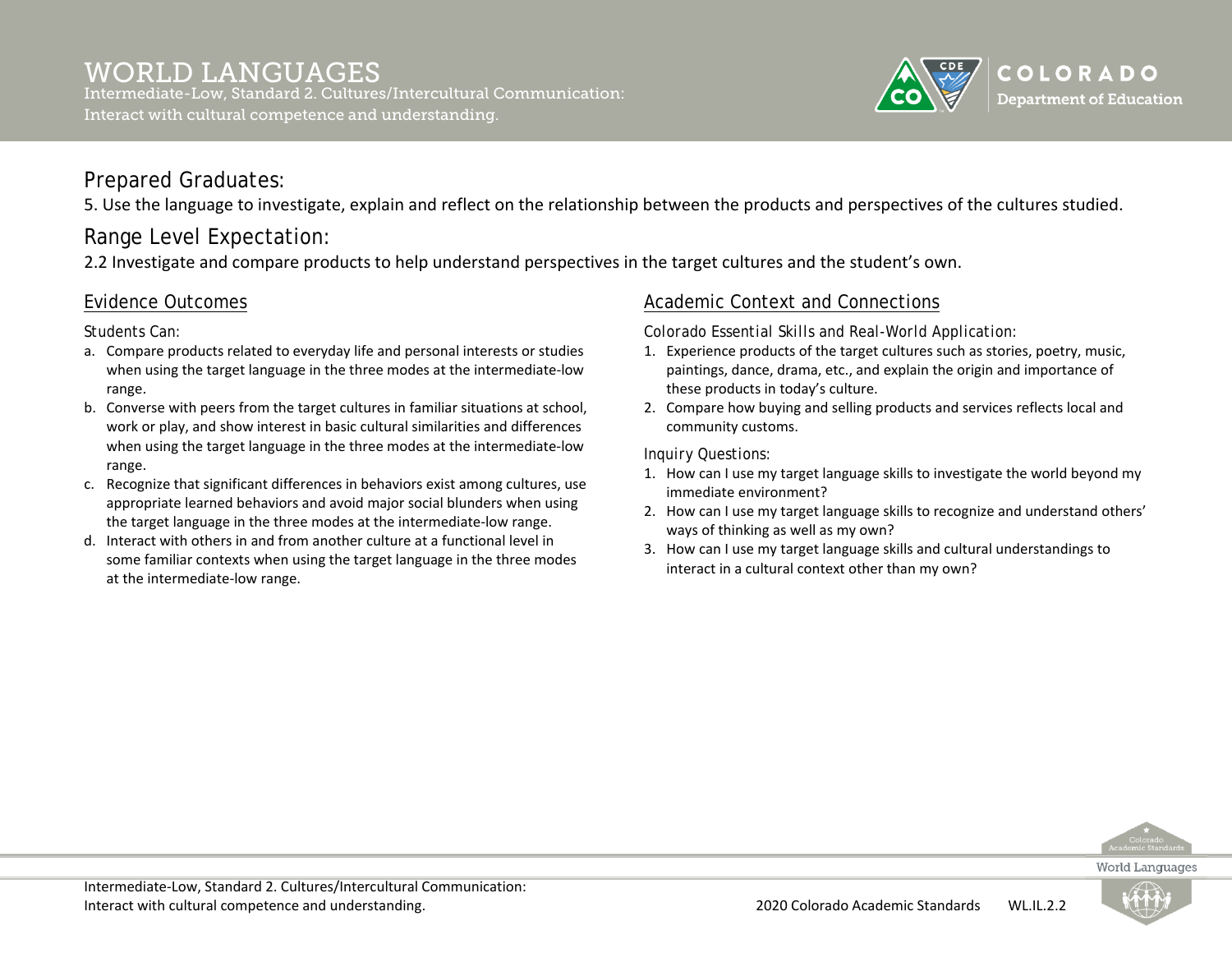# WORLD LANGUAGES

Intermediate-Low, Standard 2. Cultures/Intercultural Communication: Interact with cultural competence and understanding.

## Prepared Graduates:

5. Use the language to investigate, explain and reflect on the relationship between the products and perspectives of the cultures studied.

## Range Level Expectation:

2.2 Investigate and compare products to help understand perspectives in the target cultures and the student's own.

### Evidence Outcomes

Students Can:

a. Compare products related to everyday life and personal interests or studies when using the target language in the three modes at the intermediate-low range.
b. Converse with peers from the target cultures in familiar situations at school, work or play, and show interest in basic cultural similarities and differences when using the target language in the three modes at the intermediate-low range.
c. Recognize that significant differences in behaviors exist among cultures, use appropriate learned behaviors and avoid major social blunders when using the target language in the three modes at the intermediate-low range.
d. Interact with others in and from another culture at a functional level in some familiar contexts when using the target language in the three modes at the intermediate-low range.

### Academic Context and Connections

Colorado Essential Skills and Real-World Application:

1. Experience products of the target cultures such as stories, poetry, music, paintings, dance, drama, etc., and explain the origin and importance of these products in today's culture.
2. Compare how buying and selling products and services reflects local and community customs.

Inquiry Questions:

1. How can I use my target language skills to investigate the world beyond my immediate environment?
2. How can I use my target language skills to recognize and understand others' ways of thinking as well as my own?
3. How can I use my target language skills and cultural understandings to interact in a cultural context other than my own?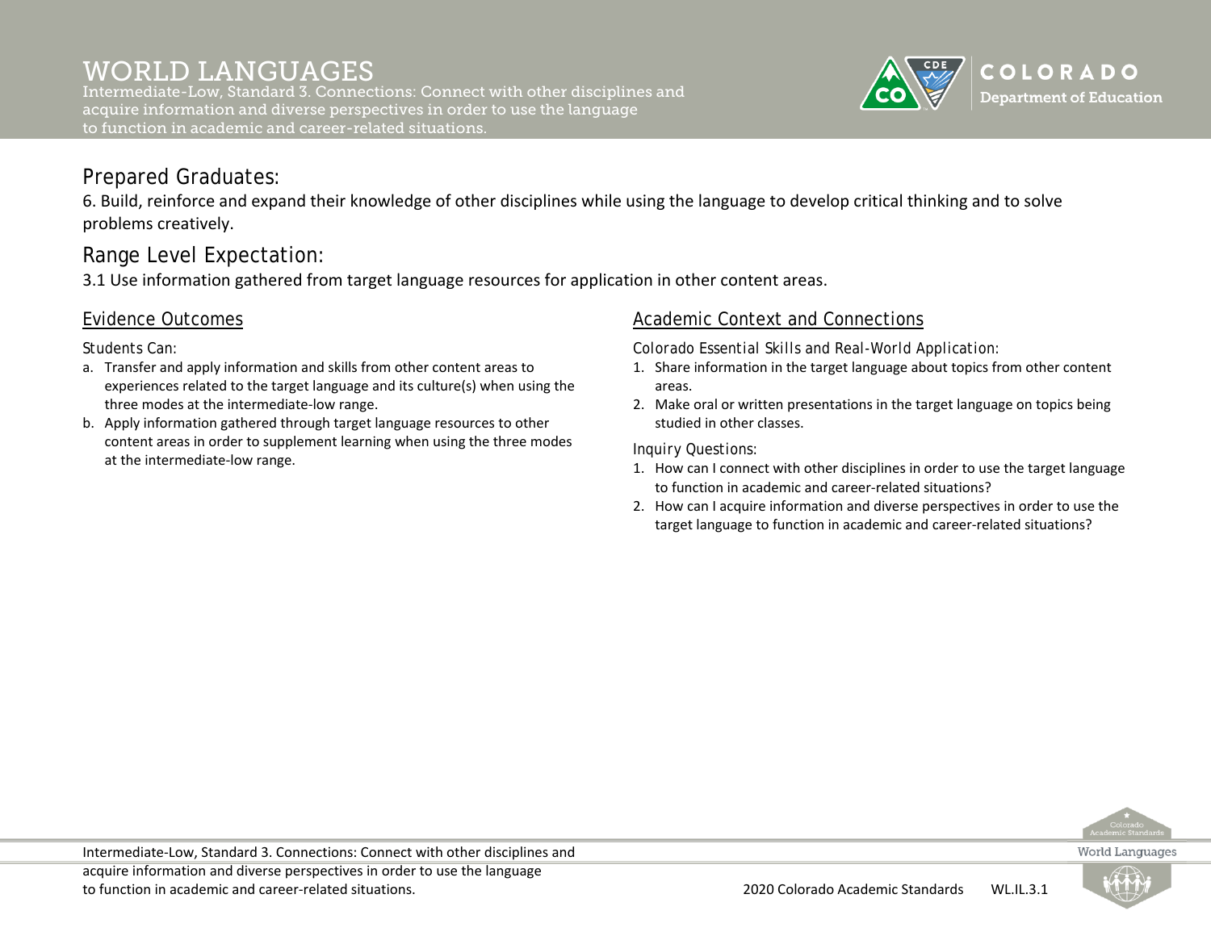# WORLD LANGUAGES

Intermediate-Low, Standard 3. Connections: Connect with other disciplines and acquire information and diverse perspectives in order to use the language to function in academic and career-related situations.

## Prepared Graduates:

6. Build, reinforce and expand their knowledge of other disciplines while using the language to develop critical thinking and to solve problems creatively.

## Range Level Expectation:

3.1 Use information gathered from target language resources for application in other content areas.

### Evidence Outcomes

Students Can:

a. Transfer and apply information and skills from other content areas to experiences related to the target language and its culture(s) when using the three modes at the intermediate-low range.
b. Apply information gathered through target language resources to other content areas in order to supplement learning when using the three modes at the intermediate-low range.

### Academic Context and Connections

Colorado Essential Skills and Real-World Application:

1. Share information in the target language about topics from other content areas.
2. Make oral or written presentations in the target language on topics being studied in other classes.

Inquiry Questions:

1. How can I connect with other disciplines in order to use the target language to function in academic and career-related situations?
2. How can I acquire information and diverse perspectives in order to use the target language to function in academic and career-related situations?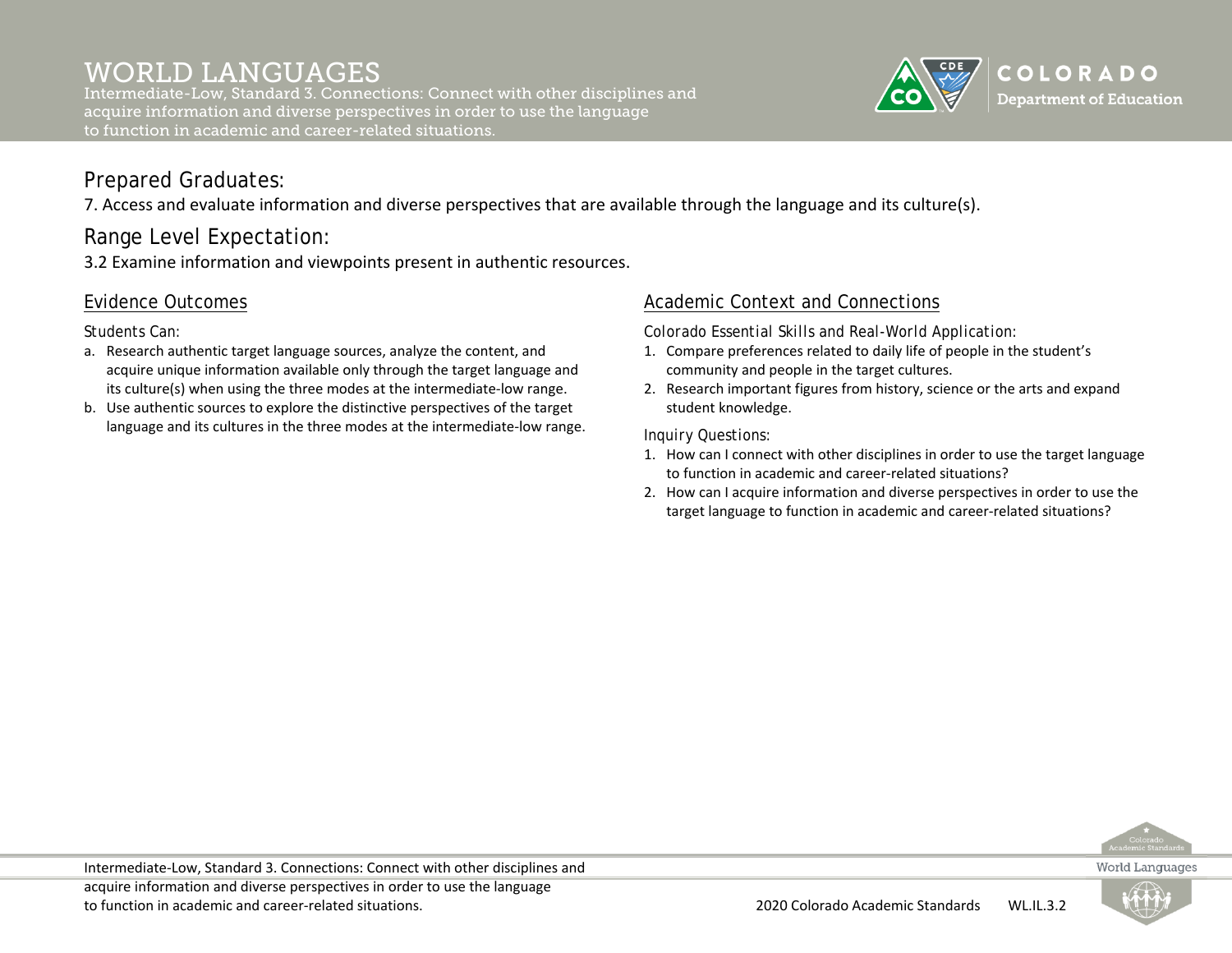# WORLD LANGUAGES

Intermediate-Low, Standard 3. Connections: Connect with other disciplines and acquire information and diverse perspectives in order to use the language to function in academic and career-related situations.

## Prepared Graduates:

7. Access and evaluate information and diverse perspectives that are available through the language and its culture(s).

## Range Level Expectation:

3.2 Examine information and viewpoints present in authentic resources.

### Evidence Outcomes

*Students Can:*

a. Research authentic target language sources, analyze the content, and acquire unique information available only through the target language and its culture(s) when using the three modes at the intermediate-low range.
b. Use authentic sources to explore the distinctive perspectives of the target language and its cultures in the three modes at the intermediate-low range.

### Academic Context and Connections

*Colorado Essential Skills and Real-World Application:*

1. Compare preferences related to daily life of people in the student's community and people in the target cultures.
2. Research important figures from history, science or the arts and expand student knowledge.

*Inquiry Questions:*

1. How can I connect with other disciplines in order to use the target language to function in academic and career-related situations?
2. How can I acquire information and diverse perspectives in order to use the target language to function in academic and career-related situations?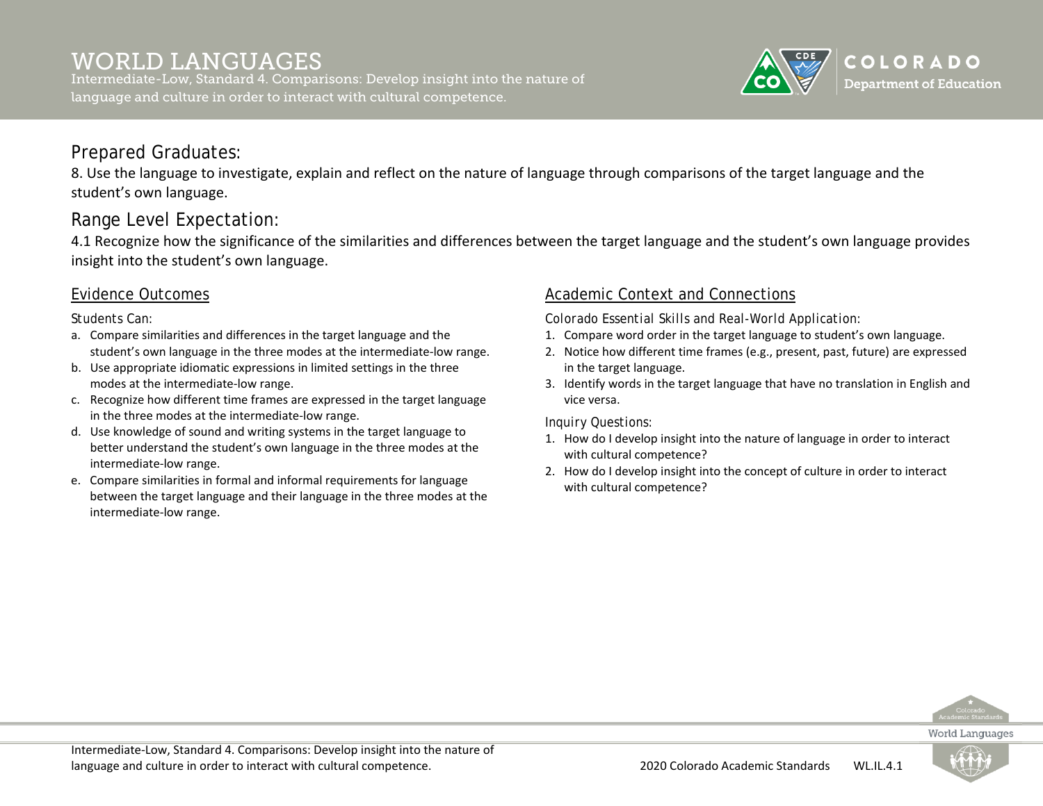# WORLD LANGUAGES

Intermediate-Low, Standard 4. Comparisons: Develop insight into the nature of language and culture in order to interact with cultural competence.

## Prepared Graduates:

8. Use the language to investigate, explain and reflect on the nature of language through comparisons of the target language and the student's own language.

## Range Level Expectation:

4.1 Recognize how the significance of the similarities and differences between the target language and the student's own language provides insight into the student's own language.

### Evidence Outcomes

*Students Can:*

a. Compare similarities and differences in the target language and the student's own language in the three modes at the intermediate-low range.
b. Use appropriate idiomatic expressions in limited settings in the three modes at the intermediate-low range.
c. Recognize how different time frames are expressed in the target language in the three modes at the intermediate-low range.
d. Use knowledge of sound and writing systems in the target language to better understand the student's own language in the three modes at the intermediate-low range.
e. Compare similarities in formal and informal requirements for language between the target language and their language in the three modes at the intermediate-low range.

### Academic Context and Connections

*Colorado Essential Skills and Real-World Application:*

1. Compare word order in the target language to student's own language.
2. Notice how different time frames (e.g., present, past, future) are expressed in the target language.
3. Identify words in the target language that have no translation in English and vice versa.

*Inquiry Questions:*

1. How do I develop insight into the nature of language in order to interact with cultural competence?
2. How do I develop insight into the concept of culture in order to interact with cultural competence?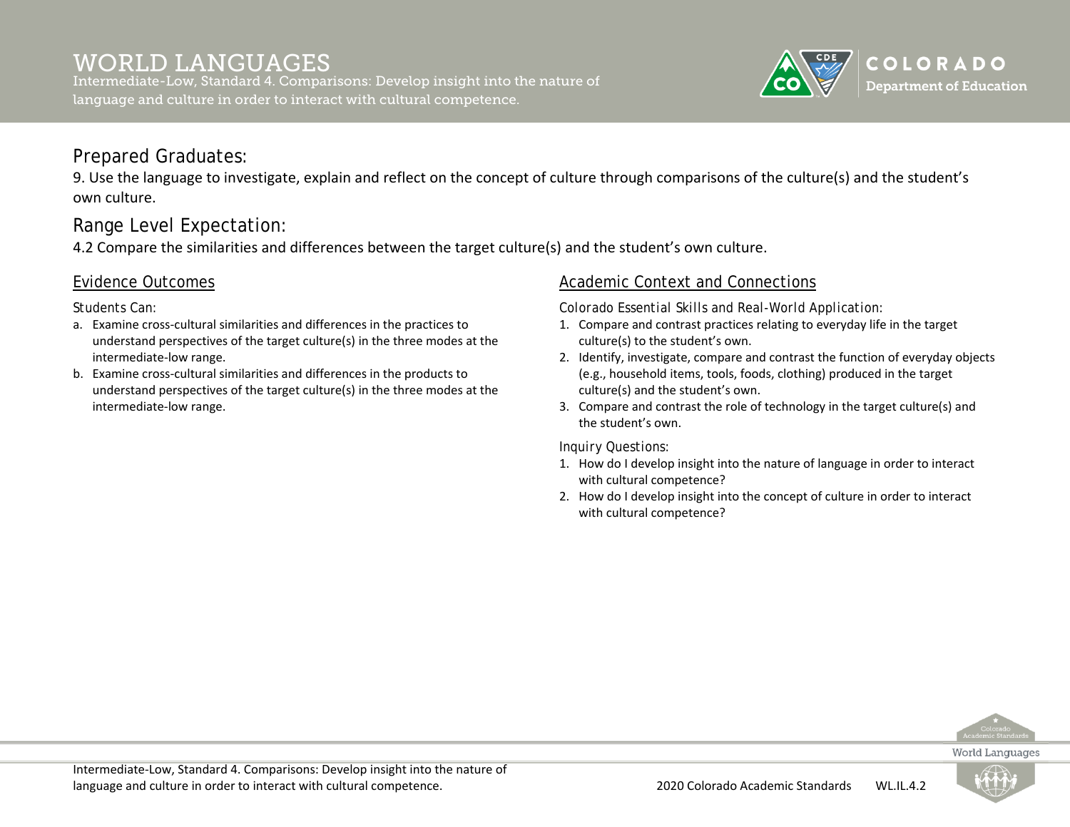# WORLD LANGUAGES

Intermediate-Low, Standard 4. Comparisons: Develop insight into the nature of language and culture in order to interact with cultural competence.

## Prepared Graduates:

9. Use the language to investigate, explain and reflect on the concept of culture through comparisons of the culture(s) and the student's own culture.

## Range Level Expectation:

4.2 Compare the similarities and differences between the target culture(s) and the student's own culture.

### Evidence Outcomes

*Students Can:*

a. Examine cross-cultural similarities and differences in the practices to understand perspectives of the target culture(s) in the three modes at the intermediate-low range.
b. Examine cross-cultural similarities and differences in the products to understand perspectives of the target culture(s) in the three modes at the intermediate-low range.

### Academic Context and Connections

*Colorado Essential Skills and Real-World Application:*

1. Compare and contrast practices relating to everyday life in the target culture(s) to the student's own.
2. Identify, investigate, compare and contrast the function of everyday objects (e.g., household items, tools, foods, clothing) produced in the target culture(s) and the student's own.
3. Compare and contrast the role of technology in the target culture(s) and the student's own.

*Inquiry Questions:*

1. How do I develop insight into the nature of language in order to interact with cultural competence?
2. How do I develop insight into the concept of culture in order to interact with cultural competence?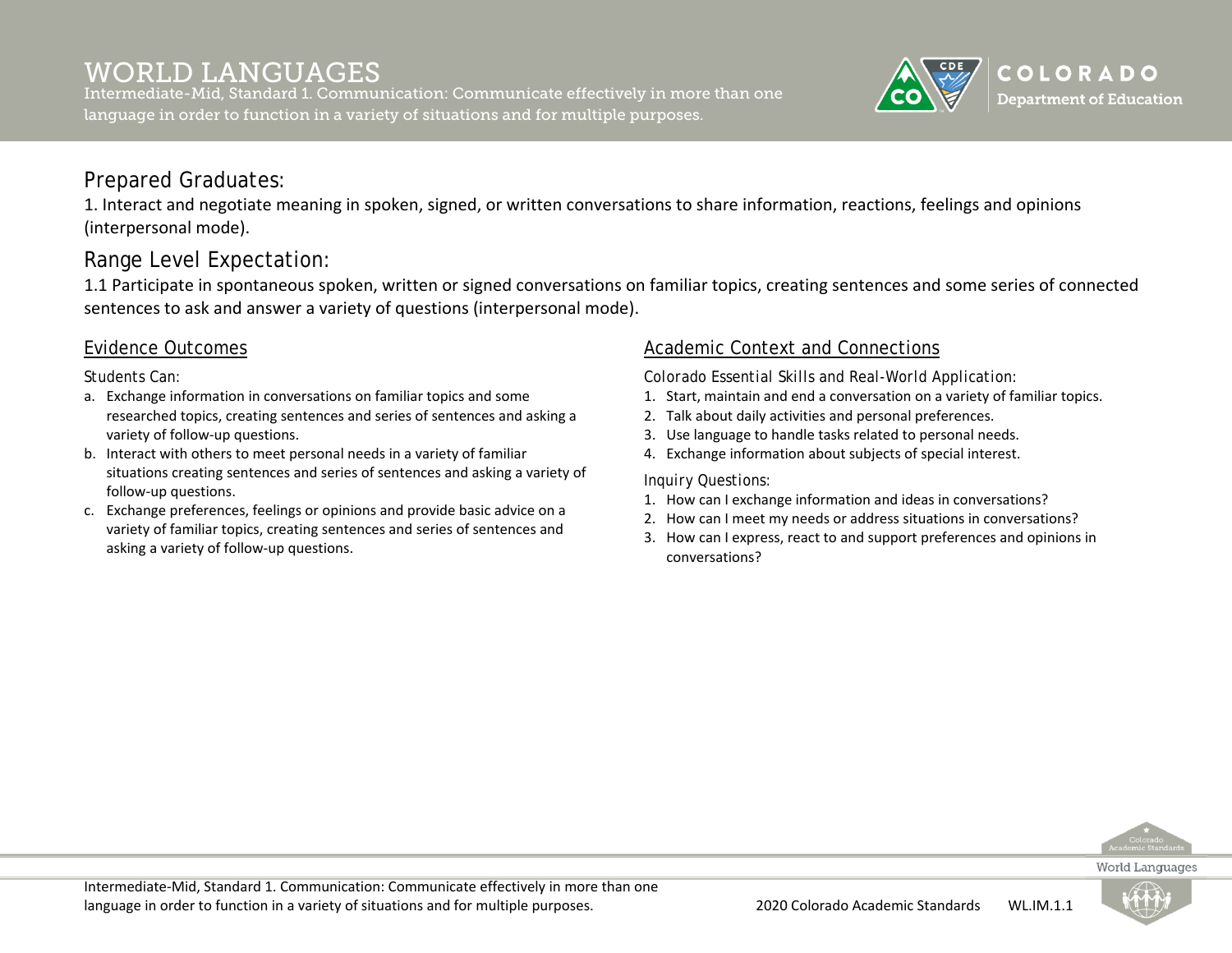# WORLD LANGUAGES

Intermediate-Mid, Standard 1. Communication: Communicate effectively in more than one language in order to function in a variety of situations and for multiple purposes.

## Prepared Graduates:

1. Interact and negotiate meaning in spoken, signed, or written conversations to share information, reactions, feelings and opinions (interpersonal mode).

## Range Level Expectation:

1.1 Participate in spontaneous spoken, written or signed conversations on familiar topics, creating sentences and some series of connected sentences to ask and answer a variety of questions (interpersonal mode).

### Evidence Outcomes

Students Can:

a. Exchange information in conversations on familiar topics and some researched topics, creating sentences and series of sentences and asking a variety of follow-up questions.
b. Interact with others to meet personal needs in a variety of familiar situations creating sentences and series of sentences and asking a variety of follow-up questions.
c. Exchange preferences, feelings or opinions and provide basic advice on a variety of familiar topics, creating sentences and series of sentences and asking a variety of follow-up questions.

### Academic Context and Connections

Colorado Essential Skills and Real-World Application:

1. Start, maintain and end a conversation on a variety of familiar topics.
2. Talk about daily activities and personal preferences.
3. Use language to handle tasks related to personal needs.
4. Exchange information about subjects of special interest.

Inquiry Questions:

1. How can I exchange information and ideas in conversations?
2. How can I meet my needs or address situations in conversations?
3. How can I express, react to and support preferences and opinions in conversations?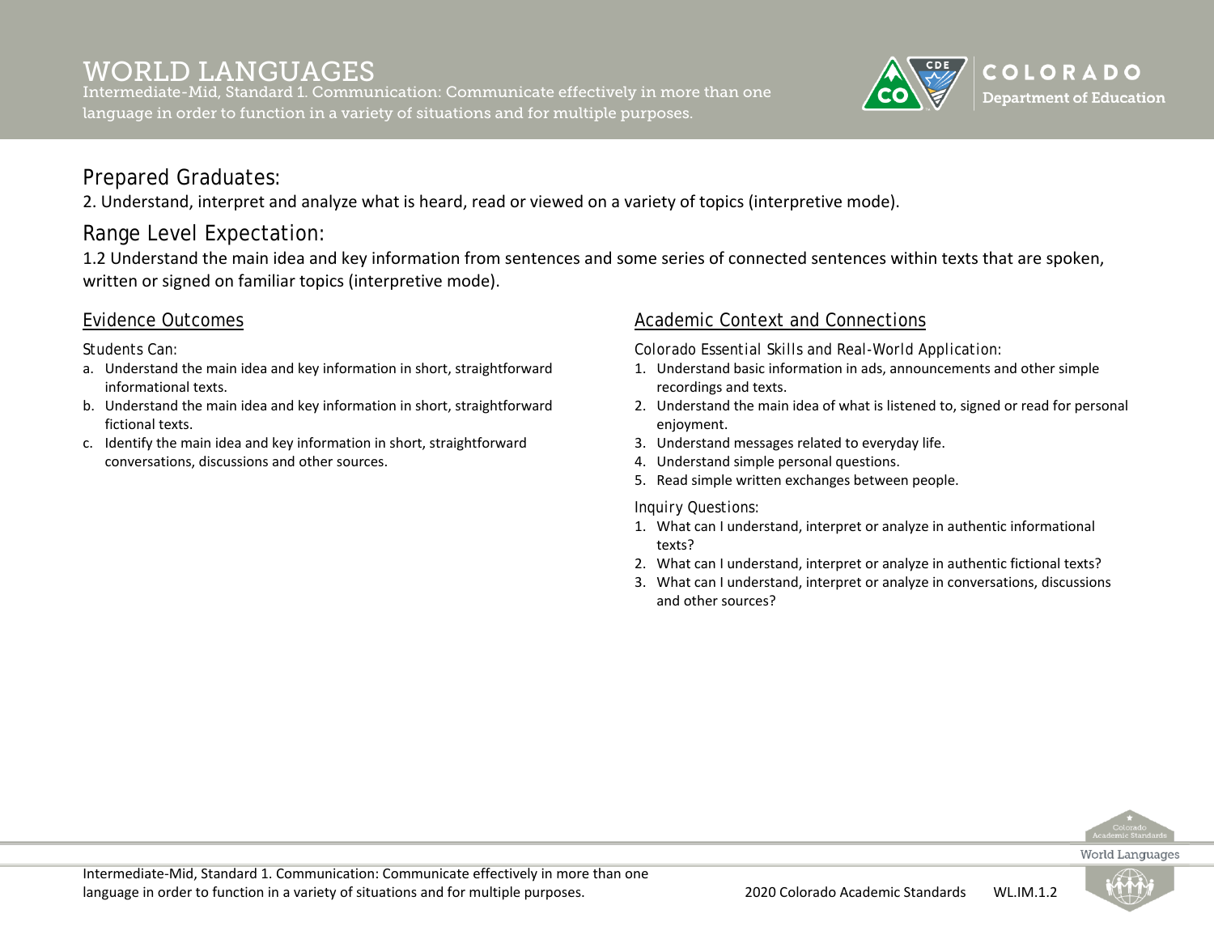# WORLD LANGUAGES

Intermediate-Mid, Standard 1. Communication: Communicate effectively in more than one language in order to function in a variety of situations and for multiple purposes.

## Prepared Graduates:

2. Understand, interpret and analyze what is heard, read or viewed on a variety of topics (interpretive mode).

## Range Level Expectation:

1.2 Understand the main idea and key information from sentences and some series of connected sentences within texts that are spoken, written or signed on familiar topics (interpretive mode).

### Evidence Outcomes

*Students Can:*

a. Understand the main idea and key information in short, straightforward informational texts.
b. Understand the main idea and key information in short, straightforward fictional texts.
c. Identify the main idea and key information in short, straightforward conversations, discussions and other sources.

### Academic Context and Connections

*Colorado Essential Skills and Real-World Application:*

1. Understand basic information in ads, announcements and other simple recordings and texts.
2. Understand the main idea of what is listened to, signed or read for personal enjoyment.
3. Understand messages related to everyday life.
4. Understand simple personal questions.
5. Read simple written exchanges between people.

*Inquiry Questions:*

1. What can I understand, interpret or analyze in authentic informational texts?
2. What can I understand, interpret or analyze in authentic fictional texts?
3. What can I understand, interpret or analyze in conversations, discussions and other sources?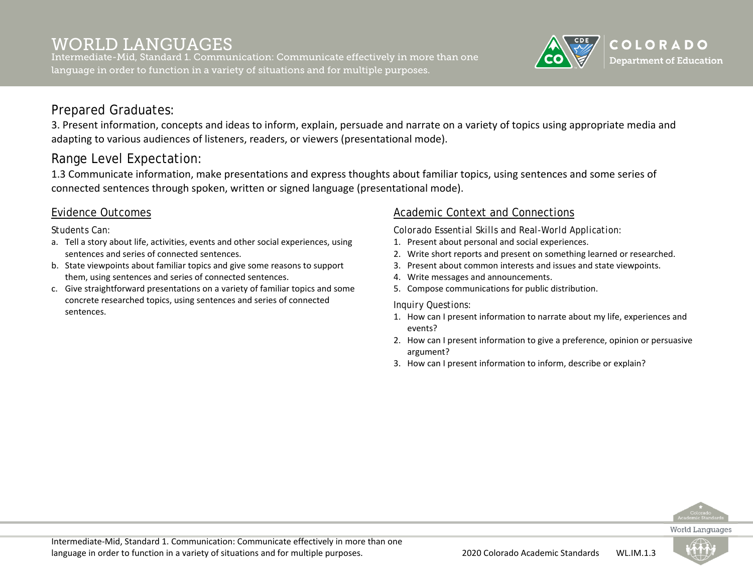# WORLD LANGUAGES

Intermediate-Mid, Standard 1. Communication: Communicate effectively in more than one language in order to function in a variety of situations and for multiple purposes.

## Prepared Graduates:

3. Present information, concepts and ideas to inform, explain, persuade and narrate on a variety of topics using appropriate media and adapting to various audiences of listeners, readers, or viewers (presentational mode).

## Range Level Expectation:

1.3 Communicate information, make presentations and express thoughts about familiar topics, using sentences and some series of connected sentences through spoken, written or signed language (presentational mode).

### Evidence Outcomes

*Students Can:*

a. Tell a story about life, activities, events and other social experiences, using sentences and series of connected sentences.
b. State viewpoints about familiar topics and give some reasons to support them, using sentences and series of connected sentences.
c. Give straightforward presentations on a variety of familiar topics and some concrete researched topics, using sentences and series of connected sentences.

### Academic Context and Connections

*Colorado Essential Skills and Real-World Application:*

1. Present about personal and social experiences.
2. Write short reports and present on something learned or researched.
3. Present about common interests and issues and state viewpoints.
4. Write messages and announcements.
5. Compose communications for public distribution.

*Inquiry Questions:*

1. How can I present information to narrate about my life, experiences and events?
2. How can I present information to give a preference, opinion or persuasive argument?
3. How can I present information to inform, describe or explain?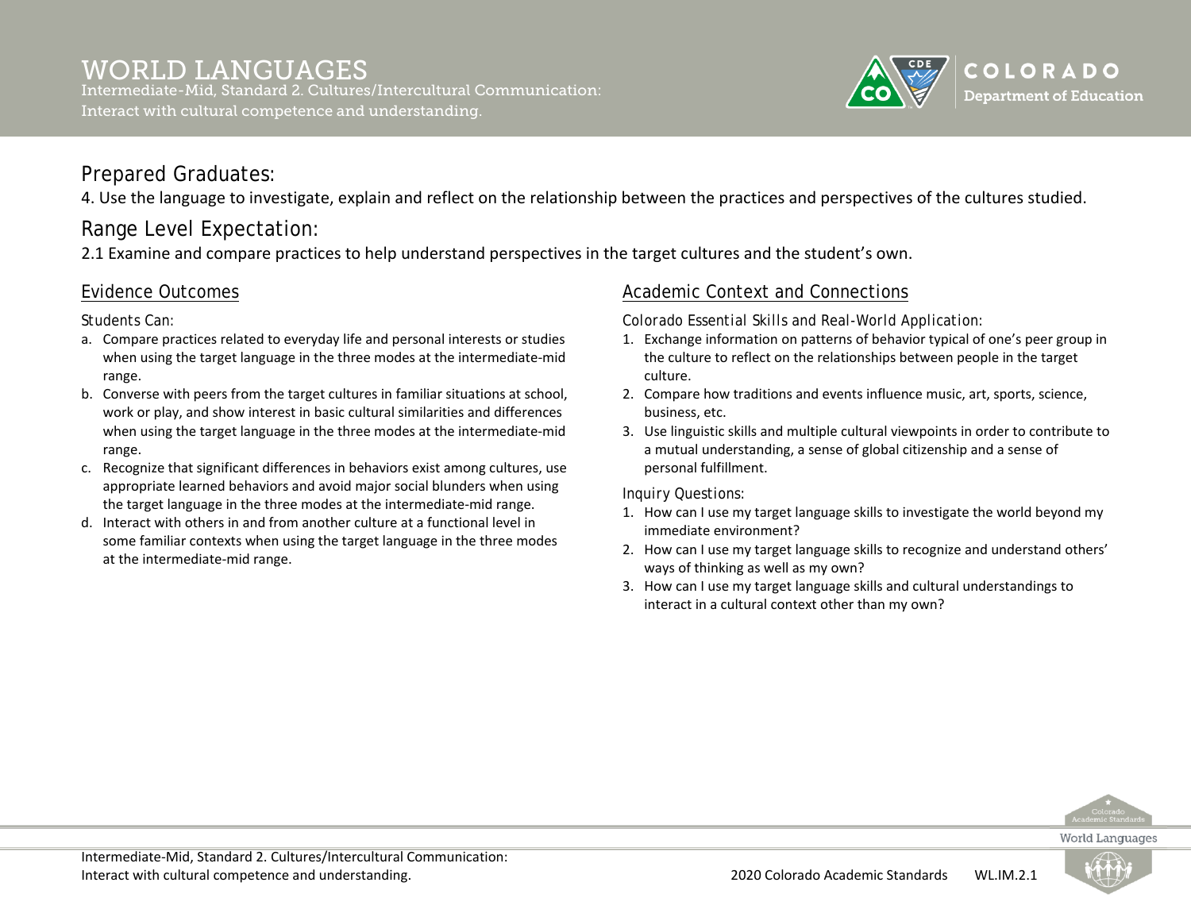# WORLD LANGUAGES

Intermediate-Mid, Standard 2. Cultures/Intercultural Communication: Interact with cultural competence and understanding.

## Prepared Graduates:

4. Use the language to investigate, explain and reflect on the relationship between the practices and perspectives of the cultures studied.

## Range Level Expectation:

2.1 Examine and compare practices to help understand perspectives in the target cultures and the student's own.

### Evidence Outcomes

Students Can:

a. Compare practices related to everyday life and personal interests or studies when using the target language in the three modes at the intermediate-mid range.
b. Converse with peers from the target cultures in familiar situations at school, work or play, and show interest in basic cultural similarities and differences when using the target language in the three modes at the intermediate-mid range.
c. Recognize that significant differences in behaviors exist among cultures, use appropriate learned behaviors and avoid major social blunders when using the target language in the three modes at the intermediate-mid range.
d. Interact with others in and from another culture at a functional level in some familiar contexts when using the target language in the three modes at the intermediate-mid range.

### Academic Context and Connections

Colorado Essential Skills and Real-World Application:

1. Exchange information on patterns of behavior typical of one's peer group in the culture to reflect on the relationships between people in the target culture.
2. Compare how traditions and events influence music, art, sports, science, business, etc.
3. Use linguistic skills and multiple cultural viewpoints in order to contribute to a mutual understanding, a sense of global citizenship and a sense of personal fulfillment.

Inquiry Questions:

1. How can I use my target language skills to investigate the world beyond my immediate environment?
2. How can I use my target language skills to recognize and understand others' ways of thinking as well as my own?
3. How can I use my target language skills and cultural understandings to interact in a cultural context other than my own?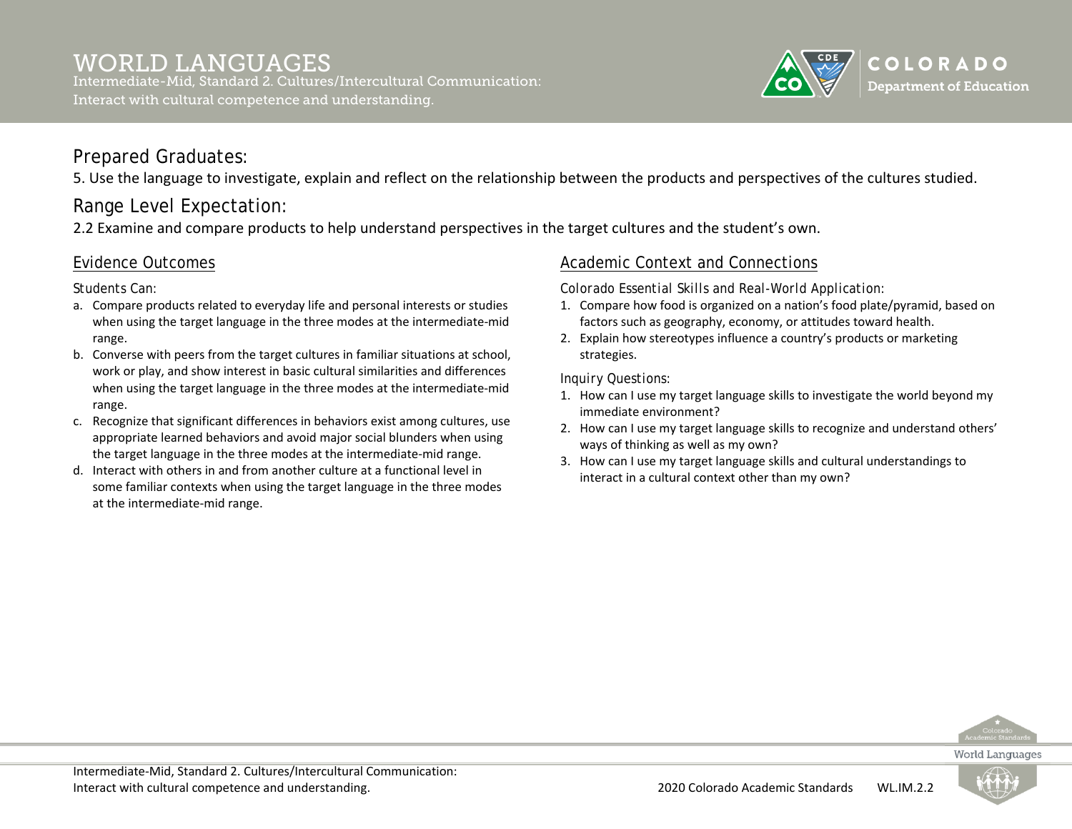# WORLD LANGUAGES

Intermediate-Mid, Standard 2. Cultures/Intercultural Communication: Interact with cultural competence and understanding.

## Prepared Graduates:

5. Use the language to investigate, explain and reflect on the relationship between the products and perspectives of the cultures studied.

## Range Level Expectation:

2.2 Examine and compare products to help understand perspectives in the target cultures and the student's own.

### Evidence Outcomes

Students Can:

a. Compare products related to everyday life and personal interests or studies when using the target language in the three modes at the intermediate-mid range.
b. Converse with peers from the target cultures in familiar situations at school, work or play, and show interest in basic cultural similarities and differences when using the target language in the three modes at the intermediate-mid range.
c. Recognize that significant differences in behaviors exist among cultures, use appropriate learned behaviors and avoid major social blunders when using the target language in the three modes at the intermediate-mid range.
d. Interact with others in and from another culture at a functional level in some familiar contexts when using the target language in the three modes at the intermediate-mid range.

### Academic Context and Connections

Colorado Essential Skills and Real-World Application:

1. Compare how food is organized on a nation's food plate/pyramid, based on factors such as geography, economy, or attitudes toward health.
2. Explain how stereotypes influence a country's products or marketing strategies.

Inquiry Questions:

1. How can I use my target language skills to investigate the world beyond my immediate environment?
2. How can I use my target language skills to recognize and understand others' ways of thinking as well as my own?
3. How can I use my target language skills and cultural understandings to interact in a cultural context other than my own?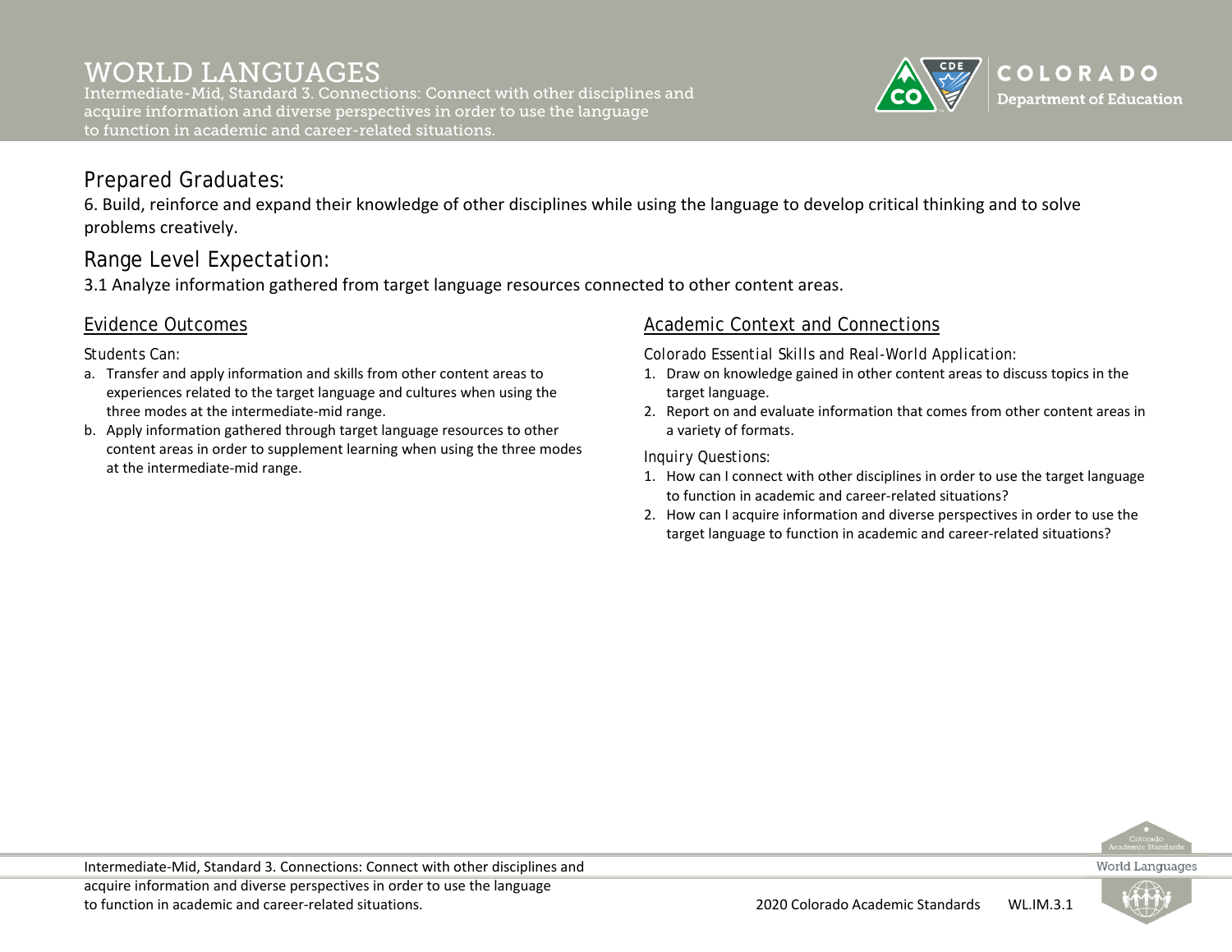# WORLD LANGUAGES

Intermediate-Mid, Standard 3. Connections: Connect with other disciplines and acquire information and diverse perspectives in order to use the language to function in academic and career-related situations.

## Prepared Graduates:

6. Build, reinforce and expand their knowledge of other disciplines while using the language to develop critical thinking and to solve problems creatively.

## Range Level Expectation:

3.1 Analyze information gathered from target language resources connected to other content areas.

### Evidence Outcomes

Students Can:

a. Transfer and apply information and skills from other content areas to experiences related to the target language and cultures when using the three modes at the intermediate-mid range.
b. Apply information gathered through target language resources to other content areas in order to supplement learning when using the three modes at the intermediate-mid range.

### Academic Context and Connections

Colorado Essential Skills and Real-World Application:

1. Draw on knowledge gained in other content areas to discuss topics in the target language.
2. Report on and evaluate information that comes from other content areas in a variety of formats.

Inquiry Questions:

1. How can I connect with other disciplines in order to use the target language to function in academic and career-related situations?
2. How can I acquire information and diverse perspectives in order to use the target language to function in academic and career-related situations?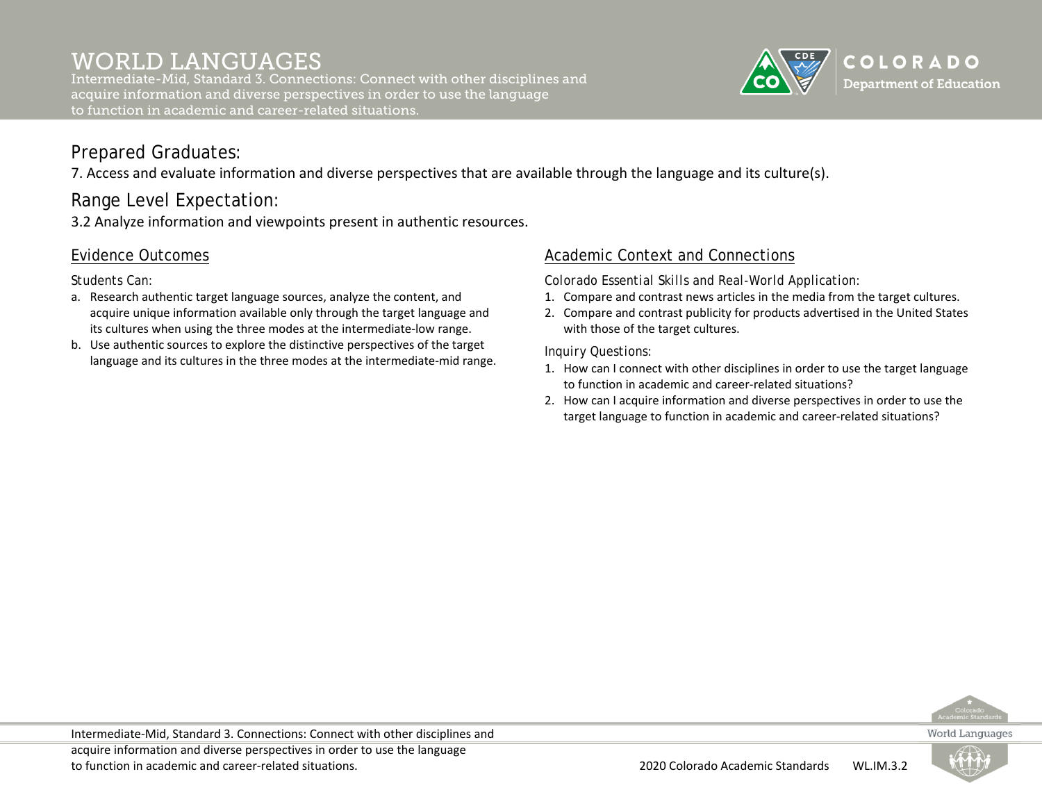# WORLD LANGUAGES

Intermediate-Mid, Standard 3. Connections: Connect with other disciplines and acquire information and diverse perspectives in order to use the language to function in academic and career-related situations.

## Prepared Graduates:

7. Access and evaluate information and diverse perspectives that are available through the language and its culture(s).

## Range Level Expectation:

3.2 Analyze information and viewpoints present in authentic resources.

### Evidence Outcomes

*Students Can:*

a. Research authentic target language sources, analyze the content, and acquire unique information available only through the target language and its cultures when using the three modes at the intermediate-low range.
b. Use authentic sources to explore the distinctive perspectives of the target language and its cultures in the three modes at the intermediate-mid range.

### Academic Context and Connections

*Colorado Essential Skills and Real-World Application:*

1. Compare and contrast news articles in the media from the target cultures.
2. Compare and contrast publicity for products advertised in the United States with those of the target cultures.

*Inquiry Questions:*

1. How can I connect with other disciplines in order to use the target language to function in academic and career-related situations?
2. How can I acquire information and diverse perspectives in order to use the target language to function in academic and career-related situations?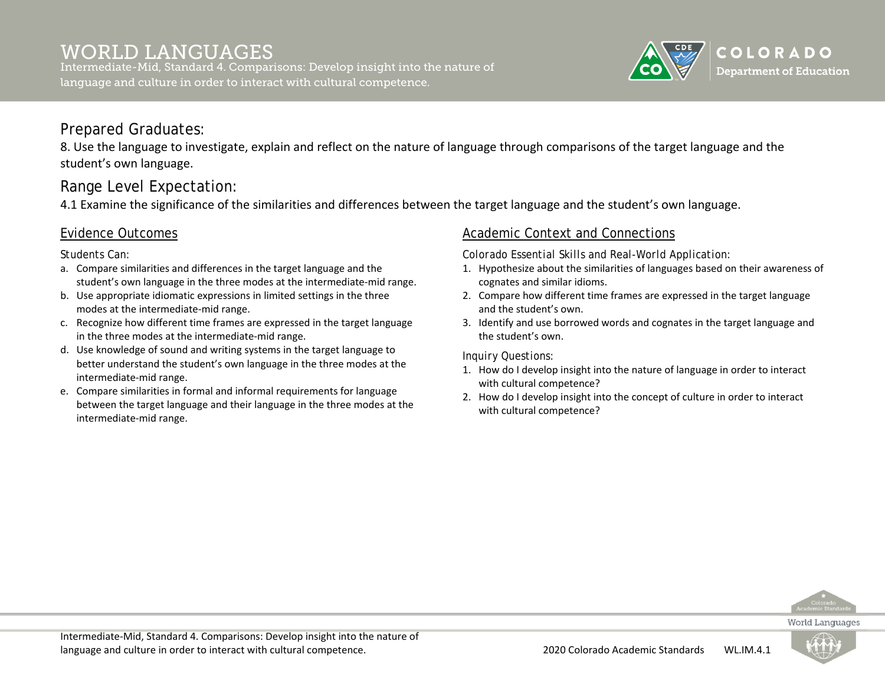# WORLD LANGUAGES

Intermediate-Mid, Standard 4. Comparisons: Develop insight into the nature of language and culture in order to interact with cultural competence.

## Prepared Graduates:

8. Use the language to investigate, explain and reflect on the nature of language through comparisons of the target language and the student's own language.

## Range Level Expectation:

4.1 Examine the significance of the similarities and differences between the target language and the student's own language.

### Evidence Outcomes

*Students Can:*

a. Compare similarities and differences in the target language and the student's own language in the three modes at the intermediate-mid range.
b. Use appropriate idiomatic expressions in limited settings in the three modes at the intermediate-mid range.
c. Recognize how different time frames are expressed in the target language in the three modes at the intermediate-mid range.
d. Use knowledge of sound and writing systems in the target language to better understand the student's own language in the three modes at the intermediate-mid range.
e. Compare similarities in formal and informal requirements for language between the target language and their language in the three modes at the intermediate-mid range.

### Academic Context and Connections

*Colorado Essential Skills and Real-World Application:*

1. Hypothesize about the similarities of languages based on their awareness of cognates and similar idioms.
2. Compare how different time frames are expressed in the target language and the student's own.
3. Identify and use borrowed words and cognates in the target language and the student's own.

*Inquiry Questions:*

1. How do I develop insight into the nature of language in order to interact with cultural competence?
2. How do I develop insight into the concept of culture in order to interact with cultural competence?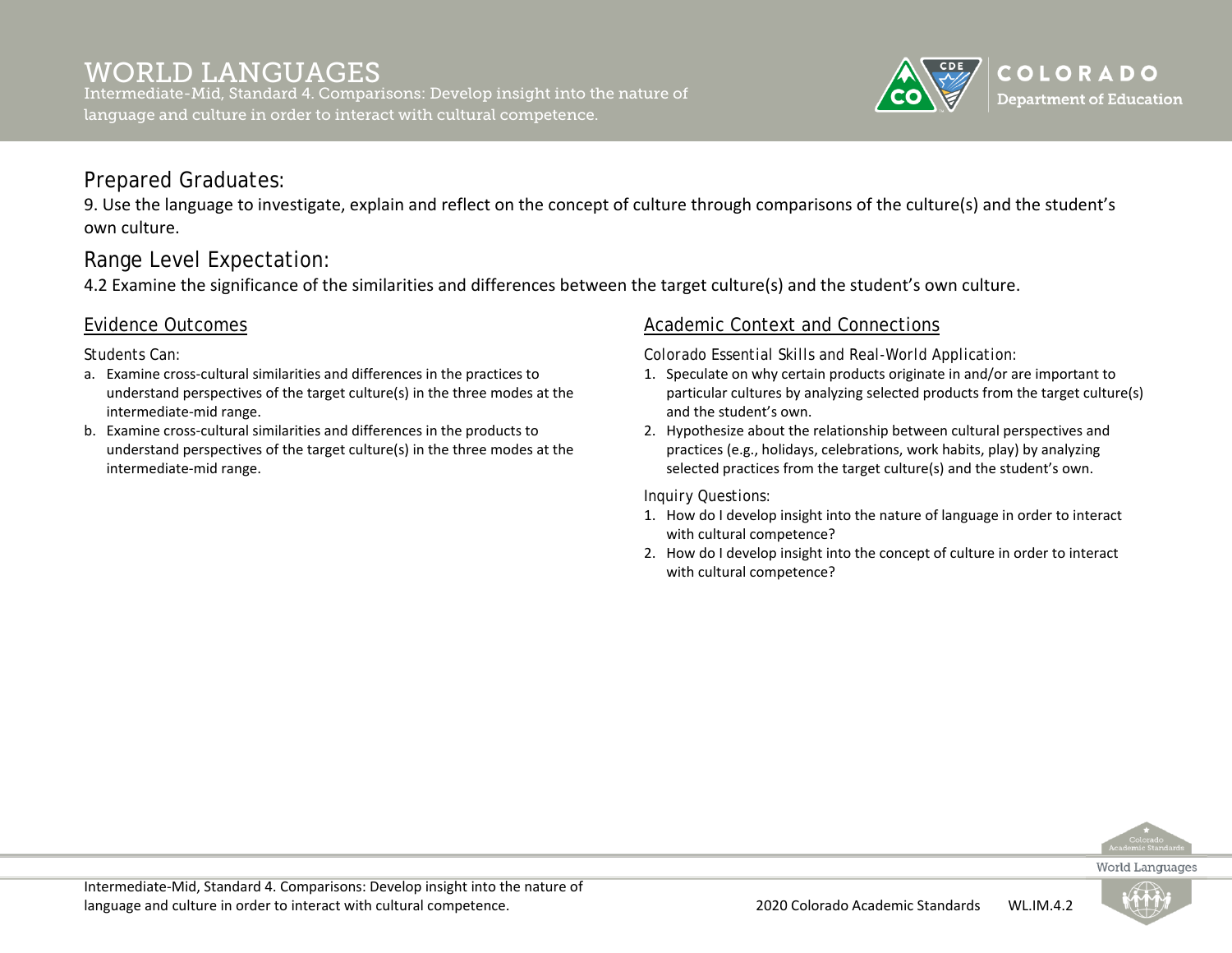# WORLD LANGUAGES

Intermediate-Mid, Standard 4. Comparisons: Develop insight into the nature of language and culture in order to interact with cultural competence.

## Prepared Graduates:

9. Use the language to investigate, explain and reflect on the concept of culture through comparisons of the culture(s) and the student's own culture.

## Range Level Expectation:

4.2 Examine the significance of the similarities and differences between the target culture(s) and the student's own culture.

### Evidence Outcomes

*Students Can:*

a. Examine cross-cultural similarities and differences in the practices to understand perspectives of the target culture(s) in the three modes at the intermediate-mid range.
b. Examine cross-cultural similarities and differences in the products to understand perspectives of the target culture(s) in the three modes at the intermediate-mid range.

### Academic Context and Connections

*Colorado Essential Skills and Real-World Application:*

1. Speculate on why certain products originate in and/or are important to particular cultures by analyzing selected products from the target culture(s) and the student's own.
2. Hypothesize about the relationship between cultural perspectives and practices (e.g., holidays, celebrations, work habits, play) by analyzing selected practices from the target culture(s) and the student's own.

*Inquiry Questions:*

1. How do I develop insight into the nature of language in order to interact with cultural competence?
2. How do I develop insight into the concept of culture in order to interact with cultural competence?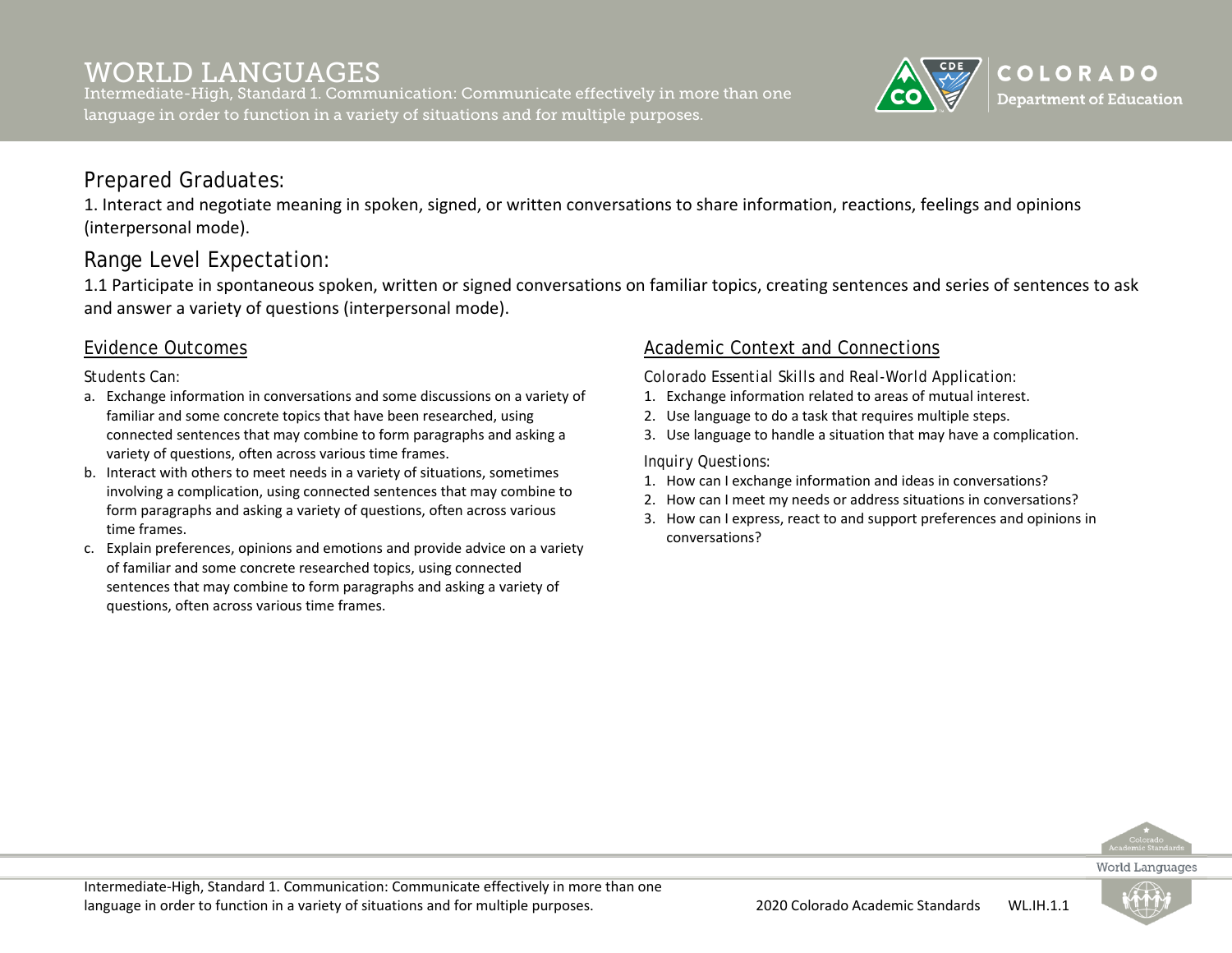# WORLD LANGUAGES

Intermediate-High, Standard 1. Communication: Communicate effectively in more than one language in order to function in a variety of situations and for multiple purposes.

## Prepared Graduates:

1. Interact and negotiate meaning in spoken, signed, or written conversations to share information, reactions, feelings and opinions (interpersonal mode).

## Range Level Expectation:

1.1 Participate in spontaneous spoken, written or signed conversations on familiar topics, creating sentences and series of sentences to ask and answer a variety of questions (interpersonal mode).

### Evidence Outcomes

Students Can:

a. Exchange information in conversations and some discussions on a variety of familiar and some concrete topics that have been researched, using connected sentences that may combine to form paragraphs and asking a variety of questions, often across various time frames.
b. Interact with others to meet needs in a variety of situations, sometimes involving a complication, using connected sentences that may combine to form paragraphs and asking a variety of questions, often across various time frames.
c. Explain preferences, opinions and emotions and provide advice on a variety of familiar and some concrete researched topics, using connected sentences that may combine to form paragraphs and asking a variety of questions, often across various time frames.

### Academic Context and Connections

Colorado Essential Skills and Real-World Application:

1. Exchange information related to areas of mutual interest.
2. Use language to do a task that requires multiple steps.
3. Use language to handle a situation that may have a complication.

Inquiry Questions:

1. How can I exchange information and ideas in conversations?
2. How can I meet my needs or address situations in conversations?
3. How can I express, react to and support preferences and opinions in conversations?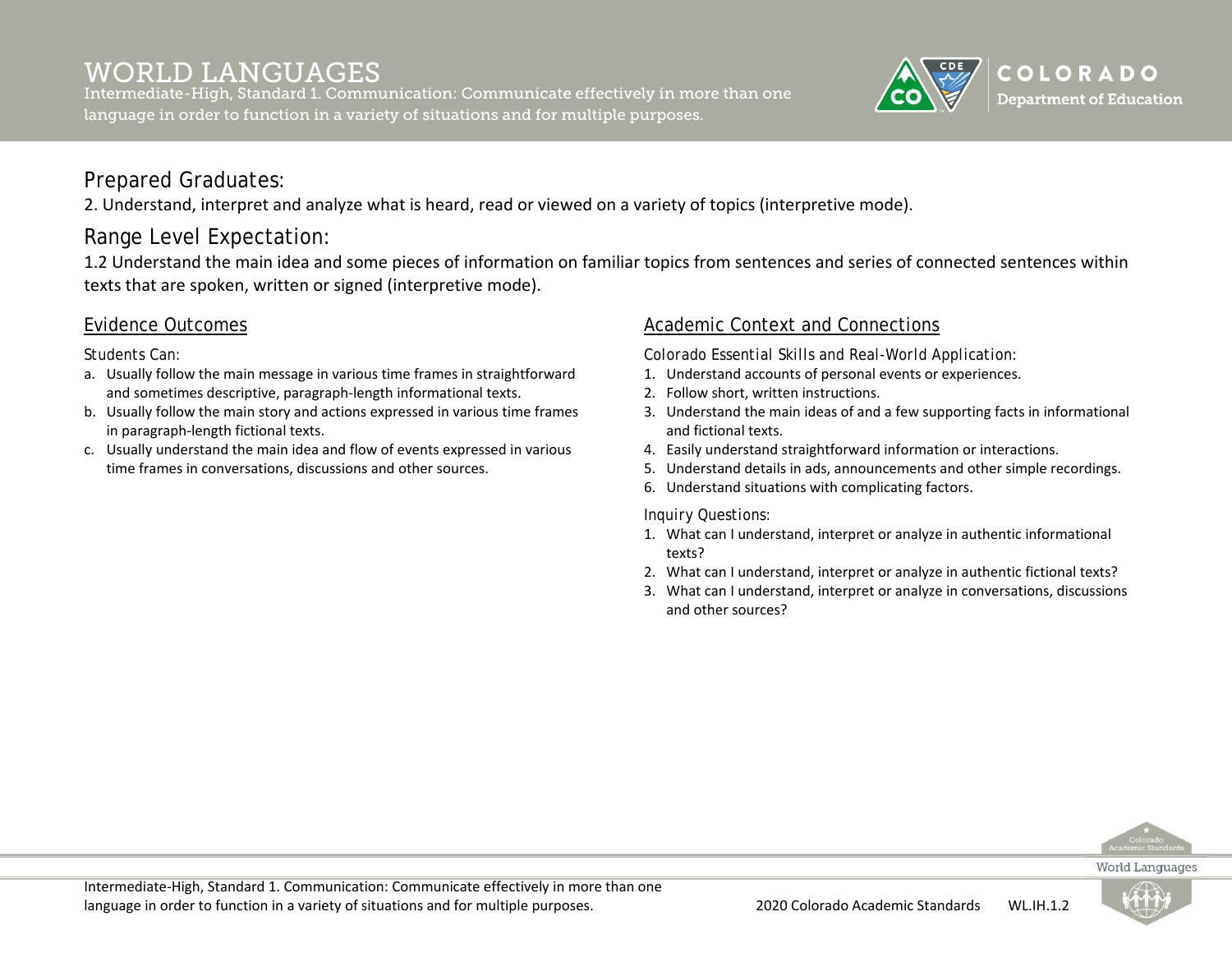# WORLD LANGUAGES

Intermediate-High, Standard 1. Communication: Communicate effectively in more than one language in order to function in a variety of situations and for multiple purposes.

## Prepared Graduates:

2. Understand, interpret and analyze what is heard, read or viewed on a variety of topics (interpretive mode).

## Range Level Expectation:

1.2 Understand the main idea and some pieces of information on familiar topics from sentences and series of connected sentences within texts that are spoken, written or signed (interpretive mode).

### Evidence Outcomes

*Students Can:*

a. Usually follow the main message in various time frames in straightforward and sometimes descriptive, paragraph-length informational texts.
b. Usually follow the main story and actions expressed in various time frames in paragraph-length fictional texts.
c. Usually understand the main idea and flow of events expressed in various time frames in conversations, discussions and other sources.

### Academic Context and Connections

*Colorado Essential Skills and Real-World Application:*

1. Understand accounts of personal events or experiences.
2. Follow short, written instructions.
3. Understand the main ideas of and a few supporting facts in informational and fictional texts.
4. Easily understand straightforward information or interactions.
5. Understand details in ads, announcements and other simple recordings.
6. Understand situations with complicating factors.

*Inquiry Questions:*

1. What can I understand, interpret or analyze in authentic informational texts?
2. What can I understand, interpret or analyze in authentic fictional texts?
3. What can I understand, interpret or analyze in conversations, discussions and other sources?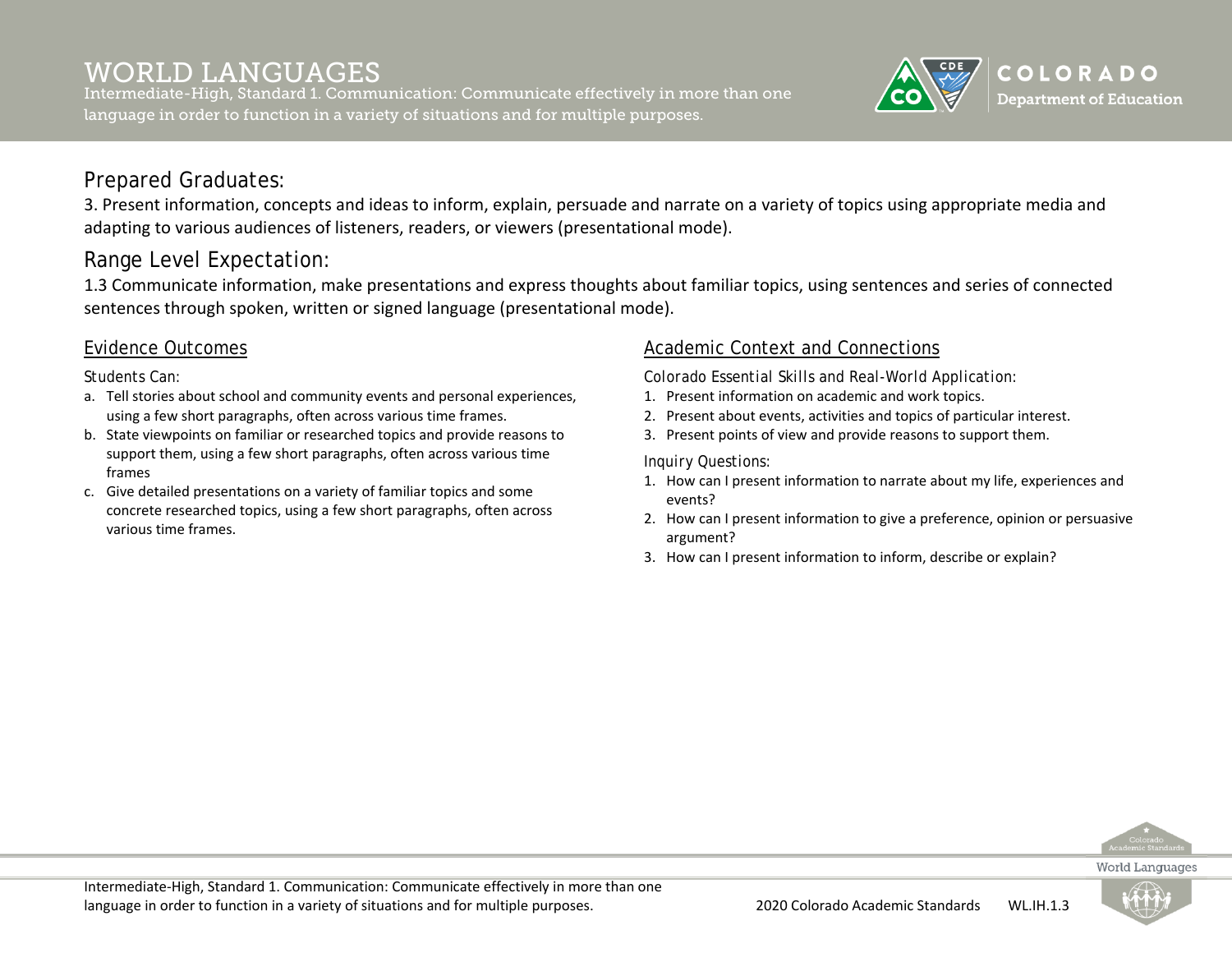# WORLD LANGUAGES

Intermediate-High, Standard 1. Communication: Communicate effectively in more than one language in order to function in a variety of situations and for multiple purposes.

## Prepared Graduates:

3. Present information, concepts and ideas to inform, explain, persuade and narrate on a variety of topics using appropriate media and adapting to various audiences of listeners, readers, or viewers (presentational mode).

## Range Level Expectation:

1.3 Communicate information, make presentations and express thoughts about familiar topics, using sentences and series of connected sentences through spoken, written or signed language (presentational mode).

### Evidence Outcomes

Students Can:

a. Tell stories about school and community events and personal experiences, using a few short paragraphs, often across various time frames.
b. State viewpoints on familiar or researched topics and provide reasons to support them, using a few short paragraphs, often across various time frames
c. Give detailed presentations on a variety of familiar topics and some concrete researched topics, using a few short paragraphs, often across various time frames.

### Academic Context and Connections

Colorado Essential Skills and Real-World Application:

1. Present information on academic and work topics.
2. Present about events, activities and topics of particular interest.
3. Present points of view and provide reasons to support them.

Inquiry Questions:

1. How can I present information to narrate about my life, experiences and events?
2. How can I present information to give a preference, opinion or persuasive argument?
3. How can I present information to inform, describe or explain?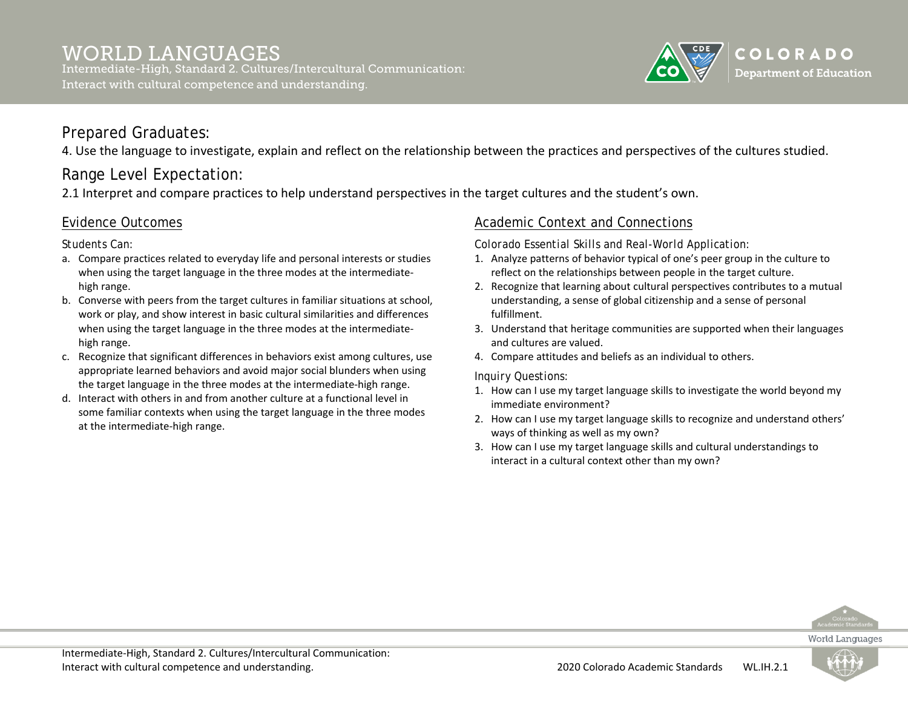# WORLD LANGUAGES

Intermediate-High, Standard 2. Cultures/Intercultural Communication: Interact with cultural competence and understanding.

## Prepared Graduates:

4. Use the language to investigate, explain and reflect on the relationship between the practices and perspectives of the cultures studied.

## Range Level Expectation:

2.1 Interpret and compare practices to help understand perspectives in the target cultures and the student's own.

### Evidence Outcomes

Students Can:

a. Compare practices related to everyday life and personal interests or studies when using the target language in the three modes at the intermediate-high range.
b. Converse with peers from the target cultures in familiar situations at school, work or play, and show interest in basic cultural similarities and differences when using the target language in the three modes at the intermediate-high range.
c. Recognize that significant differences in behaviors exist among cultures, use appropriate learned behaviors and avoid major social blunders when using the target language in the three modes at the intermediate-high range.
d. Interact with others in and from another culture at a functional level in some familiar contexts when using the target language in the three modes at the intermediate-high range.

### Academic Context and Connections

Colorado Essential Skills and Real-World Application:

1. Analyze patterns of behavior typical of one's peer group in the culture to reflect on the relationships between people in the target culture.
2. Recognize that learning about cultural perspectives contributes to a mutual understanding, a sense of global citizenship and a sense of personal fulfillment.
3. Understand that heritage communities are supported when their languages and cultures are valued.
4. Compare attitudes and beliefs as an individual to others.

Inquiry Questions:

1. How can I use my target language skills to investigate the world beyond my immediate environment?
2. How can I use my target language skills to recognize and understand others' ways of thinking as well as my own?
3. How can I use my target language skills and cultural understandings to interact in a cultural context other than my own?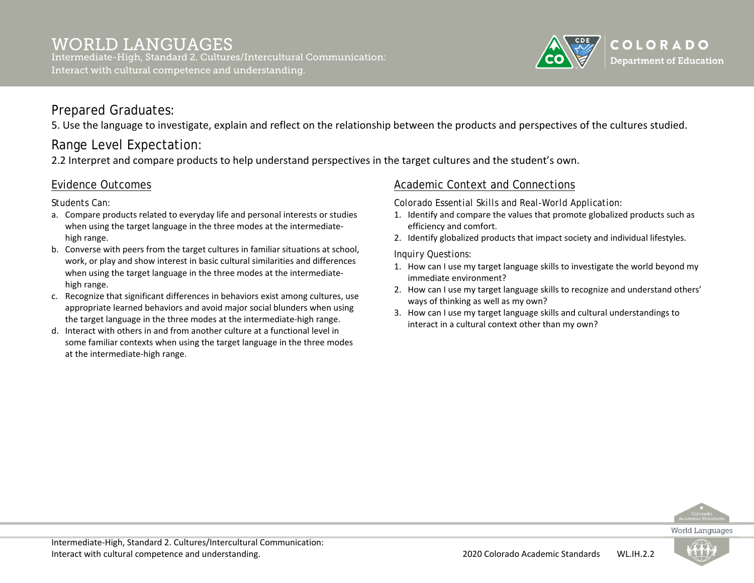# WORLD LANGUAGES

Intermediate-High, Standard 2. Cultures/Intercultural Communication: Interact with cultural competence and understanding.

## Prepared Graduates:

5. Use the language to investigate, explain and reflect on the relationship between the products and perspectives of the cultures studied.

## Range Level Expectation:

2.2 Interpret and compare products to help understand perspectives in the target cultures and the student's own.

### Evidence Outcomes

Students Can:

a. Compare products related to everyday life and personal interests or studies when using the target language in the three modes at the intermediate-high range.
b. Converse with peers from the target cultures in familiar situations at school, work, or play and show interest in basic cultural similarities and differences when using the target language in the three modes at the intermediate-high range.
c. Recognize that significant differences in behaviors exist among cultures, use appropriate learned behaviors and avoid major social blunders when using the target language in the three modes at the intermediate-high range.
d. Interact with others in and from another culture at a functional level in some familiar contexts when using the target language in the three modes at the intermediate-high range.

### Academic Context and Connections

Colorado Essential Skills and Real-World Application:

1. Identify and compare the values that promote globalized products such as efficiency and comfort.
2. Identify globalized products that impact society and individual lifestyles.

Inquiry Questions:

1. How can I use my target language skills to investigate the world beyond my immediate environment?
2. How can I use my target language skills to recognize and understand others' ways of thinking as well as my own?
3. How can I use my target language skills and cultural understandings to interact in a cultural context other than my own?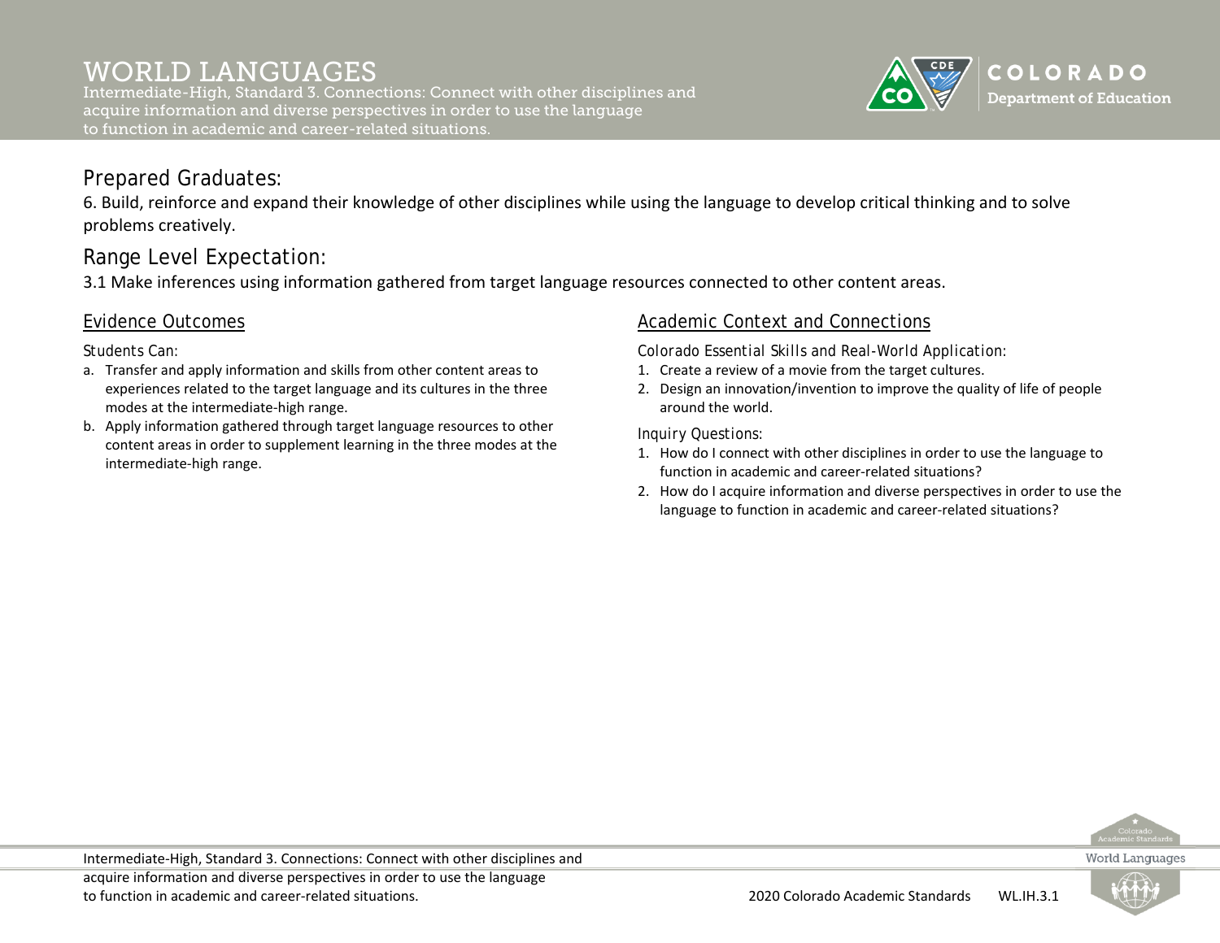# WORLD LANGUAGES

Intermediate-High, Standard 3. Connections: Connect with other disciplines and acquire information and diverse perspectives in order to use the language to function in academic and career-related situations.

## Prepared Graduates:

6. Build, reinforce and expand their knowledge of other disciplines while using the language to develop critical thinking and to solve problems creatively.

## Range Level Expectation:

3.1 Make inferences using information gathered from target language resources connected to other content areas.

### Evidence Outcomes

*Students Can:*

a. Transfer and apply information and skills from other content areas to experiences related to the target language and its cultures in the three modes at the intermediate-high range.
b. Apply information gathered through target language resources to other content areas in order to supplement learning in the three modes at the intermediate-high range.

### Academic Context and Connections

*Colorado Essential Skills and Real-World Application:*

1. Create a review of a movie from the target cultures.
2. Design an innovation/invention to improve the quality of life of people around the world.

*Inquiry Questions:*

1. How do I connect with other disciplines in order to use the language to function in academic and career-related situations?
2. How do I acquire information and diverse perspectives in order to use the language to function in academic and career-related situations?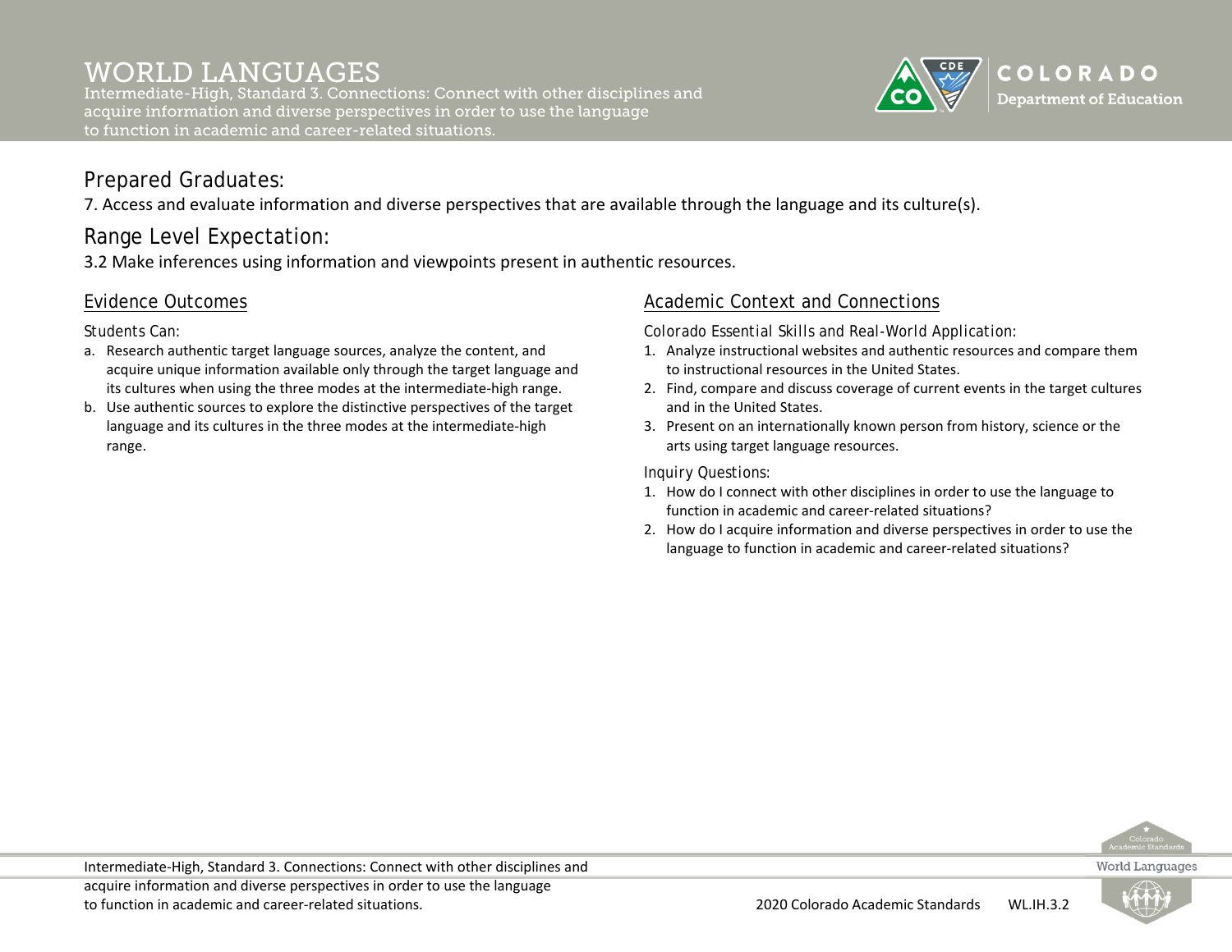# WORLD LANGUAGES

Intermediate-High, Standard 3. Connections: Connect with other disciplines and acquire information and diverse perspectives in order to use the language to function in academic and career-related situations.

## Prepared Graduates:

7. Access and evaluate information and diverse perspectives that are available through the language and its culture(s).

## Range Level Expectation:

3.2 Make inferences using information and viewpoints present in authentic resources.

### Evidence Outcomes

Students Can:

a. Research authentic target language sources, analyze the content, and acquire unique information available only through the target language and its cultures when using the three modes at the intermediate-high range.
b. Use authentic sources to explore the distinctive perspectives of the target language and its cultures in the three modes at the intermediate-high range.

### Academic Context and Connections

*Colorado Essential Skills and Real-World Application:*

1. Analyze instructional websites and authentic resources and compare them to instructional resources in the United States.
2. Find, compare and discuss coverage of current events in the target cultures and in the United States.
3. Present on an internationally known person from history, science or the arts using target language resources.

*Inquiry Questions:*

1. How do I connect with other disciplines in order to use the language to function in academic and career-related situations?
2. How do I acquire information and diverse perspectives in order to use the language to function in academic and career-related situations?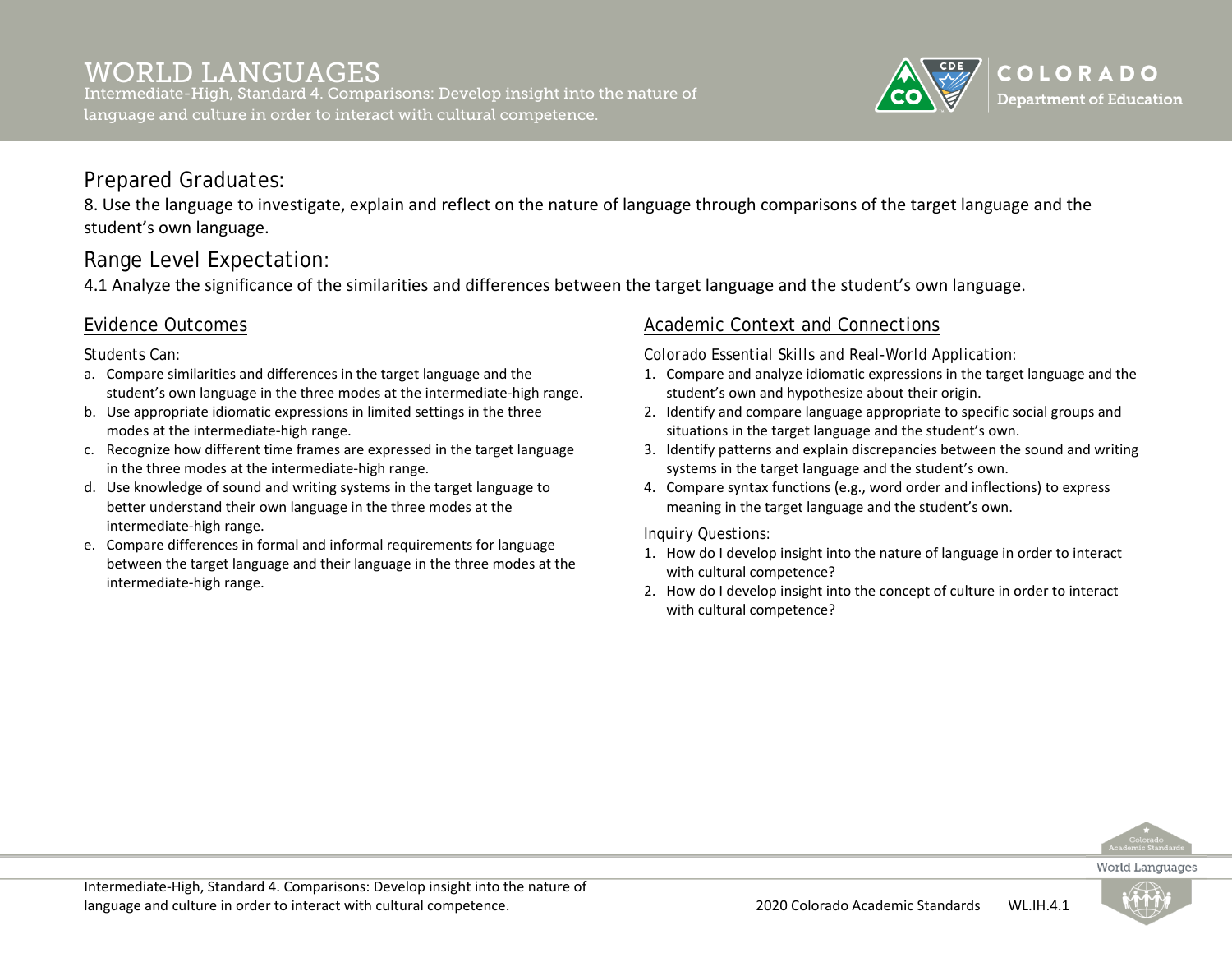# WORLD LANGUAGES

Intermediate-High, Standard 4. Comparisons: Develop insight into the nature of language and culture in order to interact with cultural competence.

## Prepared Graduates:

8. Use the language to investigate, explain and reflect on the nature of language through comparisons of the target language and the student's own language.

## Range Level Expectation:

4.1 Analyze the significance of the similarities and differences between the target language and the student's own language.

### Evidence Outcomes

Students Can:

a. Compare similarities and differences in the target language and the student's own language in the three modes at the intermediate-high range.
b. Use appropriate idiomatic expressions in limited settings in the three modes at the intermediate-high range.
c. Recognize how different time frames are expressed in the target language in the three modes at the intermediate-high range.
d. Use knowledge of sound and writing systems in the target language to better understand their own language in the three modes at the intermediate-high range.
e. Compare differences in formal and informal requirements for language between the target language and their language in the three modes at the intermediate-high range.

### Academic Context and Connections

Colorado Essential Skills and Real-World Application:

1. Compare and analyze idiomatic expressions in the target language and the student's own and hypothesize about their origin.
2. Identify and compare language appropriate to specific social groups and situations in the target language and the student's own.
3. Identify patterns and explain discrepancies between the sound and writing systems in the target language and the student's own.
4. Compare syntax functions (e.g., word order and inflections) to express meaning in the target language and the student's own.

Inquiry Questions:

1. How do I develop insight into the nature of language in order to interact with cultural competence?
2. How do I develop insight into the concept of culture in order to interact with cultural competence?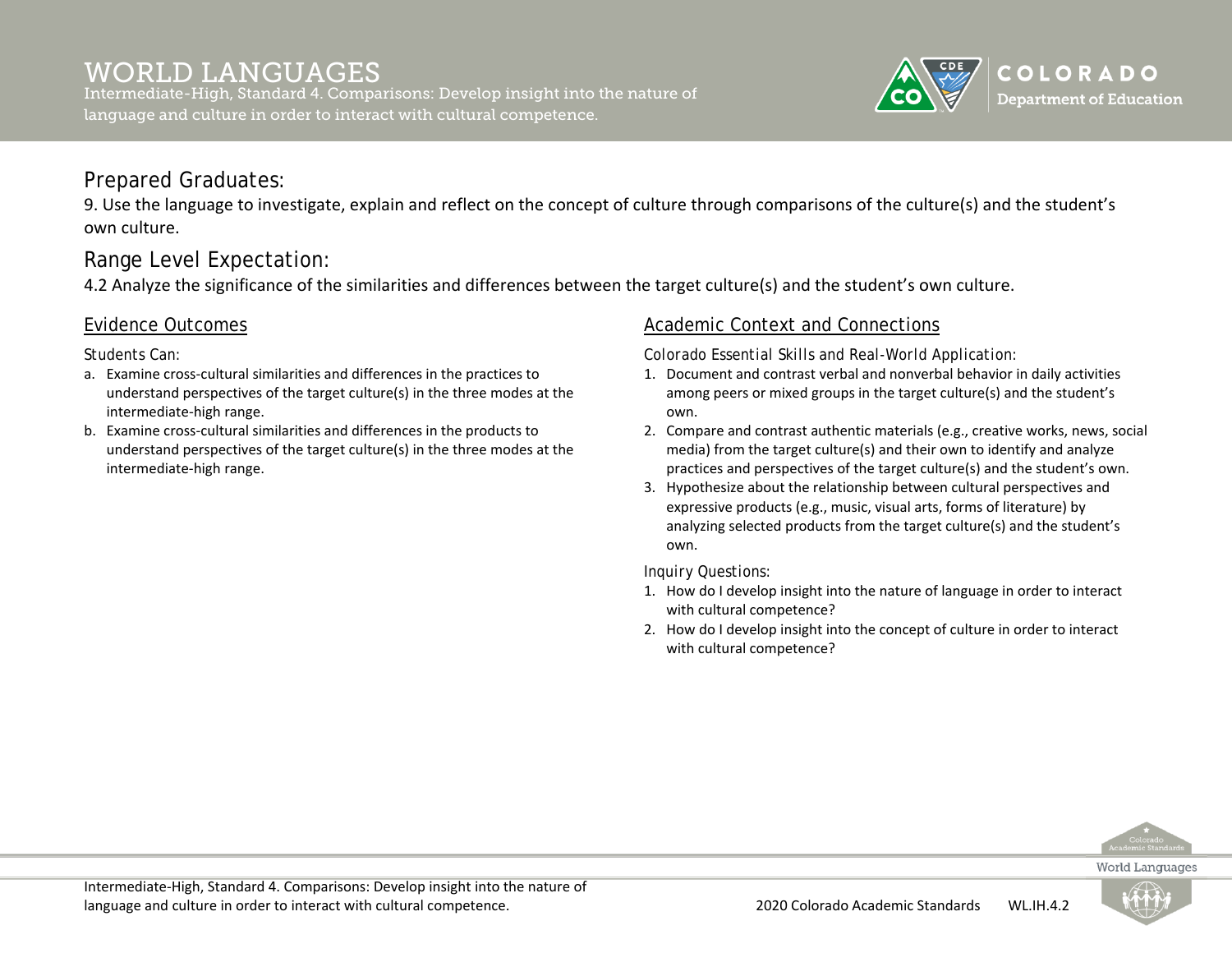# WORLD LANGUAGES

Intermediate-High, Standard 4. Comparisons: Develop insight into the nature of language and culture in order to interact with cultural competence.

## Prepared Graduates:

9. Use the language to investigate, explain and reflect on the concept of culture through comparisons of the culture(s) and the student's own culture.

## Range Level Expectation:

4.2 Analyze the significance of the similarities and differences between the target culture(s) and the student's own culture.

### Evidence Outcomes

*Students Can:*

a. Examine cross-cultural similarities and differences in the practices to understand perspectives of the target culture(s) in the three modes at the intermediate-high range.
b. Examine cross-cultural similarities and differences in the products to understand perspectives of the target culture(s) in the three modes at the intermediate-high range.

### Academic Context and Connections

*Colorado Essential Skills and Real-World Application:*

1. Document and contrast verbal and nonverbal behavior in daily activities among peers or mixed groups in the target culture(s) and the student's own.
2. Compare and contrast authentic materials (e.g., creative works, news, social media) from the target culture(s) and their own to identify and analyze practices and perspectives of the target culture(s) and the student's own.
3. Hypothesize about the relationship between cultural perspectives and expressive products (e.g., music, visual arts, forms of literature) by analyzing selected products from the target culture(s) and the student's own.

*Inquiry Questions:*

1. How do I develop insight into the nature of language in order to interact with cultural competence?
2. How do I develop insight into the concept of culture in order to interact with cultural competence?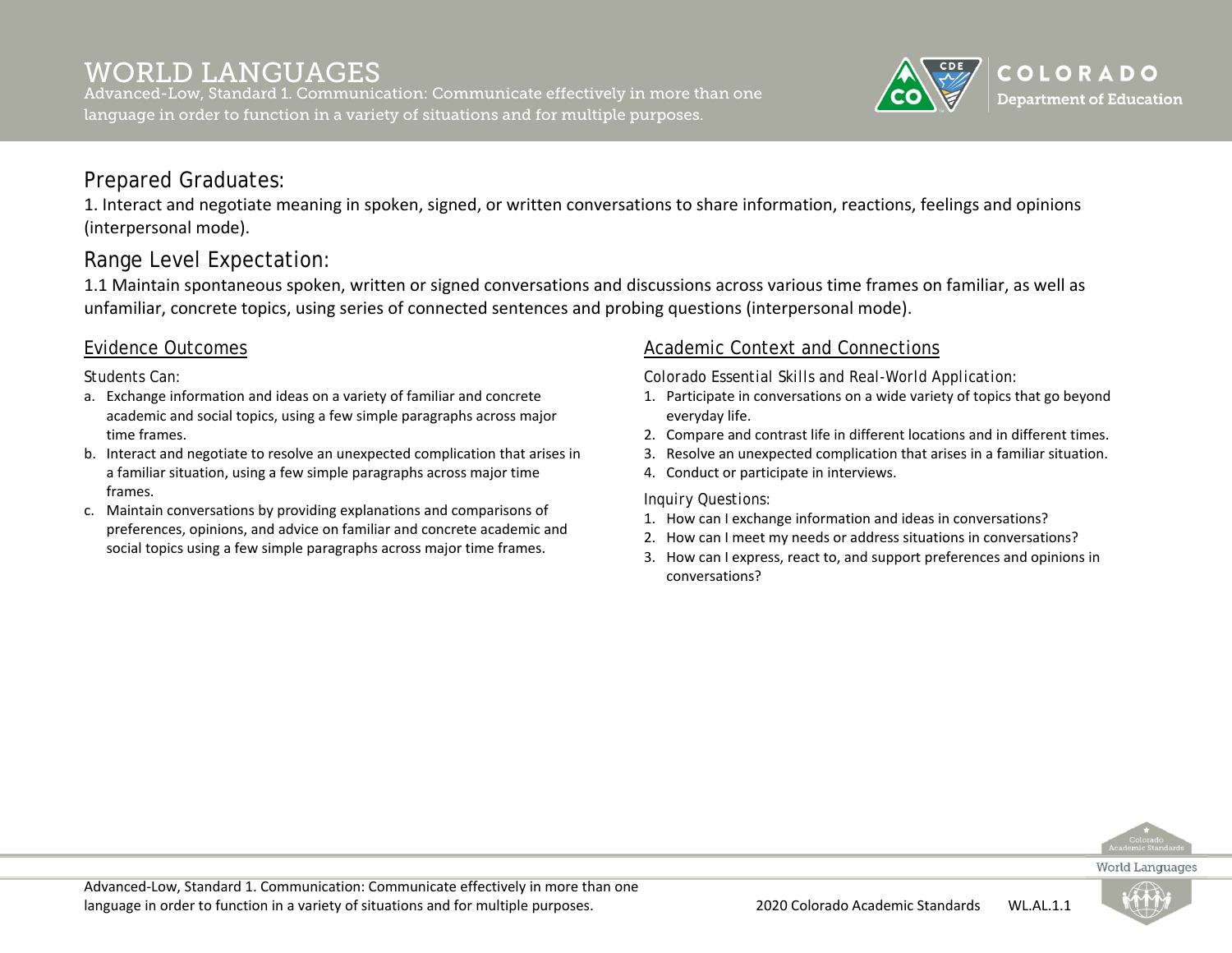# WORLD LANGUAGES

Advanced-Low, Standard 1. Communication: Communicate effectively in more than one language in order to function in a variety of situations and for multiple purposes.

## Prepared Graduates:

1. Interact and negotiate meaning in spoken, signed, or written conversations to share information, reactions, feelings and opinions (interpersonal mode).

## Range Level Expectation:

1.1 Maintain spontaneous spoken, written or signed conversations and discussions across various time frames on familiar, as well as unfamiliar, concrete topics, using series of connected sentences and probing questions (interpersonal mode).

### Evidence Outcomes

Students Can:

a. Exchange information and ideas on a variety of familiar and concrete academic and social topics, using a few simple paragraphs across major time frames.
b. Interact and negotiate to resolve an unexpected complication that arises in a familiar situation, using a few simple paragraphs across major time frames.
c. Maintain conversations by providing explanations and comparisons of preferences, opinions, and advice on familiar and concrete academic and social topics using a few simple paragraphs across major time frames.

### Academic Context and Connections

Colorado Essential Skills and Real-World Application:

1. Participate in conversations on a wide variety of topics that go beyond everyday life.
2. Compare and contrast life in different locations and in different times.
3. Resolve an unexpected complication that arises in a familiar situation.
4. Conduct or participate in interviews.

Inquiry Questions:

1. How can I exchange information and ideas in conversations?
2. How can I meet my needs or address situations in conversations?
3. How can I express, react to, and support preferences and opinions in conversations?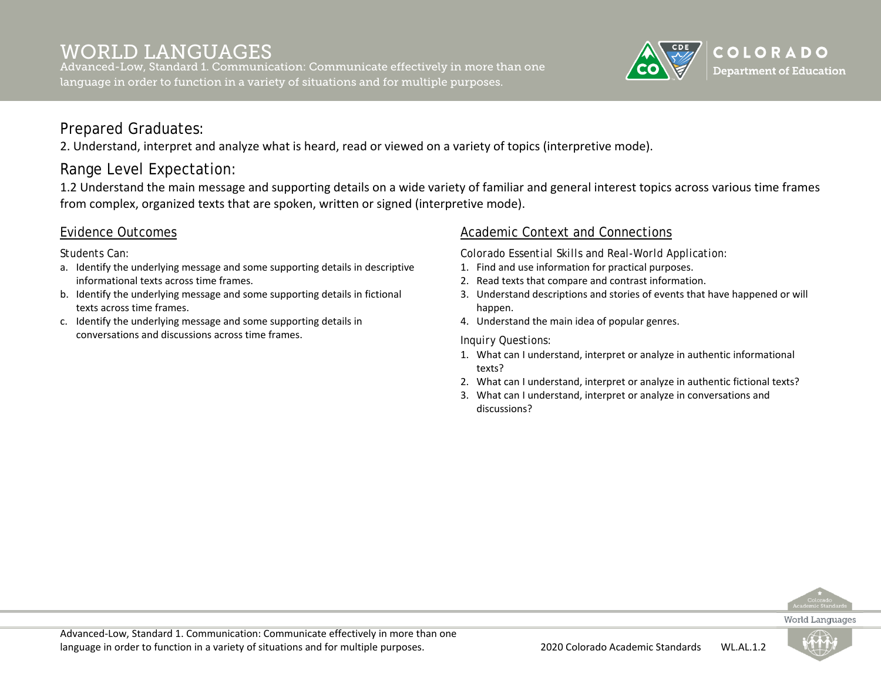# WORLD LANGUAGES

Advanced-Low, Standard 1. Communication: Communicate effectively in more than one language in order to function in a variety of situations and for multiple purposes.

## Prepared Graduates:

2. Understand, interpret and analyze what is heard, read or viewed on a variety of topics (interpretive mode).

## Range Level Expectation:

1.2 Understand the main message and supporting details on a wide variety of familiar and general interest topics across various time frames from complex, organized texts that are spoken, written or signed (interpretive mode).

### Evidence Outcomes

*Students Can:*

a. Identify the underlying message and some supporting details in descriptive informational texts across time frames.
b. Identify the underlying message and some supporting details in fictional texts across time frames.
c. Identify the underlying message and some supporting details in conversations and discussions across time frames.

### Academic Context and Connections

*Colorado Essential Skills and Real-World Application:*

1. Find and use information for practical purposes.
2. Read texts that compare and contrast information.
3. Understand descriptions and stories of events that have happened or will happen.
4. Understand the main idea of popular genres.

*Inquiry Questions:*

1. What can I understand, interpret or analyze in authentic informational texts?
2. What can I understand, interpret or analyze in authentic fictional texts?
3. What can I understand, interpret or analyze in conversations and discussions?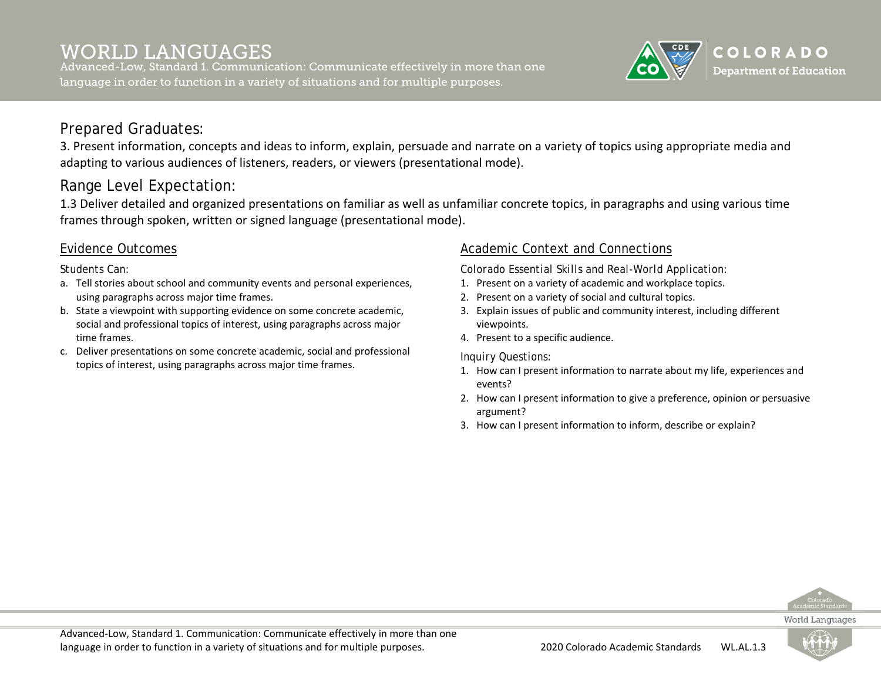# WORLD LANGUAGES

Advanced-Low, Standard 1. Communication: Communicate effectively in more than one language in order to function in a variety of situations and for multiple purposes.

## Prepared Graduates:

3. Present information, concepts and ideas to inform, explain, persuade and narrate on a variety of topics using appropriate media and adapting to various audiences of listeners, readers, or viewers (presentational mode).

## Range Level Expectation:

1.3 Deliver detailed and organized presentations on familiar as well as unfamiliar concrete topics, in paragraphs and using various time frames through spoken, written or signed language (presentational mode).

### Evidence Outcomes

Students Can:

a. Tell stories about school and community events and personal experiences, using paragraphs across major time frames.
b. State a viewpoint with supporting evidence on some concrete academic, social and professional topics of interest, using paragraphs across major time frames.
c. Deliver presentations on some concrete academic, social and professional topics of interest, using paragraphs across major time frames.

### Academic Context and Connections

Colorado Essential Skills and Real-World Application:

1. Present on a variety of academic and workplace topics.
2. Present on a variety of social and cultural topics.
3. Explain issues of public and community interest, including different viewpoints.
4. Present to a specific audience.

Inquiry Questions:

1. How can I present information to narrate about my life, experiences and events?
2. How can I present information to give a preference, opinion or persuasive argument?
3. How can I present information to inform, describe or explain?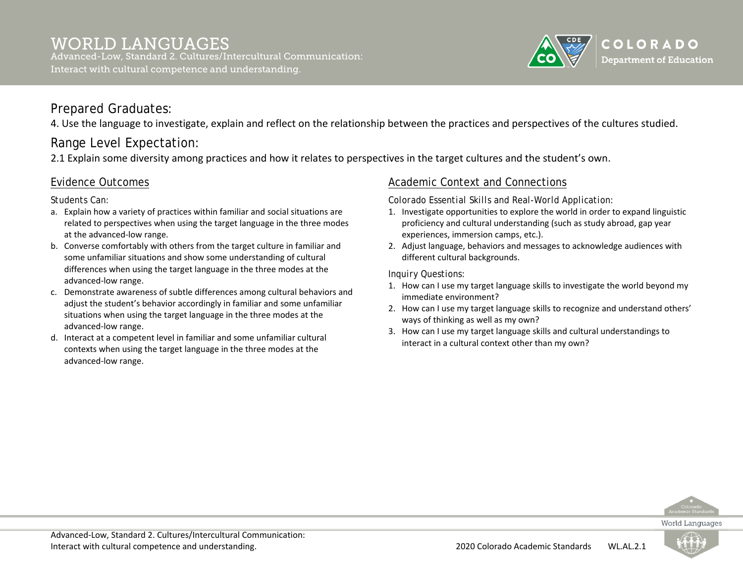# WORLD LANGUAGES

Advanced-Low, Standard 2. Cultures/Intercultural Communication: Interact with cultural competence and understanding.

## Prepared Graduates:

4. Use the language to investigate, explain and reflect on the relationship between the practices and perspectives of the cultures studied.

## Range Level Expectation:

2.1 Explain some diversity among practices and how it relates to perspectives in the target cultures and the student's own.

### Evidence Outcomes

*Students Can:*

a. Explain how a variety of practices within familiar and social situations are related to perspectives when using the target language in the three modes at the advanced-low range.
b. Converse comfortably with others from the target culture in familiar and some unfamiliar situations and show some understanding of cultural differences when using the target language in the three modes at the advanced-low range.
c. Demonstrate awareness of subtle differences among cultural behaviors and adjust the student's behavior accordingly in familiar and some unfamiliar situations when using the target language in the three modes at the advanced-low range.
d. Interact at a competent level in familiar and some unfamiliar cultural contexts when using the target language in the three modes at the advanced-low range.

### Academic Context and Connections

*Colorado Essential Skills and Real-World Application:*

1. Investigate opportunities to explore the world in order to expand linguistic proficiency and cultural understanding (such as study abroad, gap year experiences, immersion camps, etc.).
2. Adjust language, behaviors and messages to acknowledge audiences with different cultural backgrounds.

*Inquiry Questions:*

1. How can I use my target language skills to investigate the world beyond my immediate environment?
2. How can I use my target language skills to recognize and understand others' ways of thinking as well as my own?
3. How can I use my target language skills and cultural understandings to interact in a cultural context other than my own?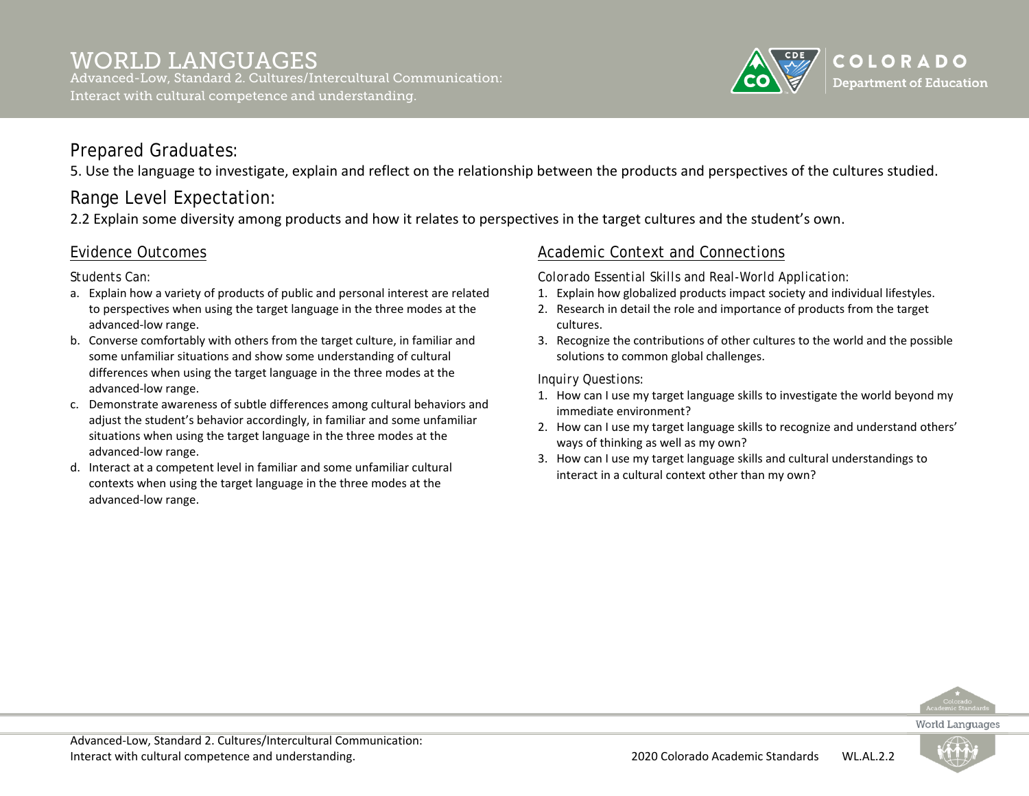# WORLD LANGUAGES

Advanced-Low, Standard 2. Cultures/Intercultural Communication: Interact with cultural competence and understanding.

## Prepared Graduates:

5. Use the language to investigate, explain and reflect on the relationship between the products and perspectives of the cultures studied.

## Range Level Expectation:

2.2 Explain some diversity among products and how it relates to perspectives in the target cultures and the student's own.

### Evidence Outcomes

Students Can:

a. Explain how a variety of products of public and personal interest are related to perspectives when using the target language in the three modes at the advanced-low range.
b. Converse comfortably with others from the target culture, in familiar and some unfamiliar situations and show some understanding of cultural differences when using the target language in the three modes at the advanced-low range.
c. Demonstrate awareness of subtle differences among cultural behaviors and adjust the student's behavior accordingly, in familiar and some unfamiliar situations when using the target language in the three modes at the advanced-low range.
d. Interact at a competent level in familiar and some unfamiliar cultural contexts when using the target language in the three modes at the advanced-low range.

### Academic Context and Connections

Colorado Essential Skills and Real-World Application:

1. Explain how globalized products impact society and individual lifestyles.
2. Research in detail the role and importance of products from the target cultures.
3. Recognize the contributions of other cultures to the world and the possible solutions to common global challenges.

Inquiry Questions:

1. How can I use my target language skills to investigate the world beyond my immediate environment?
2. How can I use my target language skills to recognize and understand others' ways of thinking as well as my own?
3. How can I use my target language skills and cultural understandings to interact in a cultural context other than my own?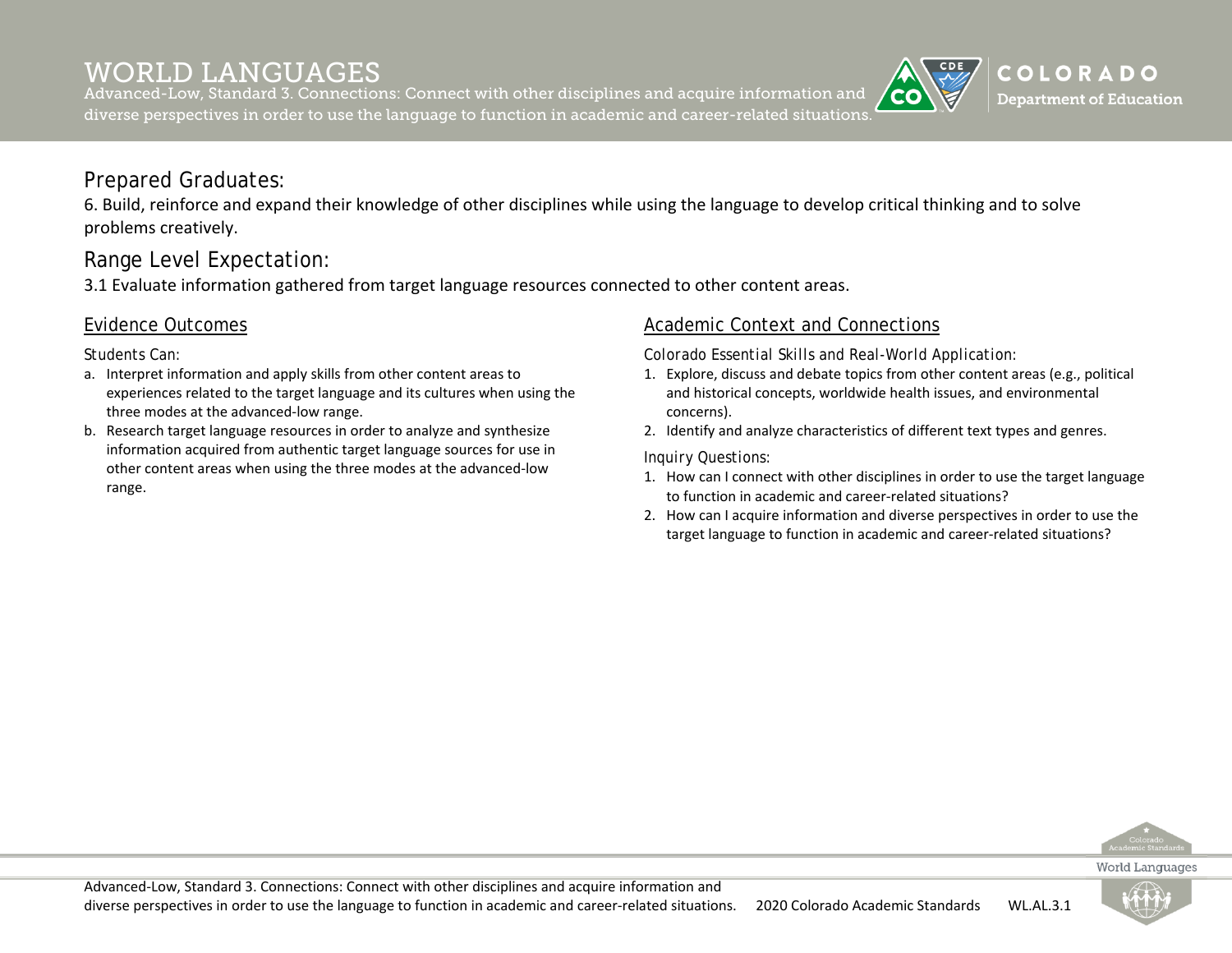# WORLD LANGUAGES

Advanced-Low, Standard 3. Connections: Connect with other disciplines and acquire information and diverse perspectives in order to use the language to function in academic and career-related situations.

## Prepared Graduates:

6. Build, reinforce and expand their knowledge of other disciplines while using the language to develop critical thinking and to solve problems creatively.

## Range Level Expectation:

3.1 Evaluate information gathered from target language resources connected to other content areas.

### Evidence Outcomes

Students Can:

a. Interpret information and apply skills from other content areas to experiences related to the target language and its cultures when using the three modes at the advanced-low range.
b. Research target language resources in order to analyze and synthesize information acquired from authentic target language sources for use in other content areas when using the three modes at the advanced-low range.

### Academic Context and Connections

*Colorado Essential Skills and Real-World Application:*

1. Explore, discuss and debate topics from other content areas (e.g., political and historical concepts, worldwide health issues, and environmental concerns).
2. Identify and analyze characteristics of different text types and genres.

*Inquiry Questions:*

1. How can I connect with other disciplines in order to use the target language to function in academic and career-related situations?
2. How can I acquire information and diverse perspectives in order to use the target language to function in academic and career-related situations?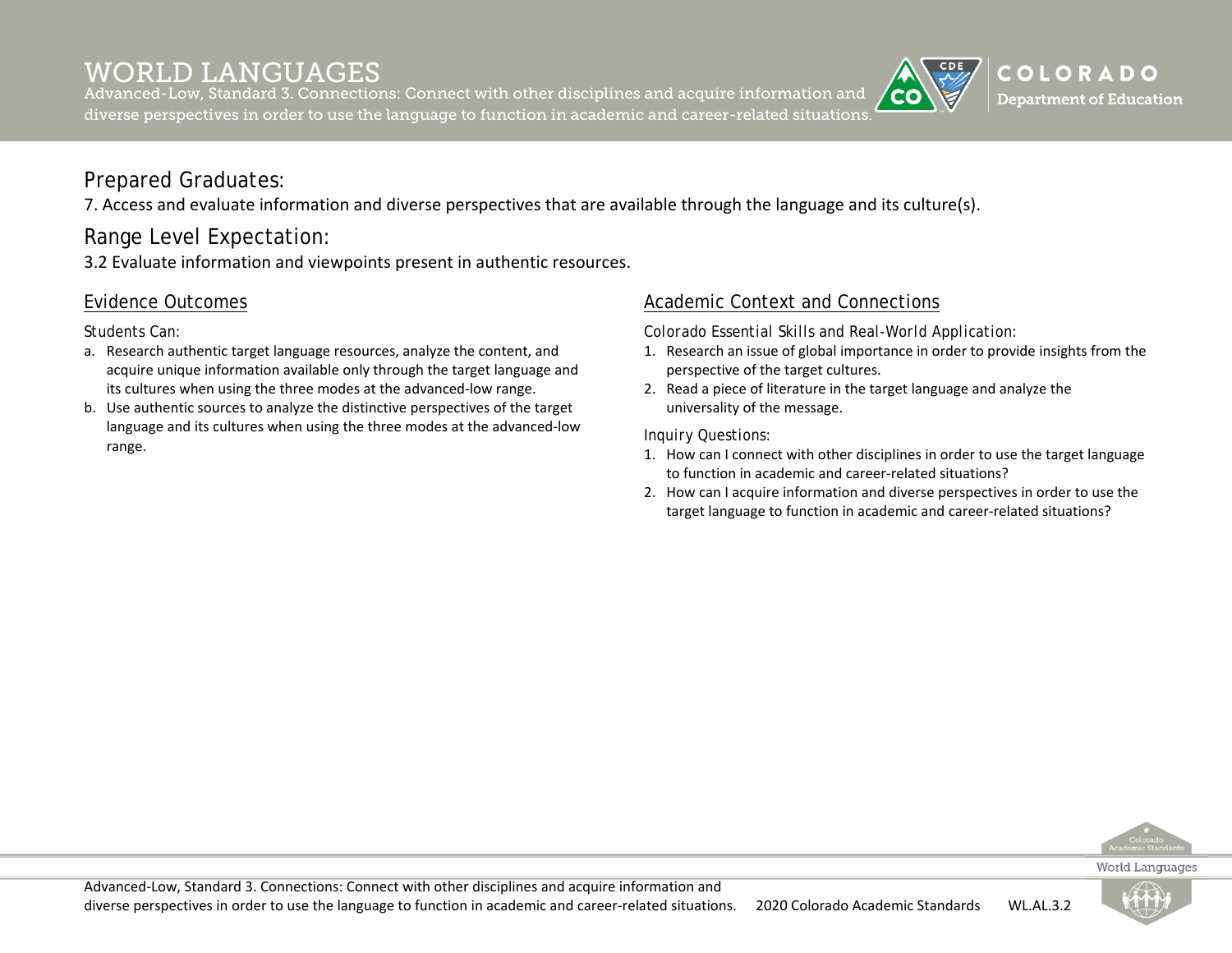# WORLD LANGUAGES

Advanced-Low, Standard 3. Connections: Connect with other disciplines and acquire information and diverse perspectives in order to use the language to function in academic and career-related situations.

## Prepared Graduates:

7. Access and evaluate information and diverse perspectives that are available through the language and its culture(s).

## Range Level Expectation:

3.2 Evaluate information and viewpoints present in authentic resources.

### Evidence Outcomes

Students Can:

a. Research authentic target language resources, analyze the content, and acquire unique information available only through the target language and its cultures when using the three modes at the advanced-low range.
b. Use authentic sources to analyze the distinctive perspectives of the target language and its cultures when using the three modes at the advanced-low range.

### Academic Context and Connections

*Colorado Essential Skills and Real-World Application:*

1. Research an issue of global importance in order to provide insights from the perspective of the target cultures.
2. Read a piece of literature in the target language and analyze the universality of the message.

*Inquiry Questions:*

1. How can I connect with other disciplines in order to use the target language to function in academic and career-related situations?
2. How can I acquire information and diverse perspectives in order to use the target language to function in academic and career-related situations?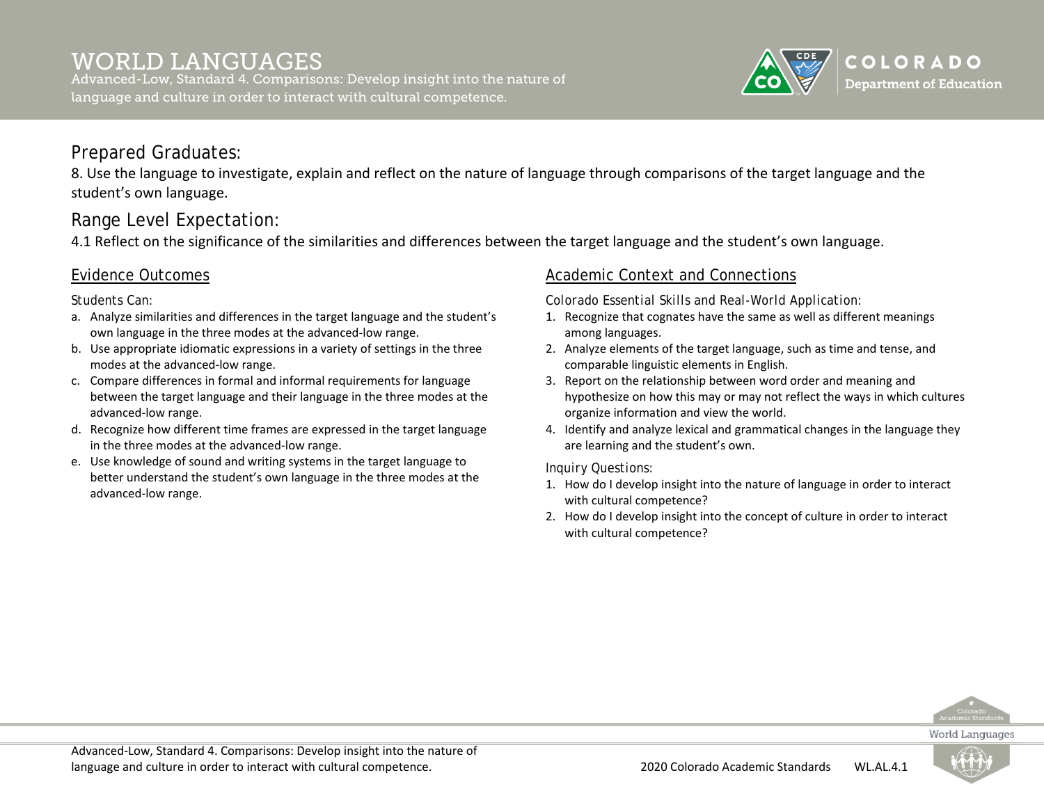# WORLD LANGUAGES

Advanced-Low, Standard 4. Comparisons: Develop insight into the nature of language and culture in order to interact with cultural competence.

## Prepared Graduates:

8. Use the language to investigate, explain and reflect on the nature of language through comparisons of the target language and the student's own language.

## Range Level Expectation:

4.1 Reflect on the significance of the similarities and differences between the target language and the student's own language.

### Evidence Outcomes

Students Can:

a. Analyze similarities and differences in the target language and the student's own language in the three modes at the advanced-low range.
b. Use appropriate idiomatic expressions in a variety of settings in the three modes at the advanced-low range.
c. Compare differences in formal and informal requirements for language between the target language and their language in the three modes at the advanced-low range.
d. Recognize how different time frames are expressed in the target language in the three modes at the advanced-low range.
e. Use knowledge of sound and writing systems in the target language to better understand the student's own language in the three modes at the advanced-low range.

### Academic Context and Connections

Colorado Essential Skills and Real-World Application:

1. Recognize that cognates have the same as well as different meanings among languages.
2. Analyze elements of the target language, such as time and tense, and comparable linguistic elements in English.
3. Report on the relationship between word order and meaning and hypothesize on how this may or may not reflect the ways in which cultures organize information and view the world.
4. Identify and analyze lexical and grammatical changes in the language they are learning and the student's own.

Inquiry Questions:

1. How do I develop insight into the nature of language in order to interact with cultural competence?
2. How do I develop insight into the concept of culture in order to interact with cultural competence?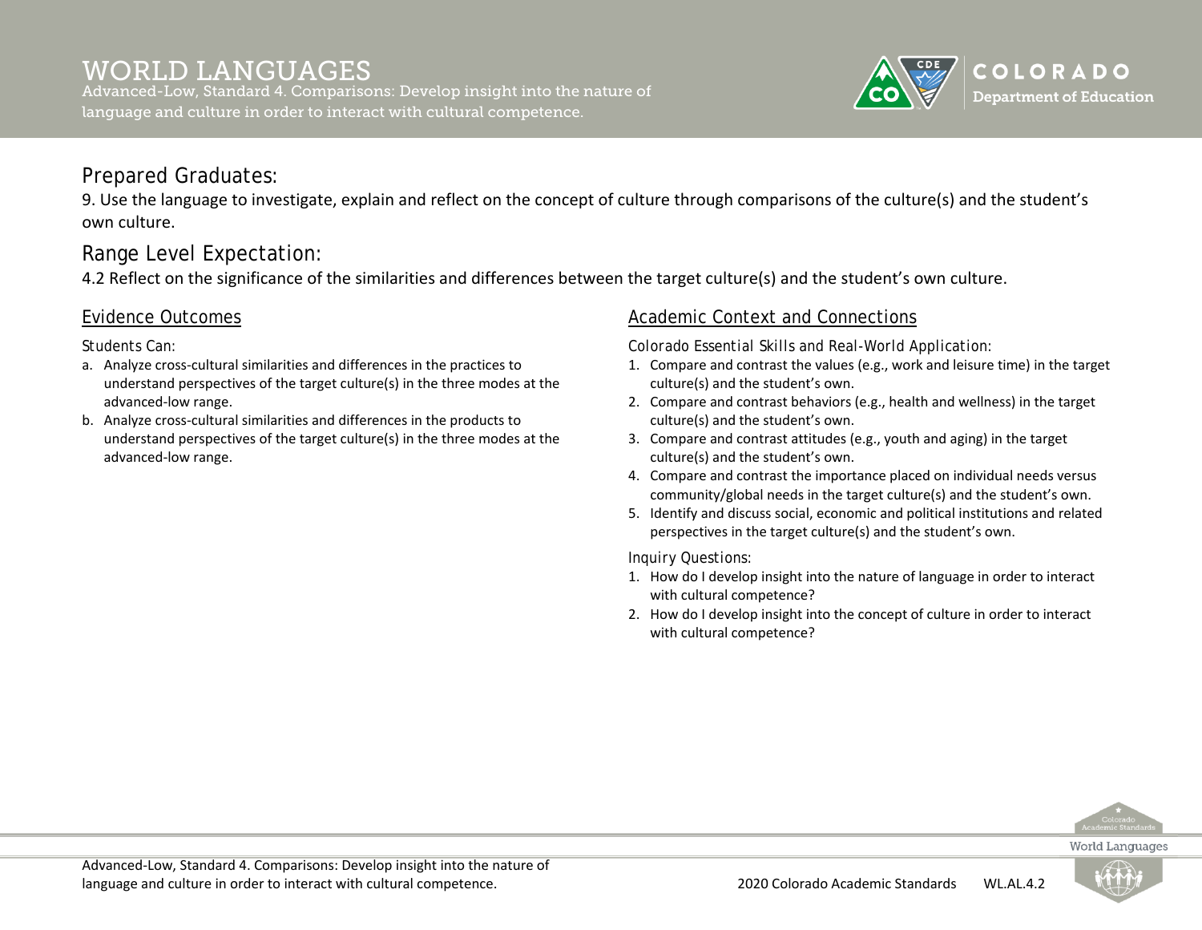# WORLD LANGUAGES

Advanced-Low, Standard 4. Comparisons: Develop insight into the nature of language and culture in order to interact with cultural competence.

## Prepared Graduates:

9. Use the language to investigate, explain and reflect on the concept of culture through comparisons of the culture(s) and the student's own culture.

## Range Level Expectation:

4.2 Reflect on the significance of the similarities and differences between the target culture(s) and the student's own culture.

### Evidence Outcomes

*Students Can:*

a. Analyze cross-cultural similarities and differences in the practices to understand perspectives of the target culture(s) in the three modes at the advanced-low range.
b. Analyze cross-cultural similarities and differences in the products to understand perspectives of the target culture(s) in the three modes at the advanced-low range.

### Academic Context and Connections

*Colorado Essential Skills and Real-World Application:*

1. Compare and contrast the values (e.g., work and leisure time) in the target culture(s) and the student's own.
2. Compare and contrast behaviors (e.g., health and wellness) in the target culture(s) and the student's own.
3. Compare and contrast attitudes (e.g., youth and aging) in the target culture(s) and the student's own.
4. Compare and contrast the importance placed on individual needs versus community/global needs in the target culture(s) and the student's own.
5. Identify and discuss social, economic and political institutions and related perspectives in the target culture(s) and the student's own.

*Inquiry Questions:*

1. How do I develop insight into the nature of language in order to interact with cultural competence?
2. How do I develop insight into the concept of culture in order to interact with cultural competence?